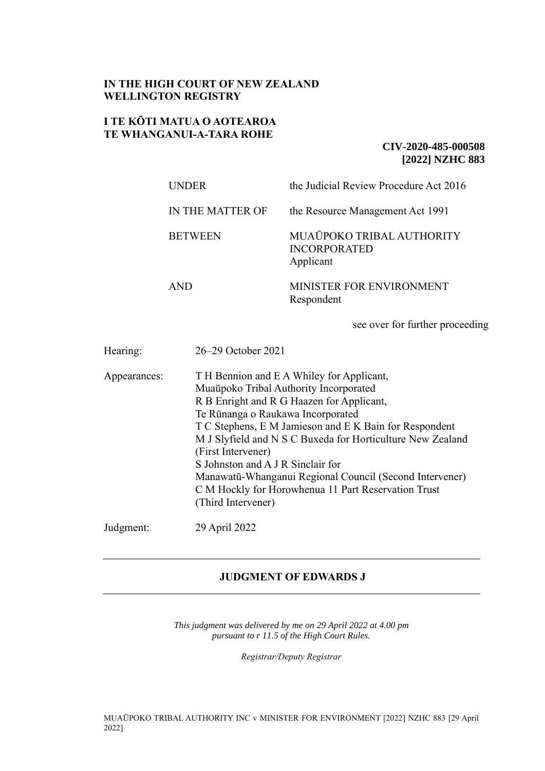**IN THE HIGH COURT OF NEW ZEALAND**
**WELLINGTON REGISTRY**

**I TE KŌTI MATUA O AOTEAROA**
**TE WHANGANUI-A-TARA ROHE**

**CIV-2020-485-000508**
**[2022] NZHC 883**

| | |
|---|---|
| UNDER | the Judicial Review Procedure Act 2016 |
| IN THE MATTER OF | the Resource Management Act 1991 |
| BETWEEN | MUAŪPOKO TRIBAL AUTHORITY INCORPORATED<br>Applicant |
| AND | MINISTER FOR ENVIRONMENT<br>Respondent |

see over for further proceeding

| | |
|---|---|
| Hearing: | 26–29 October 2021 |
| Appearances: | T H Bennion and E A Whiley for Applicant, Muaūpoko Tribal Authority Incorporated<br>R B Enright and R G Haazen for Applicant, Te Rūnanga o Raukawa Incorporated<br>T C Stephens, E M Jamieson and E K Bain for Respondent<br>M J Slyfield and N S C Buxeda for Horticulture New Zealand (First Intervener)<br>S Johnston and A J R Sinclair for Manawatū-Whanganui Regional Council (Second Intervener)<br>C M Hockly for Horowhenua 11 Part Reservation Trust (Third Intervener) |
| Judgment: | 29 April 2022 |

---

**JUDGMENT OF EDWARDS J**

---

*This judgment was delivered by me on 29 April 2022 at 4.00 pm pursuant to r 11.5 of the High Court Rules.*

*Registrar/Deputy Registrar*

MUAŪPOKO TRIBAL AUTHORITY INC v MINISTER FOR ENVIRONMENT [2022] NZHC 883 [29 April 2022]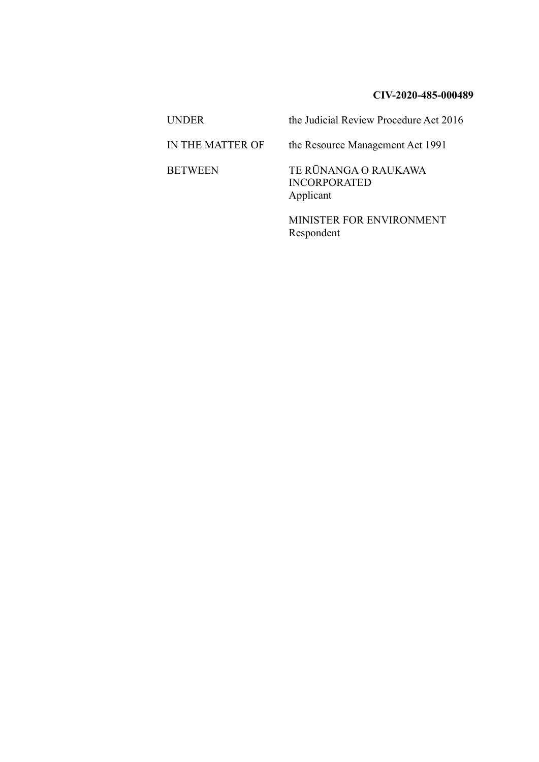**CIV-2020-485-000489**

| | |
|---|---|
| UNDER | the Judicial Review Procedure Act 2016 |
| IN THE MATTER OF | the Resource Management Act 1991 |
| BETWEEN | TE RŪNANGA O RAUKAWA INCORPORATED<br>Applicant |
| | MINISTER FOR ENVIRONMENT<br>Respondent |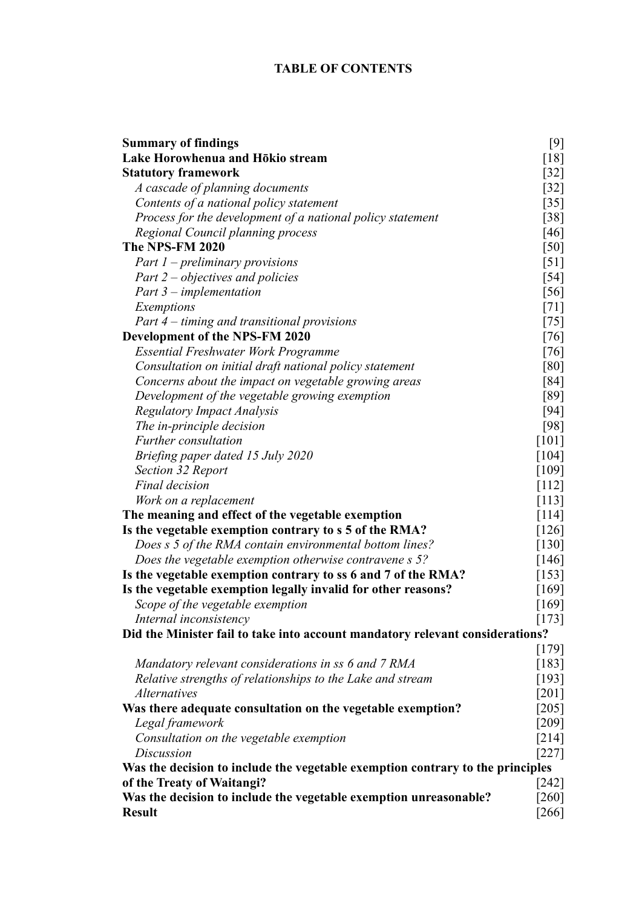## TABLE OF CONTENTS

| | |
|---|---|
| **Summary of findings** | [9] |
| **Lake Horowhenua and Hōkio stream** | [18] |
| **Statutory framework** | [32] |
| *A cascade of planning documents* | [32] |
| *Contents of a national policy statement* | [35] |
| *Process for the development of a national policy statement* | [38] |
| *Regional Council planning process* | [46] |
| **The NPS-FM 2020** | [50] |
| *Part 1 – preliminary provisions* | [51] |
| *Part 2 – objectives and policies* | [54] |
| *Part 3 – implementation* | [56] |
| *Exemptions* | [71] |
| *Part 4 – timing and transitional provisions* | [75] |
| **Development of the NPS-FM 2020** | [76] |
| *Essential Freshwater Work Programme* | [76] |
| *Consultation on initial draft national policy statement* | [80] |
| *Concerns about the impact on vegetable growing areas* | [84] |
| *Development of the vegetable growing exemption* | [89] |
| *Regulatory Impact Analysis* | [94] |
| *The in-principle decision* | [98] |
| *Further consultation* | [101] |
| *Briefing paper dated 15 July 2020* | [104] |
| *Section 32 Report* | [109] |
| *Final decision* | [112] |
| *Work on a replacement* | [113] |
| **The meaning and effect of the vegetable exemption** | [114] |
| **Is the vegetable exemption contrary to s 5 of the RMA?** | [126] |
| *Does s 5 of the RMA contain environmental bottom lines?* | [130] |
| *Does the vegetable exemption otherwise contravene s 5?* | [146] |
| **Is the vegetable exemption contrary to ss 6 and 7 of the RMA?** | [153] |
| **Is the vegetable exemption legally invalid for other reasons?** | [169] |
| *Scope of the vegetable exemption* | [169] |
| *Internal inconsistency* | [173] |
| **Did the Minister fail to take into account mandatory relevant considerations?** | [179] |
| *Mandatory relevant considerations in ss 6 and 7 RMA* | [183] |
| *Relative strengths of relationships to the Lake and stream* | [193] |
| *Alternatives* | [201] |
| **Was there adequate consultation on the vegetable exemption?** | [205] |
| *Legal framework* | [209] |
| *Consultation on the vegetable exemption* | [214] |
| *Discussion* | [227] |
| **Was the decision to include the vegetable exemption contrary to the principles of the Treaty of Waitangi?** | [242] |
| **Was the decision to include the vegetable exemption unreasonable?** | [260] |
| **Result** | [266] |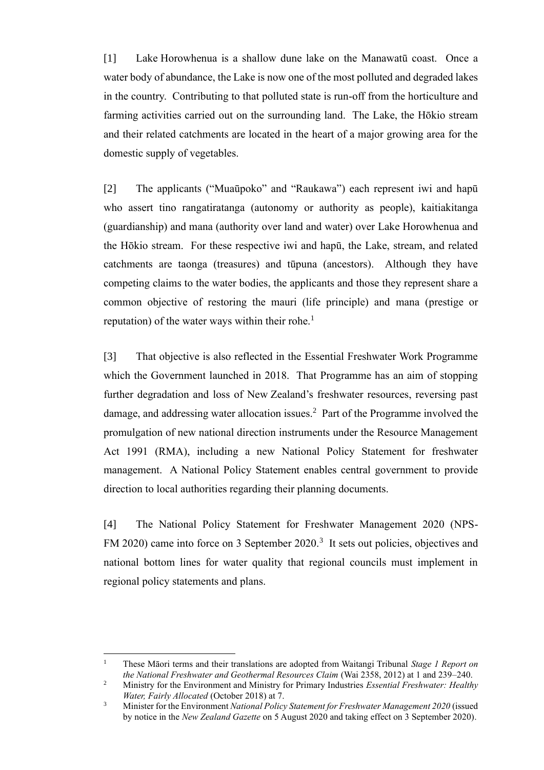[1] Lake Horowhenua is a shallow dune lake on the Manawatū coast. Once a water body of abundance, the Lake is now one of the most polluted and degraded lakes in the country. Contributing to that polluted state is run-off from the horticulture and farming activities carried out on the surrounding land. The Lake, the Hōkio stream and their related catchments are located in the heart of a major growing area for the domestic supply of vegetables.

[2] The applicants ("Muaūpoko" and "Raukawa") each represent iwi and hapū who assert tino rangatiratanga (autonomy or authority as people), kaitiakitanga (guardianship) and mana (authority over land and water) over Lake Horowhenua and the Hōkio stream. For these respective iwi and hapū, the Lake, stream, and related catchments are taonga (treasures) and tūpuna (ancestors). Although they have competing claims to the water bodies, the applicants and those they represent share a common objective of restoring the mauri (life principle) and mana (prestige or reputation) of the water ways within their rohe.[1]

[3] That objective is also reflected in the Essential Freshwater Work Programme which the Government launched in 2018. That Programme has an aim of stopping further degradation and loss of New Zealand's freshwater resources, reversing past damage, and addressing water allocation issues.[2] Part of the Programme involved the promulgation of new national direction instruments under the Resource Management Act 1991 (RMA), including a new National Policy Statement for freshwater management. A National Policy Statement enables central government to provide direction to local authorities regarding their planning documents.

[4] The National Policy Statement for Freshwater Management 2020 (NPS-FM 2020) came into force on 3 September 2020.[3] It sets out policies, objectives and national bottom lines for water quality that regional councils must implement in regional policy statements and plans.

---

[1] These Māori terms and their translations are adopted from Waitangi Tribunal *Stage 1 Report on the National Freshwater and Geothermal Resources Claim* (Wai 2358, 2012) at 1 and 239–240.

[2] Ministry for the Environment and Ministry for Primary Industries *Essential Freshwater: Healthy Water, Fairly Allocated* (October 2018) at 7.

[3] Minister for the Environment *National Policy Statement for Freshwater Management 2020* (issued by notice in the *New Zealand Gazette* on 5 August 2020 and taking effect on 3 September 2020).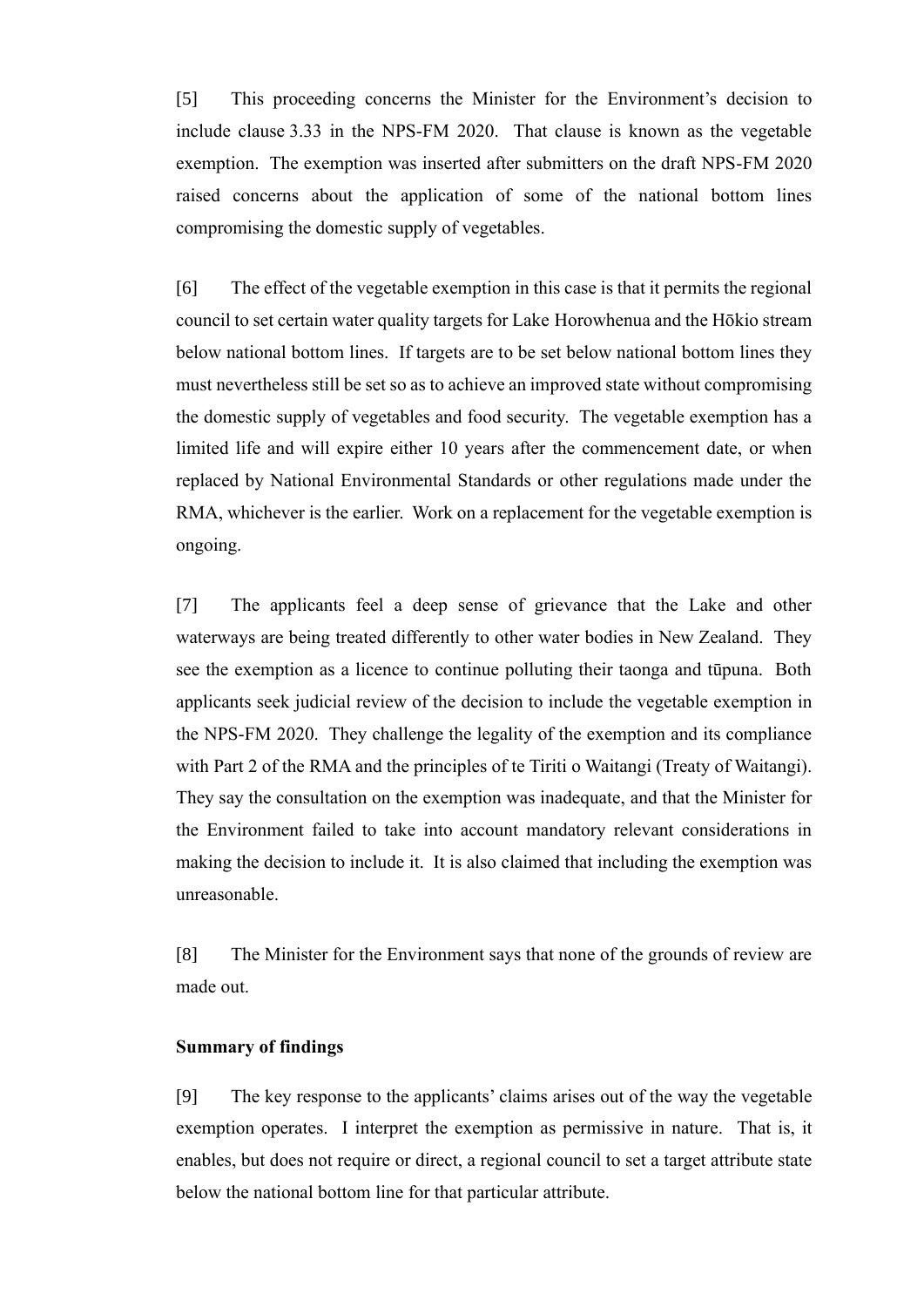[5] This proceeding concerns the Minister for the Environment's decision to include clause 3.33 in the NPS-FM 2020. That clause is known as the vegetable exemption. The exemption was inserted after submitters on the draft NPS-FM 2020 raised concerns about the application of some of the national bottom lines compromising the domestic supply of vegetables.

[6] The effect of the vegetable exemption in this case is that it permits the regional council to set certain water quality targets for Lake Horowhenua and the Hōkio stream below national bottom lines. If targets are to be set below national bottom lines they must nevertheless still be set so as to achieve an improved state without compromising the domestic supply of vegetables and food security. The vegetable exemption has a limited life and will expire either 10 years after the commencement date, or when replaced by National Environmental Standards or other regulations made under the RMA, whichever is the earlier. Work on a replacement for the vegetable exemption is ongoing.

[7] The applicants feel a deep sense of grievance that the Lake and other waterways are being treated differently to other water bodies in New Zealand. They see the exemption as a licence to continue polluting their taonga and tūpuna. Both applicants seek judicial review of the decision to include the vegetable exemption in the NPS-FM 2020. They challenge the legality of the exemption and its compliance with Part 2 of the RMA and the principles of te Tiriti o Waitangi (Treaty of Waitangi). They say the consultation on the exemption was inadequate, and that the Minister for the Environment failed to take into account mandatory relevant considerations in making the decision to include it. It is also claimed that including the exemption was unreasonable.

[8] The Minister for the Environment says that none of the grounds of review are made out.

### Summary of findings

[9] The key response to the applicants' claims arises out of the way the vegetable exemption operates. I interpret the exemption as permissive in nature. That is, it enables, but does not require or direct, a regional council to set a target attribute state below the national bottom line for that particular attribute.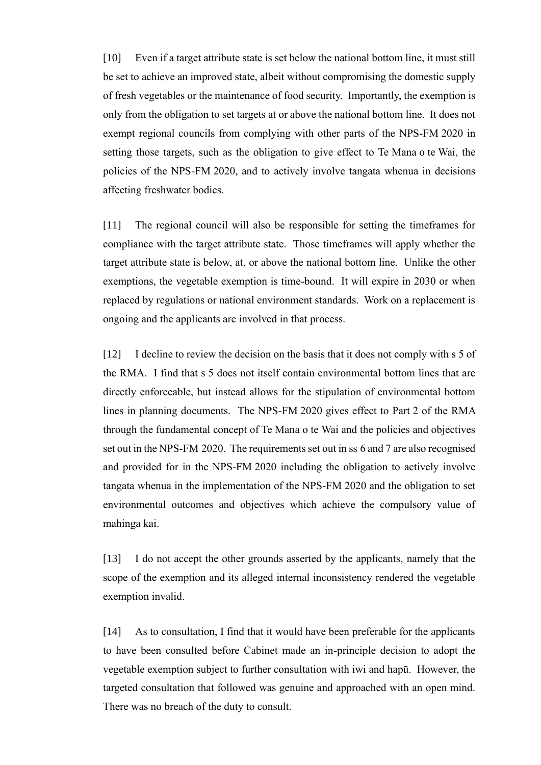[10] Even if a target attribute state is set below the national bottom line, it must still be set to achieve an improved state, albeit without compromising the domestic supply of fresh vegetables or the maintenance of food security. Importantly, the exemption is only from the obligation to set targets at or above the national bottom line. It does not exempt regional councils from complying with other parts of the NPS-FM 2020 in setting those targets, such as the obligation to give effect to Te Mana o te Wai, the policies of the NPS-FM 2020, and to actively involve tangata whenua in decisions affecting freshwater bodies.

[11] The regional council will also be responsible for setting the timeframes for compliance with the target attribute state. Those timeframes will apply whether the target attribute state is below, at, or above the national bottom line. Unlike the other exemptions, the vegetable exemption is time-bound. It will expire in 2030 or when replaced by regulations or national environment standards. Work on a replacement is ongoing and the applicants are involved in that process.

[12] I decline to review the decision on the basis that it does not comply with s 5 of the RMA. I find that s 5 does not itself contain environmental bottom lines that are directly enforceable, but instead allows for the stipulation of environmental bottom lines in planning documents. The NPS-FM 2020 gives effect to Part 2 of the RMA through the fundamental concept of Te Mana o te Wai and the policies and objectives set out in the NPS-FM 2020. The requirements set out in ss 6 and 7 are also recognised and provided for in the NPS-FM 2020 including the obligation to actively involve tangata whenua in the implementation of the NPS-FM 2020 and the obligation to set environmental outcomes and objectives which achieve the compulsory value of mahinga kai.

[13] I do not accept the other grounds asserted by the applicants, namely that the scope of the exemption and its alleged internal inconsistency rendered the vegetable exemption invalid.

[14] As to consultation, I find that it would have been preferable for the applicants to have been consulted before Cabinet made an in-principle decision to adopt the vegetable exemption subject to further consultation with iwi and hapū. However, the targeted consultation that followed was genuine and approached with an open mind. There was no breach of the duty to consult.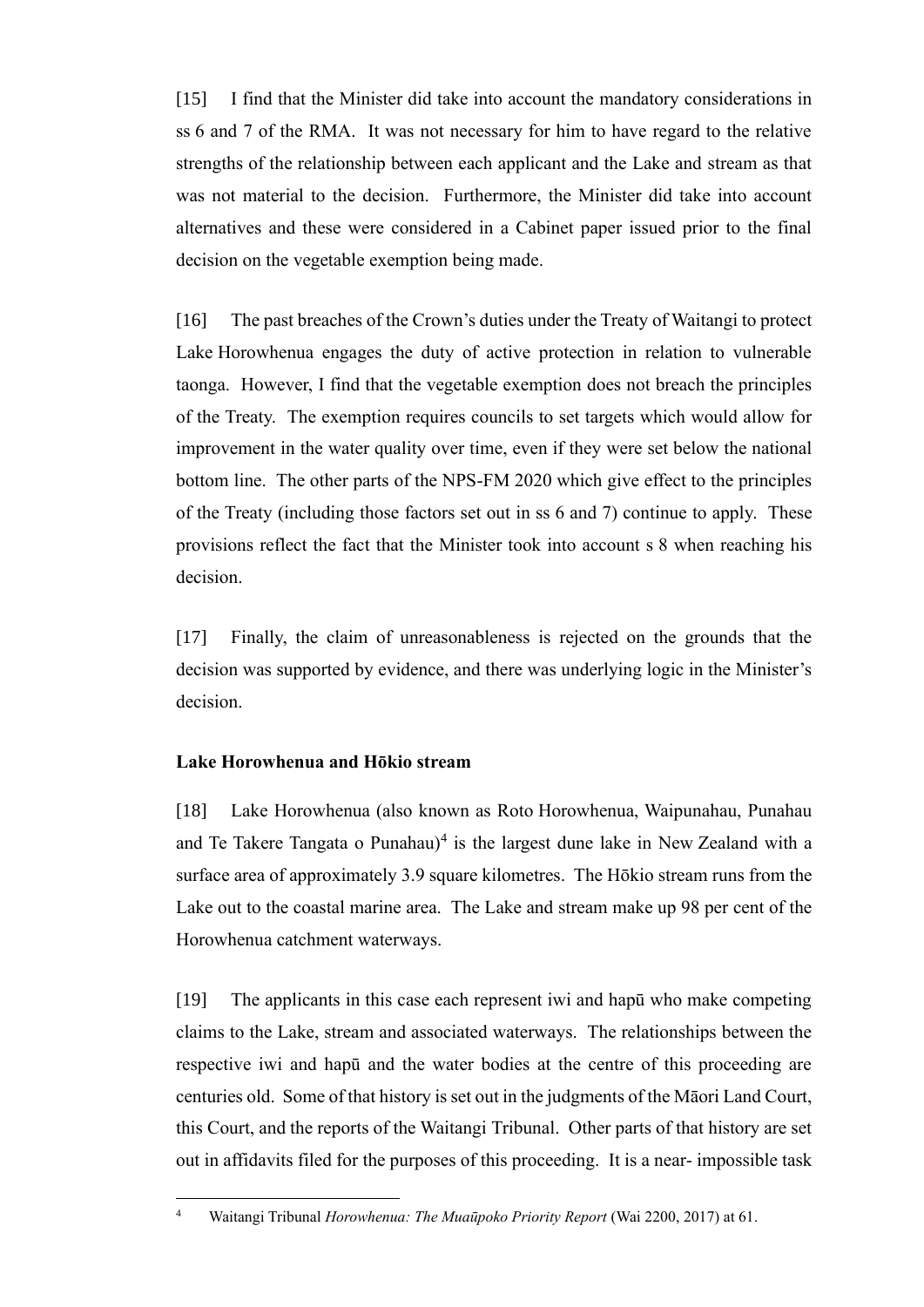[15] I find that the Minister did take into account the mandatory considerations in ss 6 and 7 of the RMA. It was not necessary for him to have regard to the relative strengths of the relationship between each applicant and the Lake and stream as that was not material to the decision. Furthermore, the Minister did take into account alternatives and these were considered in a Cabinet paper issued prior to the final decision on the vegetable exemption being made.

[16] The past breaches of the Crown's duties under the Treaty of Waitangi to protect Lake Horowhenua engages the duty of active protection in relation to vulnerable taonga. However, I find that the vegetable exemption does not breach the principles of the Treaty. The exemption requires councils to set targets which would allow for improvement in the water quality over time, even if they were set below the national bottom line. The other parts of the NPS-FM 2020 which give effect to the principles of the Treaty (including those factors set out in ss 6 and 7) continue to apply. These provisions reflect the fact that the Minister took into account s 8 when reaching his decision.

[17] Finally, the claim of unreasonableness is rejected on the grounds that the decision was supported by evidence, and there was underlying logic in the Minister's decision.

**Lake Horowhenua and Hōkio stream**

[18] Lake Horowhenua (also known as Roto Horowhenua, Waipunahau, Punahau and Te Takere Tangata o Punahau)[4] is the largest dune lake in New Zealand with a surface area of approximately 3.9 square kilometres. The Hōkio stream runs from the Lake out to the coastal marine area. The Lake and stream make up 98 per cent of the Horowhenua catchment waterways.

[19] The applicants in this case each represent iwi and hapū who make competing claims to the Lake, stream and associated waterways. The relationships between the respective iwi and hapū and the water bodies at the centre of this proceeding are centuries old. Some of that history is set out in the judgments of the Māori Land Court, this Court, and the reports of the Waitangi Tribunal. Other parts of that history are set out in affidavits filed for the purposes of this proceeding. It is a near- impossible task

---

[4] Waitangi Tribunal *Horowhenua: The Muaūpoko Priority Report* (Wai 2200, 2017) at 61.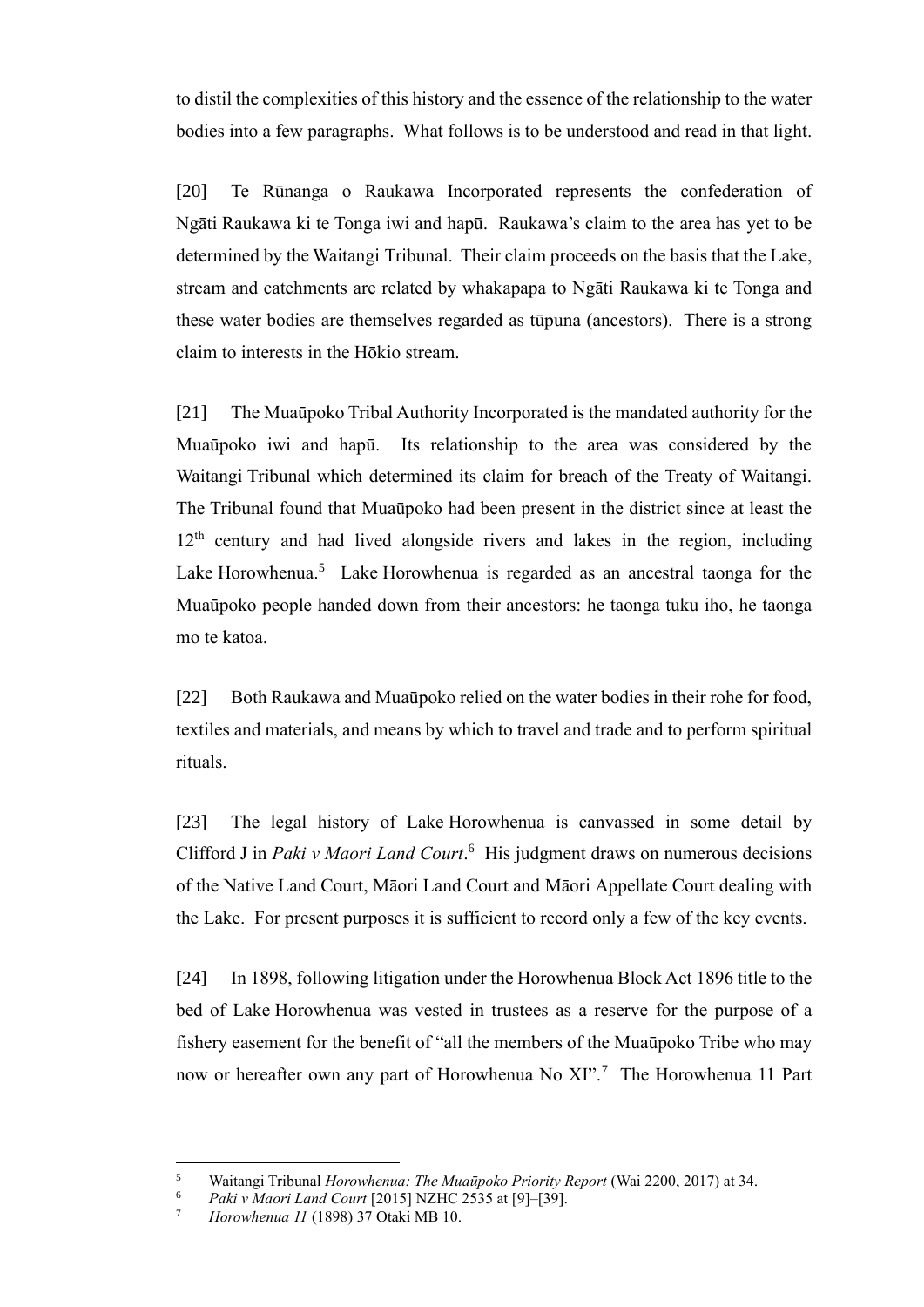to distil the complexities of this history and the essence of the relationship to the water bodies into a few paragraphs. What follows is to be understood and read in that light.

[20] Te Rūnanga o Raukawa Incorporated represents the confederation of Ngāti Raukawa ki te Tonga iwi and hapū. Raukawa's claim to the area has yet to be determined by the Waitangi Tribunal. Their claim proceeds on the basis that the Lake, stream and catchments are related by whakapapa to Ngāti Raukawa ki te Tonga and these water bodies are themselves regarded as tūpuna (ancestors). There is a strong claim to interests in the Hōkio stream.

[21] The Muaūpoko Tribal Authority Incorporated is the mandated authority for the Muaūpoko iwi and hapū. Its relationship to the area was considered by the Waitangi Tribunal which determined its claim for breach of the Treaty of Waitangi. The Tribunal found that Muaūpoko had been present in the district since at least the 12th century and had lived alongside rivers and lakes in the region, including Lake Horowhenua.[5] Lake Horowhenua is regarded as an ancestral taonga for the Muaūpoko people handed down from their ancestors: he taonga tuku iho, he taonga mo te katoa.

[22] Both Raukawa and Muaūpoko relied on the water bodies in their rohe for food, textiles and materials, and means by which to travel and trade and to perform spiritual rituals.

[23] The legal history of Lake Horowhenua is canvassed in some detail by Clifford J in *Paki v Maori Land Court*.[6] His judgment draws on numerous decisions of the Native Land Court, Māori Land Court and Māori Appellate Court dealing with the Lake. For present purposes it is sufficient to record only a few of the key events.

[24] In 1898, following litigation under the Horowhenua Block Act 1896 title to the bed of Lake Horowhenua was vested in trustees as a reserve for the purpose of a fishery easement for the benefit of "all the members of the Muaūpoko Tribe who may now or hereafter own any part of Horowhenua No XI".[7] The Horowhenua 11 Part

---

5 Waitangi Tribunal *Horowhenua: The Muaūpoko Priority Report* (Wai 2200, 2017) at 34.

6 *Paki v Maori Land Court* [2015] NZHC 2535 at [9]–[39].

7 *Horowhenua 11* (1898) 37 Otaki MB 10.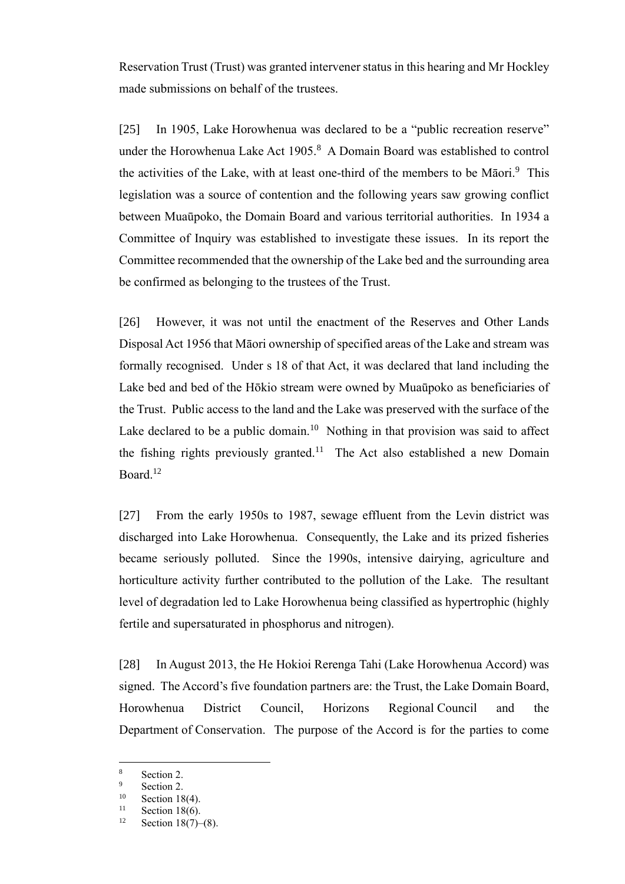Reservation Trust (Trust) was granted intervener status in this hearing and Mr Hockley made submissions on behalf of the trustees.

[25] In 1905, Lake Horowhenua was declared to be a "public recreation reserve" under the Horowhenua Lake Act 1905.[8] A Domain Board was established to control the activities of the Lake, with at least one-third of the members to be Māori.[9] This legislation was a source of contention and the following years saw growing conflict between Muaūpoko, the Domain Board and various territorial authorities. In 1934 a Committee of Inquiry was established to investigate these issues. In its report the Committee recommended that the ownership of the Lake bed and the surrounding area be confirmed as belonging to the trustees of the Trust.

[26] However, it was not until the enactment of the Reserves and Other Lands Disposal Act 1956 that Māori ownership of specified areas of the Lake and stream was formally recognised. Under s 18 of that Act, it was declared that land including the Lake bed and bed of the Hōkio stream were owned by Muaūpoko as beneficiaries of the Trust. Public access to the land and the Lake was preserved with the surface of the Lake declared to be a public domain.[10] Nothing in that provision was said to affect the fishing rights previously granted.[11] The Act also established a new Domain Board.[12]

[27] From the early 1950s to 1987, sewage effluent from the Levin district was discharged into Lake Horowhenua. Consequently, the Lake and its prized fisheries became seriously polluted. Since the 1990s, intensive dairying, agriculture and horticulture activity further contributed to the pollution of the Lake. The resultant level of degradation led to Lake Horowhenua being classified as hypertrophic (highly fertile and supersaturated in phosphorus and nitrogen).

[28] In August 2013, the He Hokioi Rerenga Tahi (Lake Horowhenua Accord) was signed. The Accord's five foundation partners are: the Trust, the Lake Domain Board, Horowhenua District Council, Horizons Regional Council and the Department of Conservation. The purpose of the Accord is for the parties to come

---

[8] Section 2.
[9] Section 2.
[10] Section 18(4).
[11] Section 18(6).
[12] Section 18(7)–(8).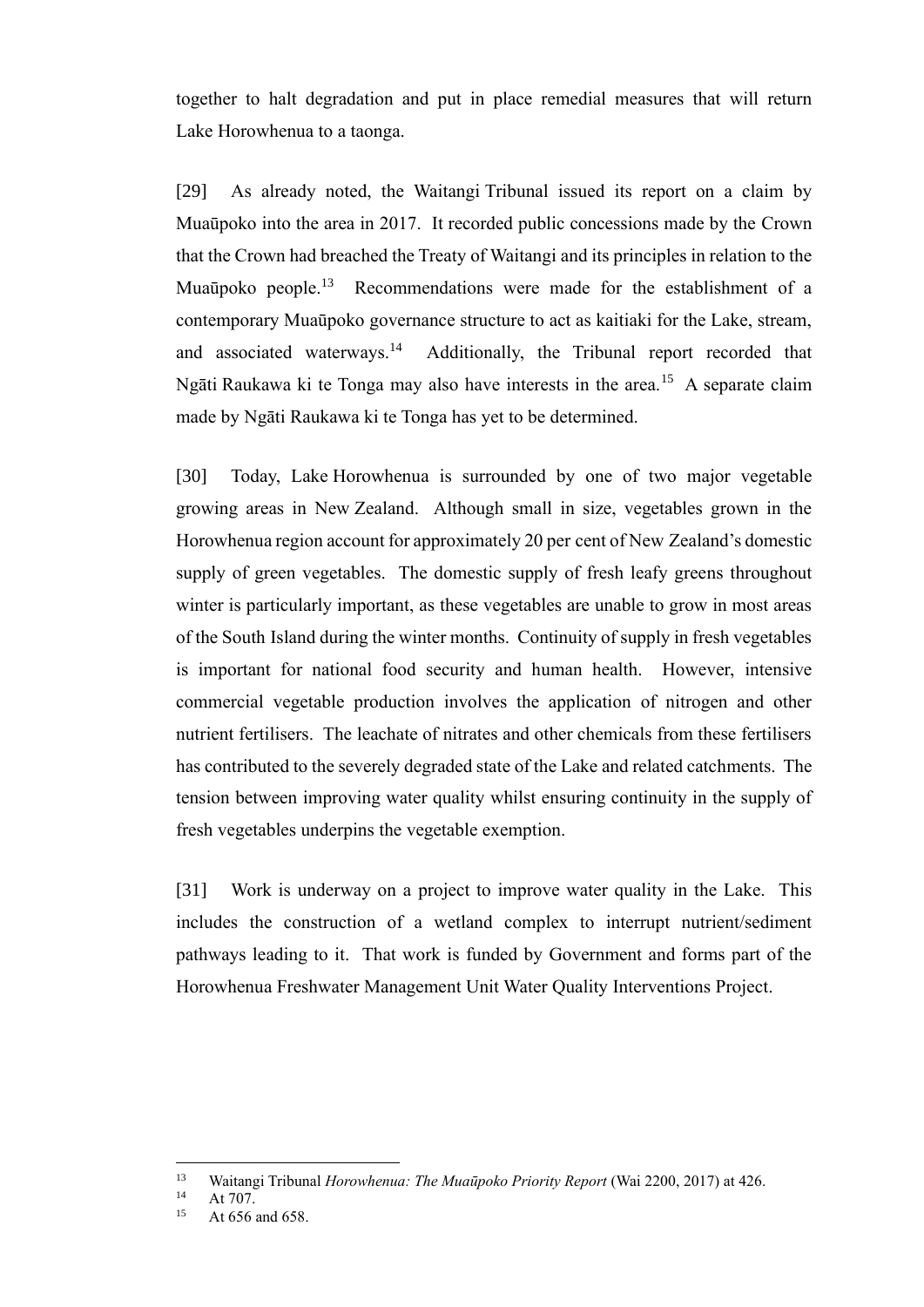together to halt degradation and put in place remedial measures that will return Lake Horowhenua to a taonga.

[29] As already noted, the Waitangi Tribunal issued its report on a claim by Muaūpoko into the area in 2017. It recorded public concessions made by the Crown that the Crown had breached the Treaty of Waitangi and its principles in relation to the Muaūpoko people.[13] Recommendations were made for the establishment of a contemporary Muaūpoko governance structure to act as kaitiaki for the Lake, stream, and associated waterways.[14] Additionally, the Tribunal report recorded that Ngāti Raukawa ki te Tonga may also have interests in the area.[15] A separate claim made by Ngāti Raukawa ki te Tonga has yet to be determined.

[30] Today, Lake Horowhenua is surrounded by one of two major vegetable growing areas in New Zealand. Although small in size, vegetables grown in the Horowhenua region account for approximately 20 per cent of New Zealand's domestic supply of green vegetables. The domestic supply of fresh leafy greens throughout winter is particularly important, as these vegetables are unable to grow in most areas of the South Island during the winter months. Continuity of supply in fresh vegetables is important for national food security and human health. However, intensive commercial vegetable production involves the application of nitrogen and other nutrient fertilisers. The leachate of nitrates and other chemicals from these fertilisers has contributed to the severely degraded state of the Lake and related catchments. The tension between improving water quality whilst ensuring continuity in the supply of fresh vegetables underpins the vegetable exemption.

[31] Work is underway on a project to improve water quality in the Lake. This includes the construction of a wetland complex to interrupt nutrient/sediment pathways leading to it. That work is funded by Government and forms part of the Horowhenua Freshwater Management Unit Water Quality Interventions Project.

---

[13] Waitangi Tribunal *Horowhenua: The Muaūpoko Priority Report* (Wai 2200, 2017) at 426.

[14] At 707.

[15] At 656 and 658.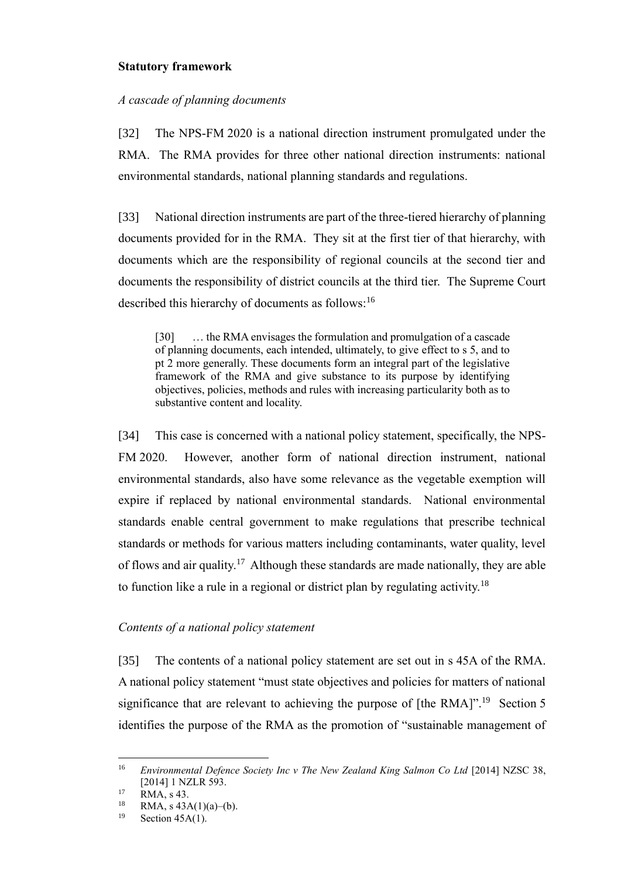**Statutory framework**

*A cascade of planning documents*

[32] The NPS-FM 2020 is a national direction instrument promulgated under the RMA. The RMA provides for three other national direction instruments: national environmental standards, national planning standards and regulations.

[33] National direction instruments are part of the three-tiered hierarchy of planning documents provided for in the RMA. They sit at the first tier of that hierarchy, with documents which are the responsibility of regional councils at the second tier and documents the responsibility of district councils at the third tier. The Supreme Court described this hierarchy of documents as follows:[16]

> [30] … the RMA envisages the formulation and promulgation of a cascade of planning documents, each intended, ultimately, to give effect to s 5, and to pt 2 more generally. These documents form an integral part of the legislative framework of the RMA and give substance to its purpose by identifying objectives, policies, methods and rules with increasing particularity both as to substantive content and locality.

[34] This case is concerned with a national policy statement, specifically, the NPS-FM 2020. However, another form of national direction instrument, national environmental standards, also have some relevance as the vegetable exemption will expire if replaced by national environmental standards. National environmental standards enable central government to make regulations that prescribe technical standards or methods for various matters including contaminants, water quality, level of flows and air quality.[17] Although these standards are made nationally, they are able to function like a rule in a regional or district plan by regulating activity.[18]

*Contents of a national policy statement*

[35] The contents of a national policy statement are set out in s 45A of the RMA. A national policy statement "must state objectives and policies for matters of national significance that are relevant to achieving the purpose of [the RMA]".[19] Section 5 identifies the purpose of the RMA as the promotion of "sustainable management of

---

[16] *Environmental Defence Society Inc v The New Zealand King Salmon Co Ltd* [2014] NZSC 38, [2014] 1 NZLR 593.

[17] RMA, s 43.

[18] RMA, s 43A(1)(a)–(b).

[19] Section 45A(1).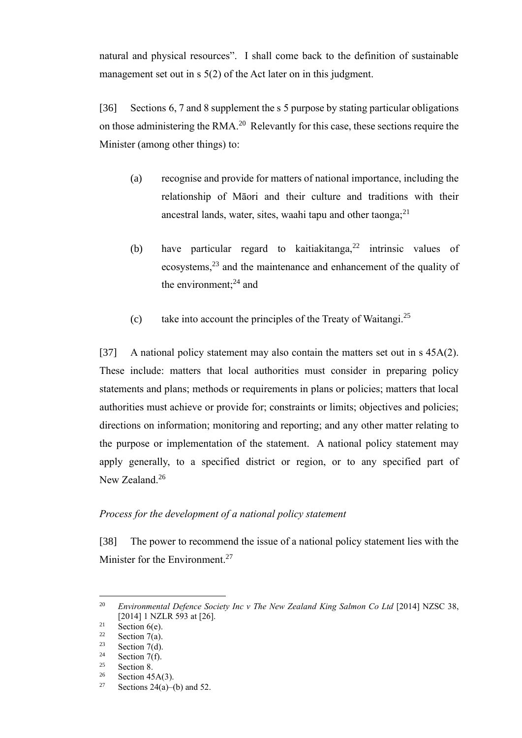natural and physical resources". I shall come back to the definition of sustainable management set out in s 5(2) of the Act later on in this judgment.

[36] Sections 6, 7 and 8 supplement the s 5 purpose by stating particular obligations on those administering the RMA.[20] Relevantly for this case, these sections require the Minister (among other things) to:

(a) recognise and provide for matters of national importance, including the relationship of Māori and their culture and traditions with their ancestral lands, water, sites, waahi tapu and other taonga;[21]

(b) have particular regard to kaitiakitanga,[22] intrinsic values of ecosystems,[23] and the maintenance and enhancement of the quality of the environment;[24] and

(c) take into account the principles of the Treaty of Waitangi.[25]

[37] A national policy statement may also contain the matters set out in s 45A(2). These include: matters that local authorities must consider in preparing policy statements and plans; methods or requirements in plans or policies; matters that local authorities must achieve or provide for; constraints or limits; objectives and policies; directions on information; monitoring and reporting; and any other matter relating to the purpose or implementation of the statement. A national policy statement may apply generally, to a specified district or region, or to any specified part of New Zealand.[26]

*Process for the development of a national policy statement*

[38] The power to recommend the issue of a national policy statement lies with the Minister for the Environment.[27]

---

[20] *Environmental Defence Society Inc v The New Zealand King Salmon Co Ltd* [2014] NZSC 38, [2014] 1 NZLR 593 at [26].

[21] Section 6(e).

[22] Section 7(a).

[23] Section 7(d).

[24] Section 7(f).

[25] Section 8.

[26] Section 45A(3).

[27] Sections 24(a)–(b) and 52.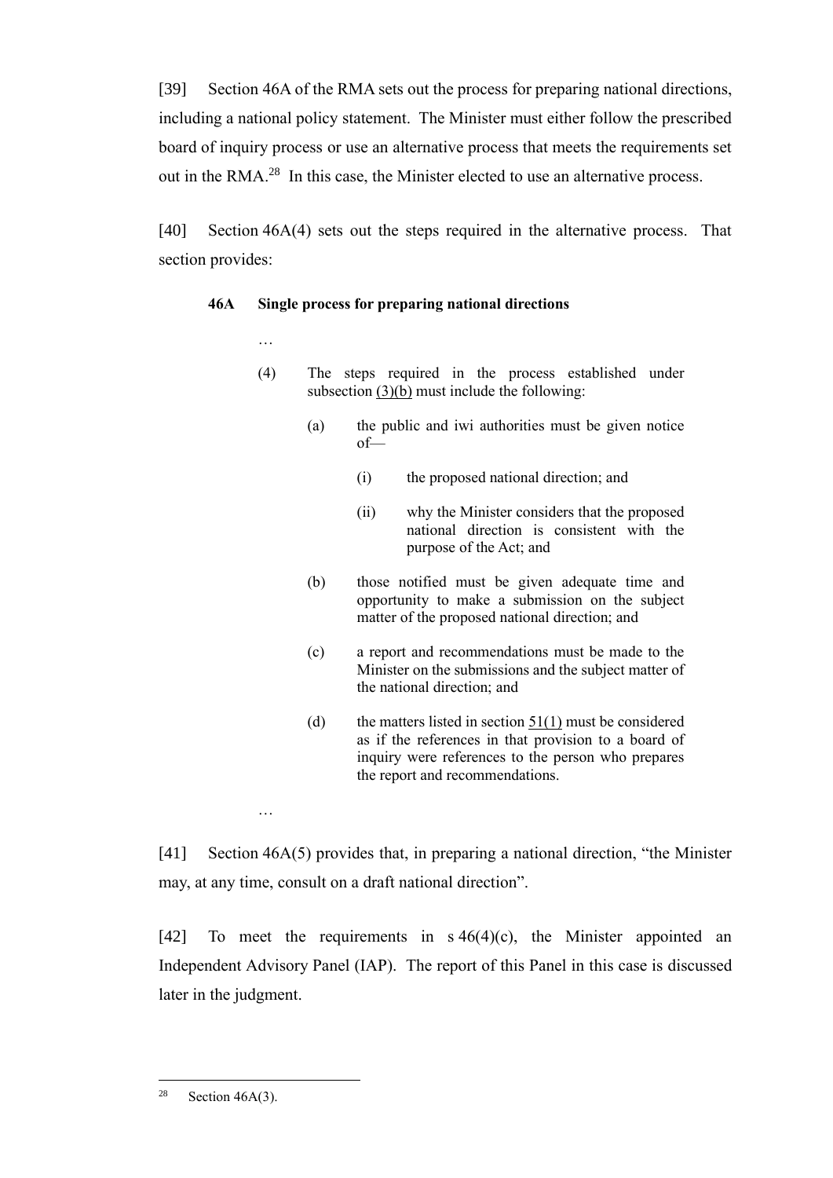[39] Section 46A of the RMA sets out the process for preparing national directions, including a national policy statement. The Minister must either follow the prescribed board of inquiry process or use an alternative process that meets the requirements set out in the RMA.[28] In this case, the Minister elected to use an alternative process.

[40] Section 46A(4) sets out the steps required in the alternative process. That section provides:

> **46A Single process for preparing national directions**
>
> …
>
> (4) The steps required in the process established under subsection (3)(b) must include the following:
>
> (a) the public and iwi authorities must be given notice of—
>
> (i) the proposed national direction; and
>
> (ii) why the Minister considers that the proposed national direction is consistent with the purpose of the Act; and
>
> (b) those notified must be given adequate time and opportunity to make a submission on the subject matter of the proposed national direction; and
>
> (c) a report and recommendations must be made to the Minister on the submissions and the subject matter of the national direction; and
>
> (d) the matters listed in section 51(1) must be considered as if the references in that provision to a board of inquiry were references to the person who prepares the report and recommendations.
>
> …

[41] Section 46A(5) provides that, in preparing a national direction, "the Minister may, at any time, consult on a draft national direction".

[42] To meet the requirements in s 46(4)(c), the Minister appointed an Independent Advisory Panel (IAP). The report of this Panel in this case is discussed later in the judgment.

---

[28] Section 46A(3).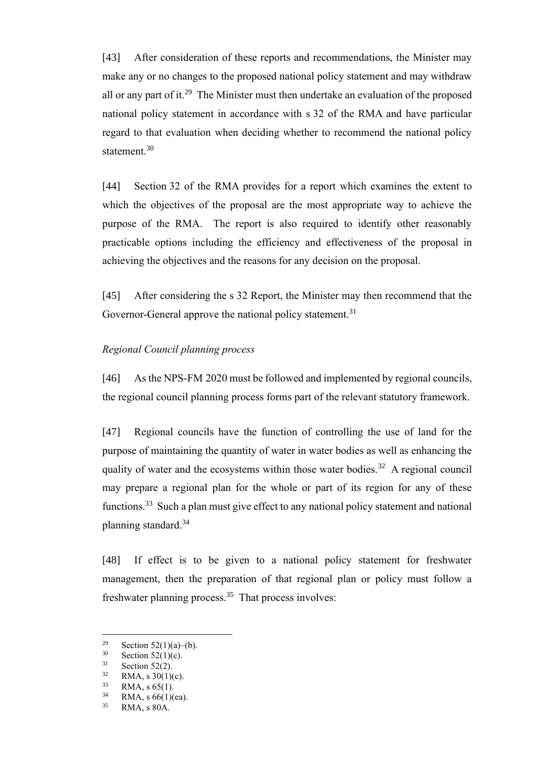[43] After consideration of these reports and recommendations, the Minister may make any or no changes to the proposed national policy statement and may withdraw all or any part of it.[29] The Minister must then undertake an evaluation of the proposed national policy statement in accordance with s 32 of the RMA and have particular regard to that evaluation when deciding whether to recommend the national policy statement.[30]

[44] Section 32 of the RMA provides for a report which examines the extent to which the objectives of the proposal are the most appropriate way to achieve the purpose of the RMA. The report is also required to identify other reasonably practicable options including the efficiency and effectiveness of the proposal in achieving the objectives and the reasons for any decision on the proposal.

[45] After considering the s 32 Report, the Minister may then recommend that the Governor-General approve the national policy statement.[31]

*Regional Council planning process*

[46] As the NPS-FM 2020 must be followed and implemented by regional councils, the regional council planning process forms part of the relevant statutory framework.

[47] Regional councils have the function of controlling the use of land for the purpose of maintaining the quantity of water in water bodies as well as enhancing the quality of water and the ecosystems within those water bodies.[32] A regional council may prepare a regional plan for the whole or part of its region for any of these functions.[33] Such a plan must give effect to any national policy statement and national planning standard.[34]

[48] If effect is to be given to a national policy statement for freshwater management, then the preparation of that regional plan or policy must follow a freshwater planning process.[35] That process involves:

---

[29] Section 52(1)(a)–(b).
[30] Section 52(1)(c).
[31] Section 52(2).
[32] RMA, s 30(1)(c).
[33] RMA, s 65(1).
[34] RMA, s 66(1)(ea).
[35] RMA, s 80A.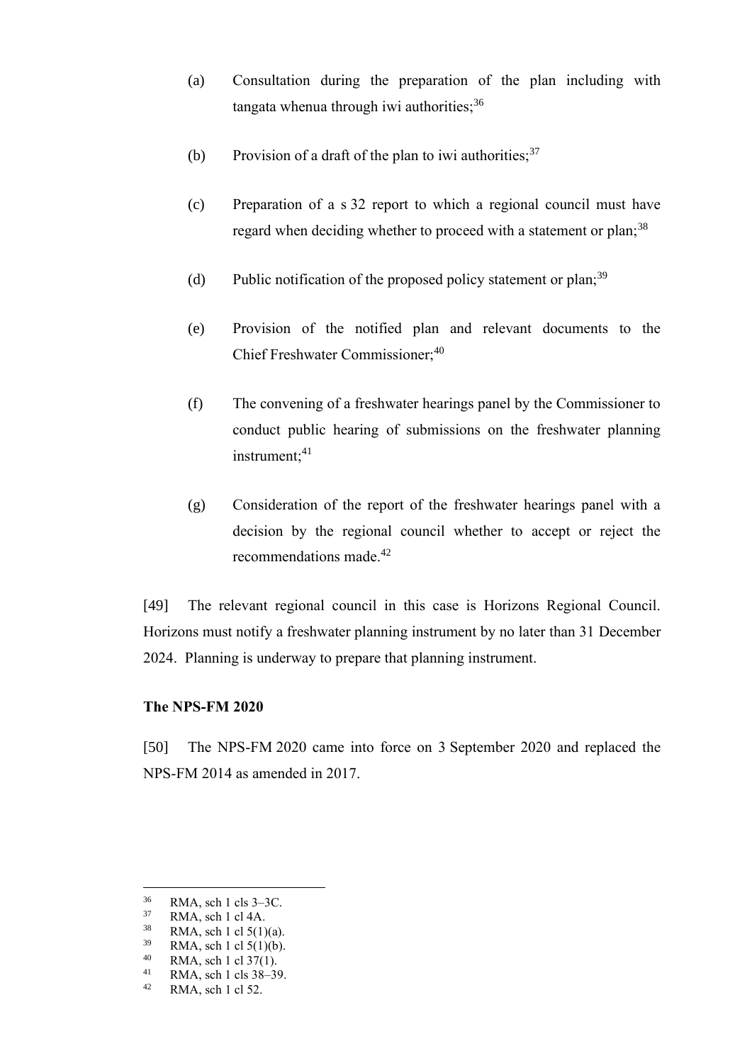(a) Consultation during the preparation of the plan including with tangata whenua through iwi authorities;[36]

(b) Provision of a draft of the plan to iwi authorities;[37]

(c) Preparation of a s 32 report to which a regional council must have regard when deciding whether to proceed with a statement or plan;[38]

(d) Public notification of the proposed policy statement or plan;[39]

(e) Provision of the notified plan and relevant documents to the Chief Freshwater Commissioner;[40]

(f) The convening of a freshwater hearings panel by the Commissioner to conduct public hearing of submissions on the freshwater planning instrument;[41]

(g) Consideration of the report of the freshwater hearings panel with a decision by the regional council whether to accept or reject the recommendations made.[42]

[49] The relevant regional council in this case is Horizons Regional Council. Horizons must notify a freshwater planning instrument by no later than 31 December 2024. Planning is underway to prepare that planning instrument.

**The NPS-FM 2020**

[50] The NPS-FM 2020 came into force on 3 September 2020 and replaced the NPS-FM 2014 as amended in 2017.

---

[36] RMA, sch 1 cls 3–3C.
[37] RMA, sch 1 cl 4A.
[38] RMA, sch 1 cl 5(1)(a).
[39] RMA, sch 1 cl 5(1)(b).
[40] RMA, sch 1 cl 37(1).
[41] RMA, sch 1 cls 38–39.
[42] RMA, sch 1 cl 52.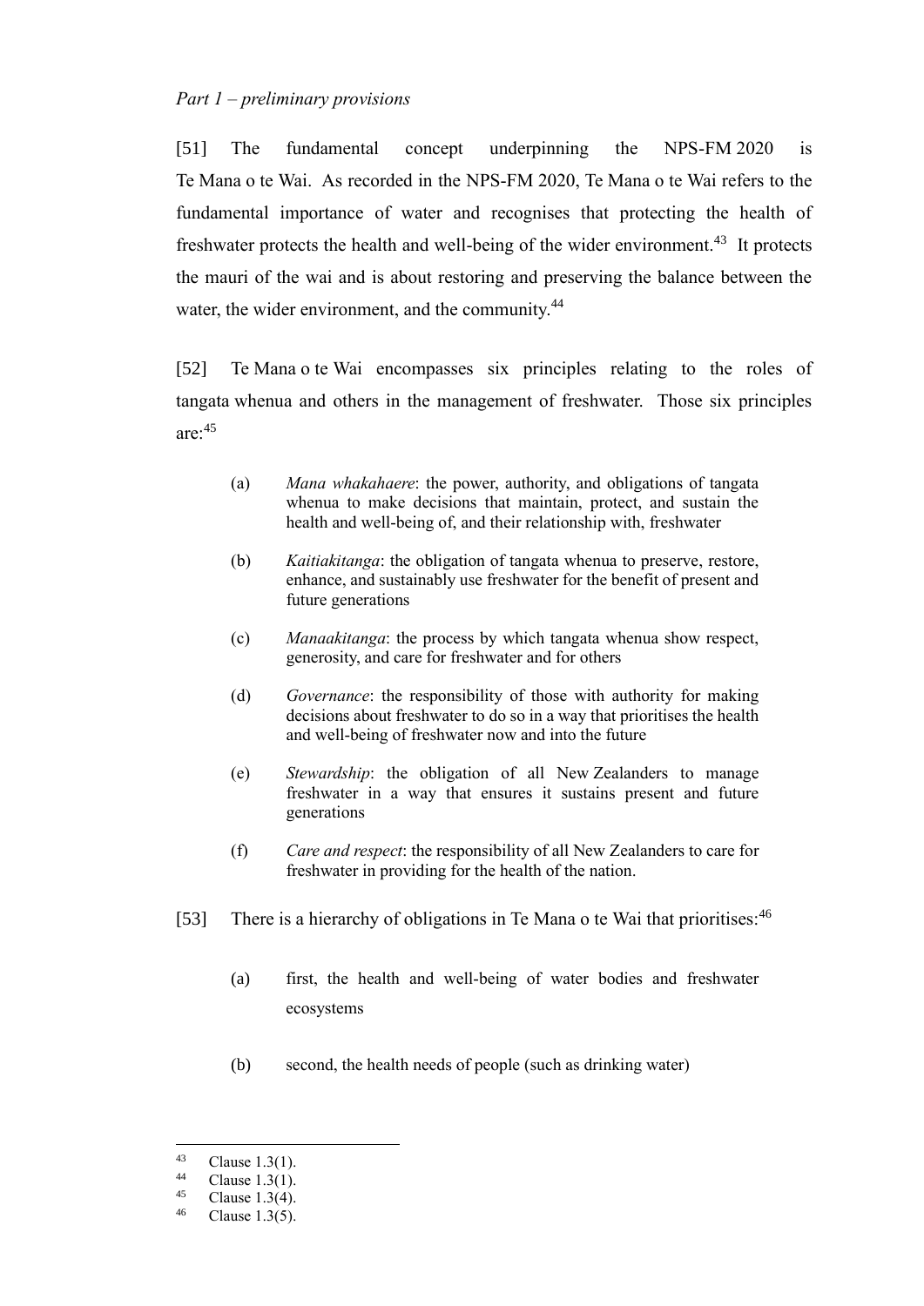*Part 1 – preliminary provisions*

[51] The fundamental concept underpinning the NPS-FM 2020 is Te Mana o te Wai. As recorded in the NPS-FM 2020, Te Mana o te Wai refers to the fundamental importance of water and recognises that protecting the health of freshwater protects the health and well-being of the wider environment.[43] It protects the mauri of the wai and is about restoring and preserving the balance between the water, the wider environment, and the community.[44]

[52] Te Mana o te Wai encompasses six principles relating to the roles of tangata whenua and others in the management of freshwater. Those six principles are:[45]

> (a) *Mana whakahaere*: the power, authority, and obligations of tangata whenua to make decisions that maintain, protect, and sustain the health and well-being of, and their relationship with, freshwater
>
> (b) *Kaitiakitanga*: the obligation of tangata whenua to preserve, restore, enhance, and sustainably use freshwater for the benefit of present and future generations
>
> (c) *Manaakitanga*: the process by which tangata whenua show respect, generosity, and care for freshwater and for others
>
> (d) *Governance*: the responsibility of those with authority for making decisions about freshwater to do so in a way that prioritises the health and well-being of freshwater now and into the future
>
> (e) *Stewardship*: the obligation of all New Zealanders to manage freshwater in a way that ensures it sustains present and future generations
>
> (f) *Care and respect*: the responsibility of all New Zealanders to care for freshwater in providing for the health of the nation.

[53] There is a hierarchy of obligations in Te Mana o te Wai that prioritises:[46]

(a) first, the health and well-being of water bodies and freshwater ecosystems

(b) second, the health needs of people (such as drinking water)

---

[43] Clause 1.3(1).
[44] Clause 1.3(1).
[45] Clause 1.3(4).
[46] Clause 1.3(5).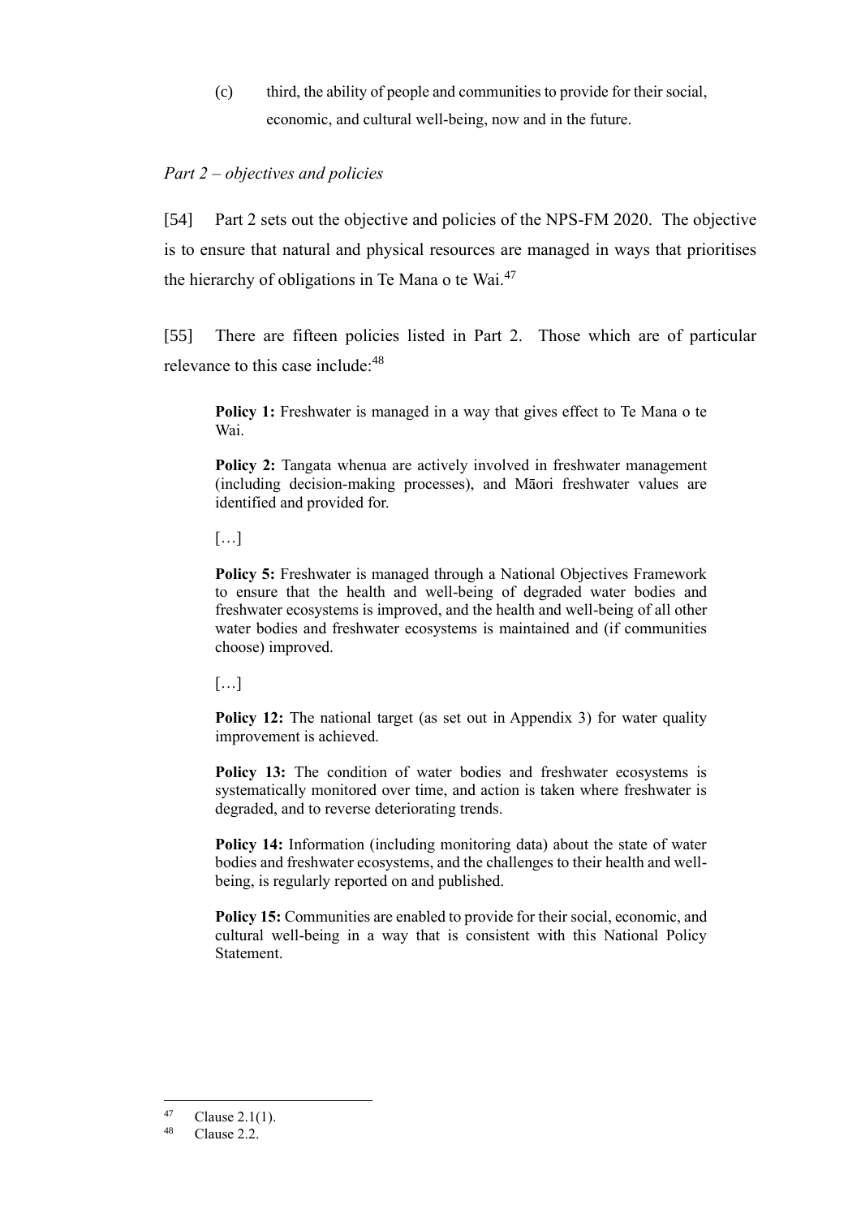(c) third, the ability of people and communities to provide for their social, economic, and cultural well-being, now and in the future.

*Part 2 – objectives and policies*

[54] Part 2 sets out the objective and policies of the NPS-FM 2020. The objective is to ensure that natural and physical resources are managed in ways that prioritises the hierarchy of obligations in Te Mana o te Wai.[47]

[55] There are fifteen policies listed in Part 2. Those which are of particular relevance to this case include:[48]

> **Policy 1:** Freshwater is managed in a way that gives effect to Te Mana o te Wai.
>
> **Policy 2:** Tangata whenua are actively involved in freshwater management (including decision-making processes), and Māori freshwater values are identified and provided for.
>
> […]
>
> **Policy 5:** Freshwater is managed through a National Objectives Framework to ensure that the health and well-being of degraded water bodies and freshwater ecosystems is improved, and the health and well-being of all other water bodies and freshwater ecosystems is maintained and (if communities choose) improved.
>
> […]
>
> **Policy 12:** The national target (as set out in Appendix 3) for water quality improvement is achieved.
>
> **Policy 13:** The condition of water bodies and freshwater ecosystems is systematically monitored over time, and action is taken where freshwater is degraded, and to reverse deteriorating trends.
>
> **Policy 14:** Information (including monitoring data) about the state of water bodies and freshwater ecosystems, and the challenges to their health and well-being, is regularly reported on and published.
>
> **Policy 15:** Communities are enabled to provide for their social, economic, and cultural well-being in a way that is consistent with this National Policy Statement.

---

[47] Clause 2.1(1).

[48] Clause 2.2.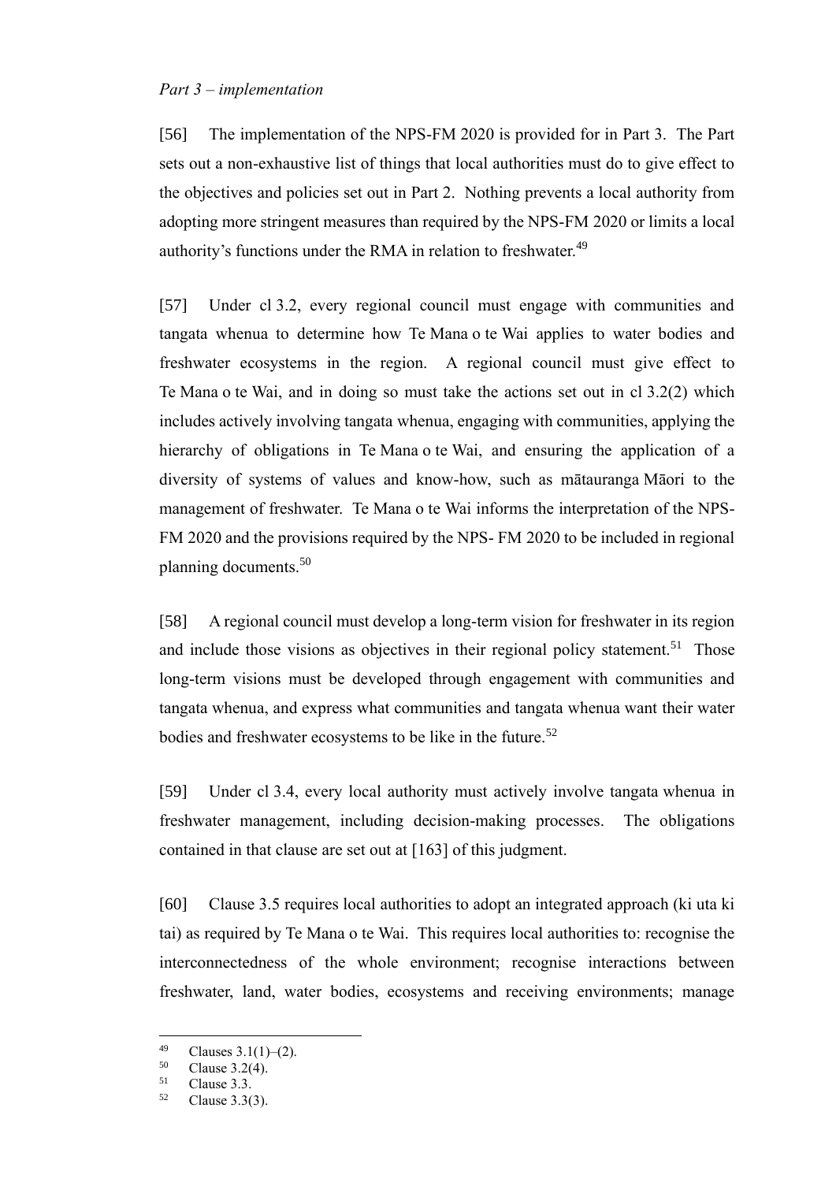*Part 3 – implementation*

[56] The implementation of the NPS-FM 2020 is provided for in Part 3. The Part sets out a non-exhaustive list of things that local authorities must do to give effect to the objectives and policies set out in Part 2. Nothing prevents a local authority from adopting more stringent measures than required by the NPS-FM 2020 or limits a local authority's functions under the RMA in relation to freshwater.[49]

[57] Under cl 3.2, every regional council must engage with communities and tangata whenua to determine how Te Mana o te Wai applies to water bodies and freshwater ecosystems in the region. A regional council must give effect to Te Mana o te Wai, and in doing so must take the actions set out in cl 3.2(2) which includes actively involving tangata whenua, engaging with communities, applying the hierarchy of obligations in Te Mana o te Wai, and ensuring the application of a diversity of systems of values and know-how, such as mātauranga Māori to the management of freshwater. Te Mana o te Wai informs the interpretation of the NPS-FM 2020 and the provisions required by the NPS- FM 2020 to be included in regional planning documents.[50]

[58] A regional council must develop a long-term vision for freshwater in its region and include those visions as objectives in their regional policy statement.[51] Those long-term visions must be developed through engagement with communities and tangata whenua, and express what communities and tangata whenua want their water bodies and freshwater ecosystems to be like in the future.[52]

[59] Under cl 3.4, every local authority must actively involve tangata whenua in freshwater management, including decision-making processes. The obligations contained in that clause are set out at [163] of this judgment.

[60] Clause 3.5 requires local authorities to adopt an integrated approach (ki uta ki tai) as required by Te Mana o te Wai. This requires local authorities to: recognise the interconnectedness of the whole environment; recognise interactions between freshwater, land, water bodies, ecosystems and receiving environments; manage

---

[49] Clauses 3.1(1)–(2).
[50] Clause 3.2(4).
[51] Clause 3.3.
[52] Clause 3.3(3).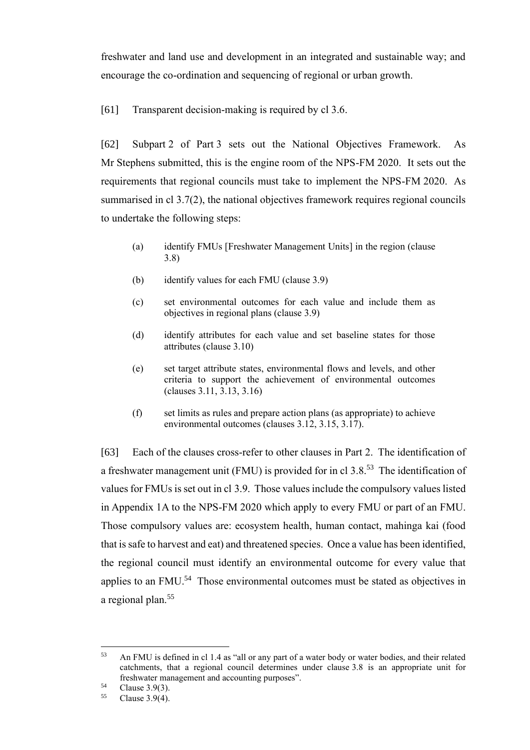freshwater and land use and development in an integrated and sustainable way; and encourage the co-ordination and sequencing of regional or urban growth.

[61] Transparent decision-making is required by cl 3.6.

[62] Subpart 2 of Part 3 sets out the National Objectives Framework. As Mr Stephens submitted, this is the engine room of the NPS-FM 2020. It sets out the requirements that regional councils must take to implement the NPS-FM 2020. As summarised in cl 3.7(2), the national objectives framework requires regional councils to undertake the following steps:

> (a) identify FMUs [Freshwater Management Units] in the region (clause 3.8)
>
> (b) identify values for each FMU (clause 3.9)
>
> (c) set environmental outcomes for each value and include them as objectives in regional plans (clause 3.9)
>
> (d) identify attributes for each value and set baseline states for those attributes (clause 3.10)
>
> (e) set target attribute states, environmental flows and levels, and other criteria to support the achievement of environmental outcomes (clauses 3.11, 3.13, 3.16)
>
> (f) set limits as rules and prepare action plans (as appropriate) to achieve environmental outcomes (clauses 3.12, 3.15, 3.17).

[63] Each of the clauses cross-refer to other clauses in Part 2. The identification of a freshwater management unit (FMU) is provided for in cl 3.8.[53] The identification of values for FMUs is set out in cl 3.9. Those values include the compulsory values listed in Appendix 1A to the NPS-FM 2020 which apply to every FMU or part of an FMU. Those compulsory values are: ecosystem health, human contact, mahinga kai (food that is safe to harvest and eat) and threatened species. Once a value has been identified, the regional council must identify an environmental outcome for every value that applies to an FMU.[54] Those environmental outcomes must be stated as objectives in a regional plan.[55]

---

[53] An FMU is defined in cl 1.4 as "all or any part of a water body or water bodies, and their related catchments, that a regional council determines under clause 3.8 is an appropriate unit for freshwater management and accounting purposes".

[54] Clause 3.9(3).

[55] Clause 3.9(4).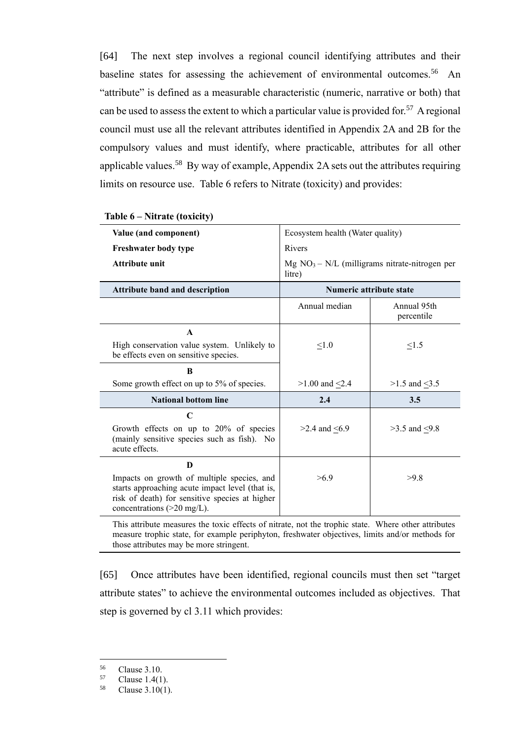[64] The next step involves a regional council identifying attributes and their baseline states for assessing the achievement of environmental outcomes.[56] An "attribute" is defined as a measurable characteristic (numeric, narrative or both) that can be used to assess the extent to which a particular value is provided for.[57] A regional council must use all the relevant attributes identified in Appendix 2A and 2B for the compulsory values and must identify, where practicable, attributes for all other applicable values.[58] By way of example, Appendix 2A sets out the attributes requiring limits on resource use. Table 6 refers to Nitrate (toxicity) and provides:

**Table 6 – Nitrate (toxicity)**

| | | |
|---|---|---|
| **Value (and component)** | Ecosystem health (Water quality) | |
| **Freshwater body type** | Rivers | |
| **Attribute unit** | Mg $NO_3$ – N/L (milligrams nitrate-nitrogen per litre) | |
| **Attribute band and description** | **Numeric attribute state** | |
| | Annual median | Annual 95th percentile |
| **A**<br>High conservation value system. Unlikely to be effects even on sensitive species. | ≤1.0 | ≤1.5 |
| **B**<br>Some growth effect on up to 5% of species. | >1.00 and ≤2.4 | >1.5 and ≤3.5 |
| **National bottom line** | **2.4** | **3.5** |
| **C**<br>Growth effects on up to 20% of species (mainly sensitive species such as fish). No acute effects. | >2.4 and ≤6.9 | >3.5 and ≤9.8 |
| **D**<br>Impacts on growth of multiple species, and starts approaching acute impact level (that is, risk of death) for sensitive species at higher concentrations (>20 mg/L). | >6.9 | >9.8 |
| This attribute measures the toxic effects of nitrate, not the trophic state. Where other attributes measure trophic state, for example periphyton, freshwater objectives, limits and/or methods for those attributes may be more stringent. | | |

[65] Once attributes have been identified, regional councils must then set "target attribute states" to achieve the environmental outcomes included as objectives. That step is governed by cl 3.11 which provides:

---

[56] Clause 3.10.

[57] Clause 1.4(1).

[58] Clause 3.10(1).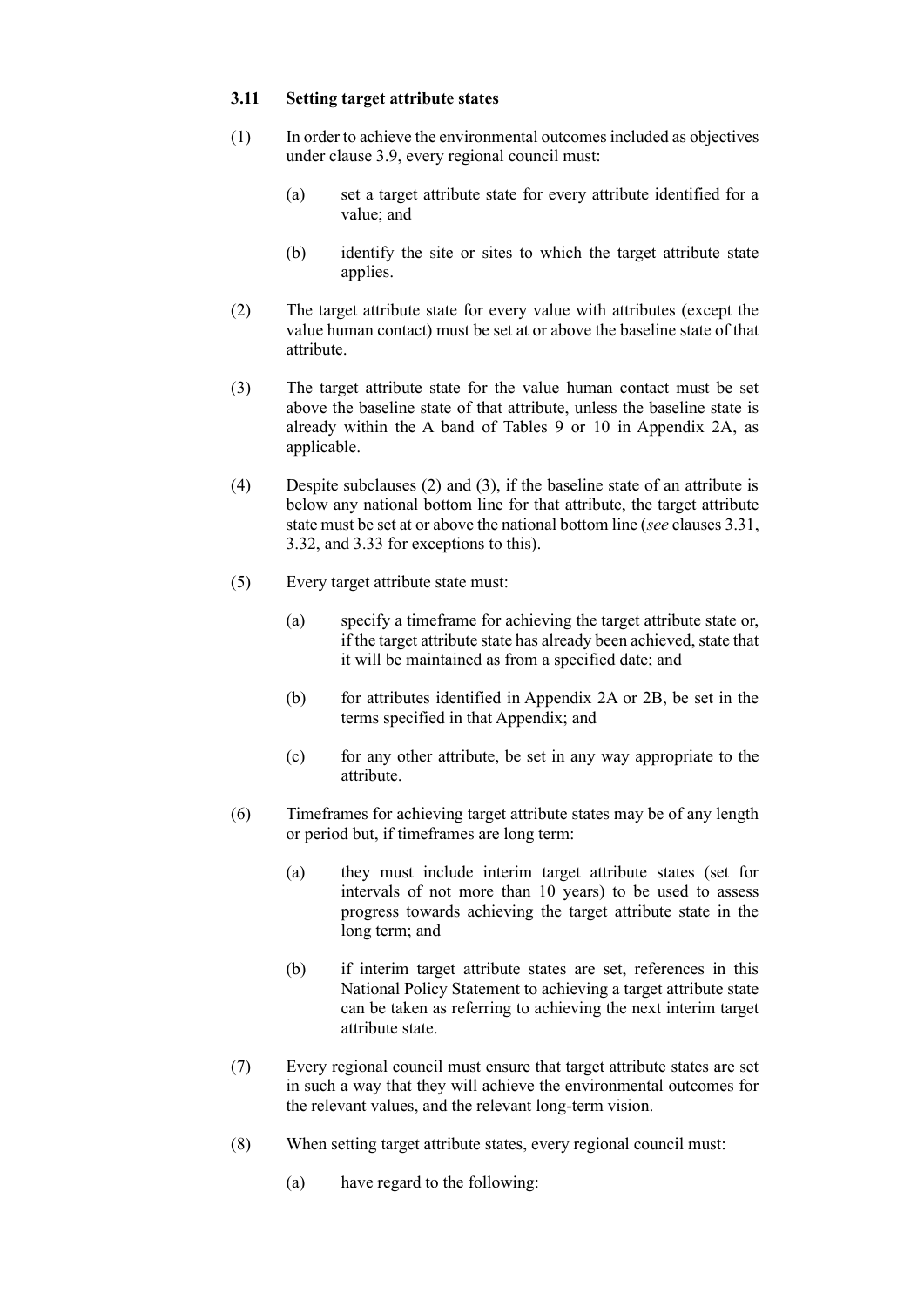### 3.11 Setting target attribute states

(1) In order to achieve the environmental outcomes included as objectives under clause 3.9, every regional council must:

  (a) set a target attribute state for every attribute identified for a value; and

  (b) identify the site or sites to which the target attribute state applies.

(2) The target attribute state for every value with attributes (except the value human contact) must be set at or above the baseline state of that attribute.

(3) The target attribute state for the value human contact must be set above the baseline state of that attribute, unless the baseline state is already within the A band of Tables 9 or 10 in Appendix 2A, as applicable.

(4) Despite subclauses (2) and (3), if the baseline state of an attribute is below any national bottom line for that attribute, the target attribute state must be set at or above the national bottom line (*see* clauses 3.31, 3.32, and 3.33 for exceptions to this).

(5) Every target attribute state must:

  (a) specify a timeframe for achieving the target attribute state or, if the target attribute state has already been achieved, state that it will be maintained as from a specified date; and

  (b) for attributes identified in Appendix 2A or 2B, be set in the terms specified in that Appendix; and

  (c) for any other attribute, be set in any way appropriate to the attribute.

(6) Timeframes for achieving target attribute states may be of any length or period but, if timeframes are long term:

  (a) they must include interim target attribute states (set for intervals of not more than 10 years) to be used to assess progress towards achieving the target attribute state in the long term; and

  (b) if interim target attribute states are set, references in this National Policy Statement to achieving a target attribute state can be taken as referring to achieving the next interim target attribute state.

(7) Every regional council must ensure that target attribute states are set in such a way that they will achieve the environmental outcomes for the relevant values, and the relevant long-term vision.

(8) When setting target attribute states, every regional council must:

  (a) have regard to the following: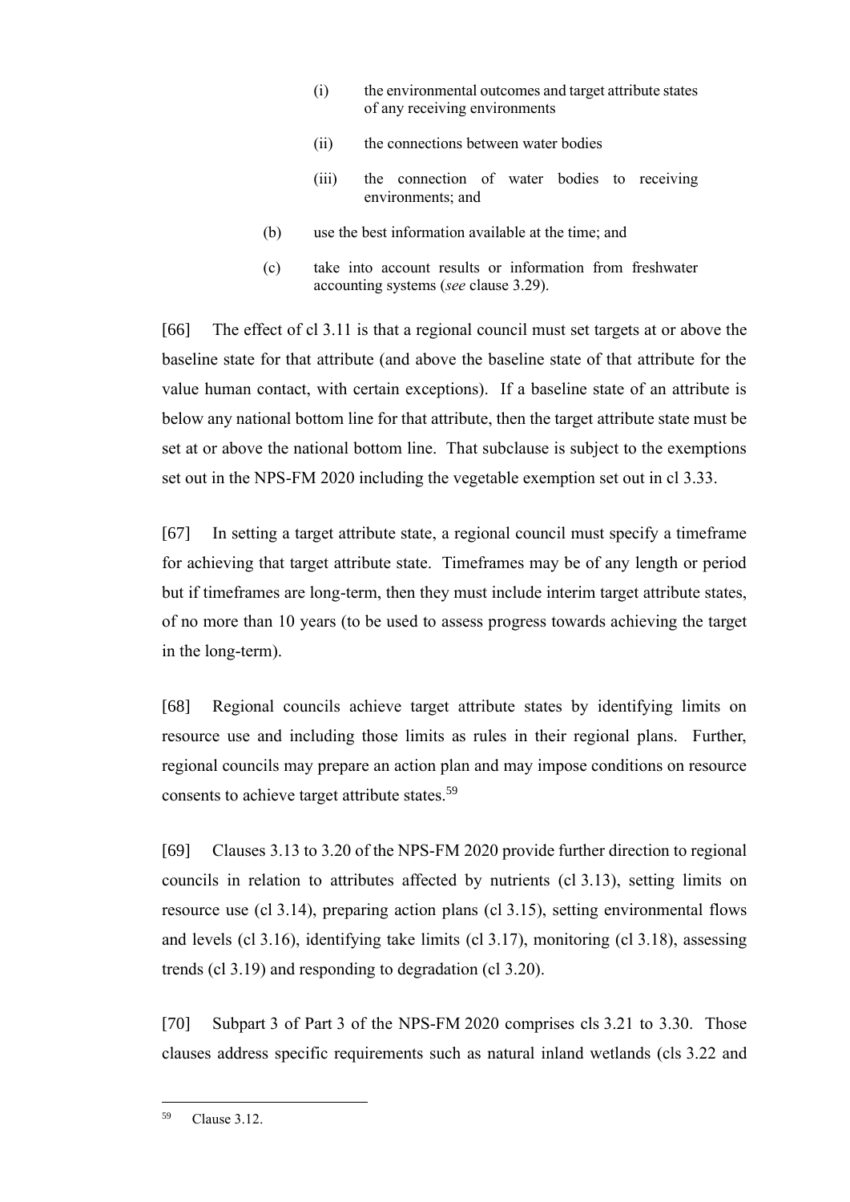- (i) the environmental outcomes and target attribute states of any receiving environments
    - (ii) the connections between water bodies
    - (iii) the connection of water bodies to receiving environments; and
  - (b) use the best information available at the time; and
  - (c) take into account results or information from freshwater accounting systems (*see* clause 3.29).

[66] The effect of cl 3.11 is that a regional council must set targets at or above the baseline state for that attribute (and above the baseline state of that attribute for the value human contact, with certain exceptions). If a baseline state of an attribute is below any national bottom line for that attribute, then the target attribute state must be set at or above the national bottom line. That subclause is subject to the exemptions set out in the NPS-FM 2020 including the vegetable exemption set out in cl 3.33.

[67] In setting a target attribute state, a regional council must specify a timeframe for achieving that target attribute state. Timeframes may be of any length or period but if timeframes are long-term, then they must include interim target attribute states, of no more than 10 years (to be used to assess progress towards achieving the target in the long-term).

[68] Regional councils achieve target attribute states by identifying limits on resource use and including those limits as rules in their regional plans. Further, regional councils may prepare an action plan and may impose conditions on resource consents to achieve target attribute states.[59]

[69] Clauses 3.13 to 3.20 of the NPS-FM 2020 provide further direction to regional councils in relation to attributes affected by nutrients (cl 3.13), setting limits on resource use (cl 3.14), preparing action plans (cl 3.15), setting environmental flows and levels (cl 3.16), identifying take limits (cl 3.17), monitoring (cl 3.18), assessing trends (cl 3.19) and responding to degradation (cl 3.20).

[70] Subpart 3 of Part 3 of the NPS-FM 2020 comprises cls 3.21 to 3.30. Those clauses address specific requirements such as natural inland wetlands (cls 3.22 and

---

[59] Clause 3.12.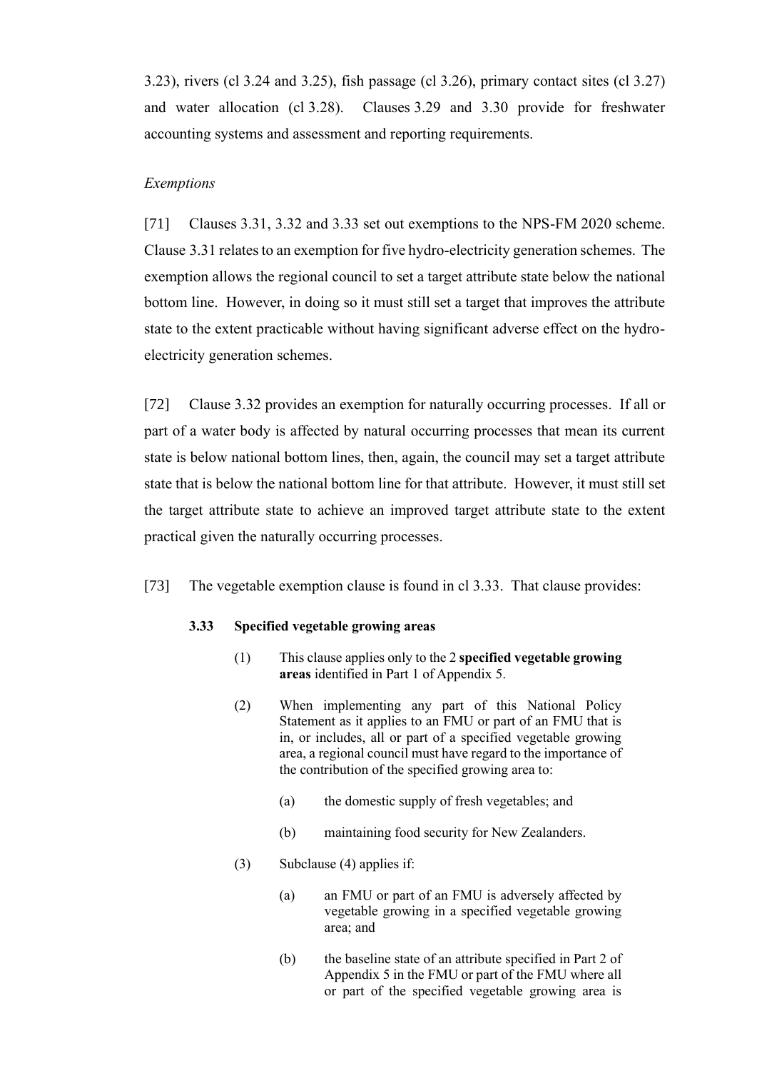3.23), rivers (cl 3.24 and 3.25), fish passage (cl 3.26), primary contact sites (cl 3.27) and water allocation (cl 3.28). Clauses 3.29 and 3.30 provide for freshwater accounting systems and assessment and reporting requirements.

*Exemptions*

[71] Clauses 3.31, 3.32 and 3.33 set out exemptions to the NPS-FM 2020 scheme. Clause 3.31 relates to an exemption for five hydro-electricity generation schemes. The exemption allows the regional council to set a target attribute state below the national bottom line. However, in doing so it must still set a target that improves the attribute state to the extent practicable without having significant adverse effect on the hydro-electricity generation schemes.

[72] Clause 3.32 provides an exemption for naturally occurring processes. If all or part of a water body is affected by natural occurring processes that mean its current state is below national bottom lines, then, again, the council may set a target attribute state that is below the national bottom line for that attribute. However, it must still set the target attribute state to achieve an improved target attribute state to the extent practical given the naturally occurring processes.

[73] The vegetable exemption clause is found in cl 3.33. That clause provides:

> **3.33 Specified vegetable growing areas**
>
> (1) This clause applies only to the 2 **specified vegetable growing areas** identified in Part 1 of Appendix 5.
>
> (2) When implementing any part of this National Policy Statement as it applies to an FMU or part of an FMU that is in, or includes, all or part of a specified vegetable growing area, a regional council must have regard to the importance of the contribution of the specified growing area to:
>
> > (a) the domestic supply of fresh vegetables; and
> >
> > (b) maintaining food security for New Zealanders.
>
> (3) Subclause (4) applies if:
>
> > (a) an FMU or part of an FMU is adversely affected by vegetable growing in a specified vegetable growing area; and
> >
> > (b) the baseline state of an attribute specified in Part 2 of Appendix 5 in the FMU or part of the FMU where all or part of the specified vegetable growing area is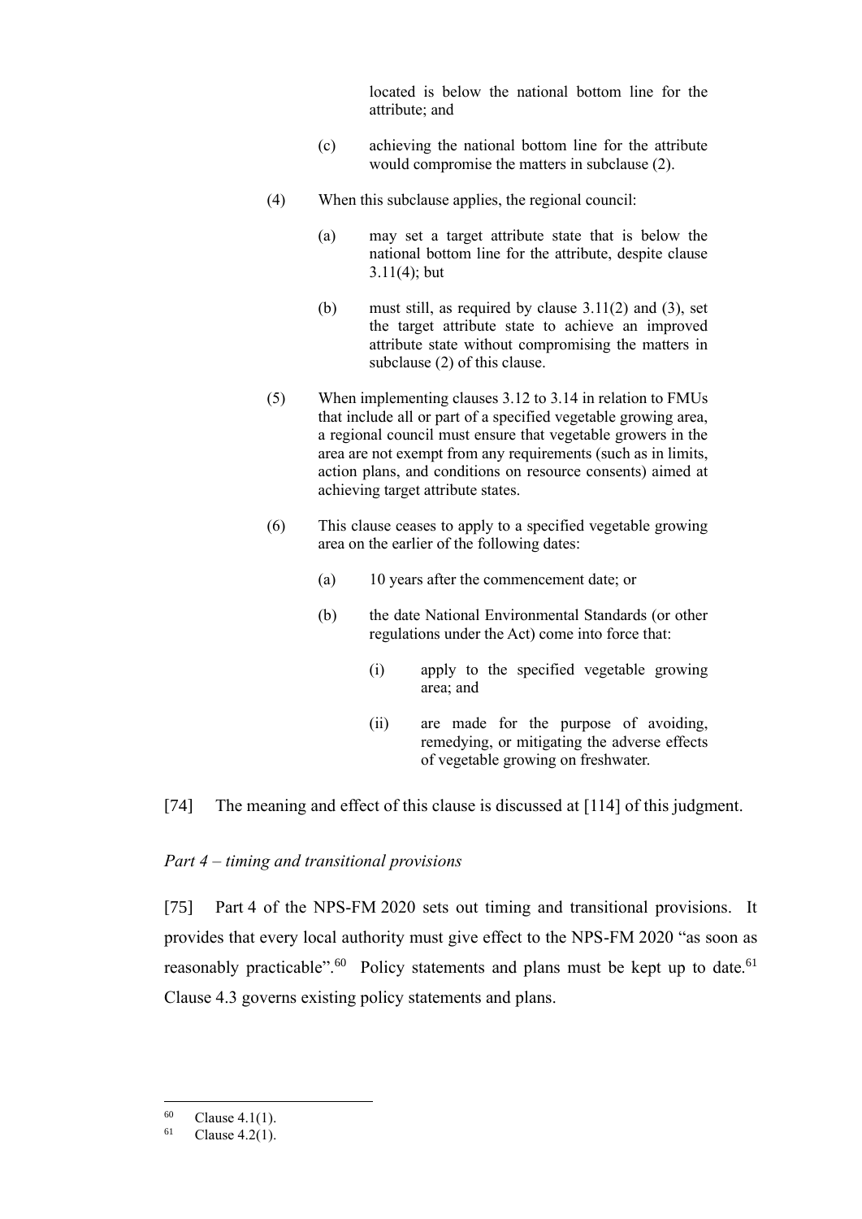located is below the national bottom line for the attribute; and

(c) achieving the national bottom line for the attribute would compromise the matters in subclause (2).

(4) When this subclause applies, the regional council:

(a) may set a target attribute state that is below the national bottom line for the attribute, despite clause 3.11(4); but

(b) must still, as required by clause 3.11(2) and (3), set the target attribute state to achieve an improved attribute state without compromising the matters in subclause (2) of this clause.

(5) When implementing clauses 3.12 to 3.14 in relation to FMUs that include all or part of a specified vegetable growing area, a regional council must ensure that vegetable growers in the area are not exempt from any requirements (such as in limits, action plans, and conditions on resource consents) aimed at achieving target attribute states.

(6) This clause ceases to apply to a specified vegetable growing area on the earlier of the following dates:

(a) 10 years after the commencement date; or

(b) the date National Environmental Standards (or other regulations under the Act) come into force that:

(i) apply to the specified vegetable growing area; and

(ii) are made for the purpose of avoiding, remedying, or mitigating the adverse effects of vegetable growing on freshwater.

[74] The meaning and effect of this clause is discussed at [114] of this judgment.

*Part 4 – timing and transitional provisions*

[75] Part 4 of the NPS-FM 2020 sets out timing and transitional provisions. It provides that every local authority must give effect to the NPS-FM 2020 "as soon as reasonably practicable".[60] Policy statements and plans must be kept up to date.[61] Clause 4.3 governs existing policy statements and plans.

[60] Clause 4.1(1).

[61] Clause 4.2(1).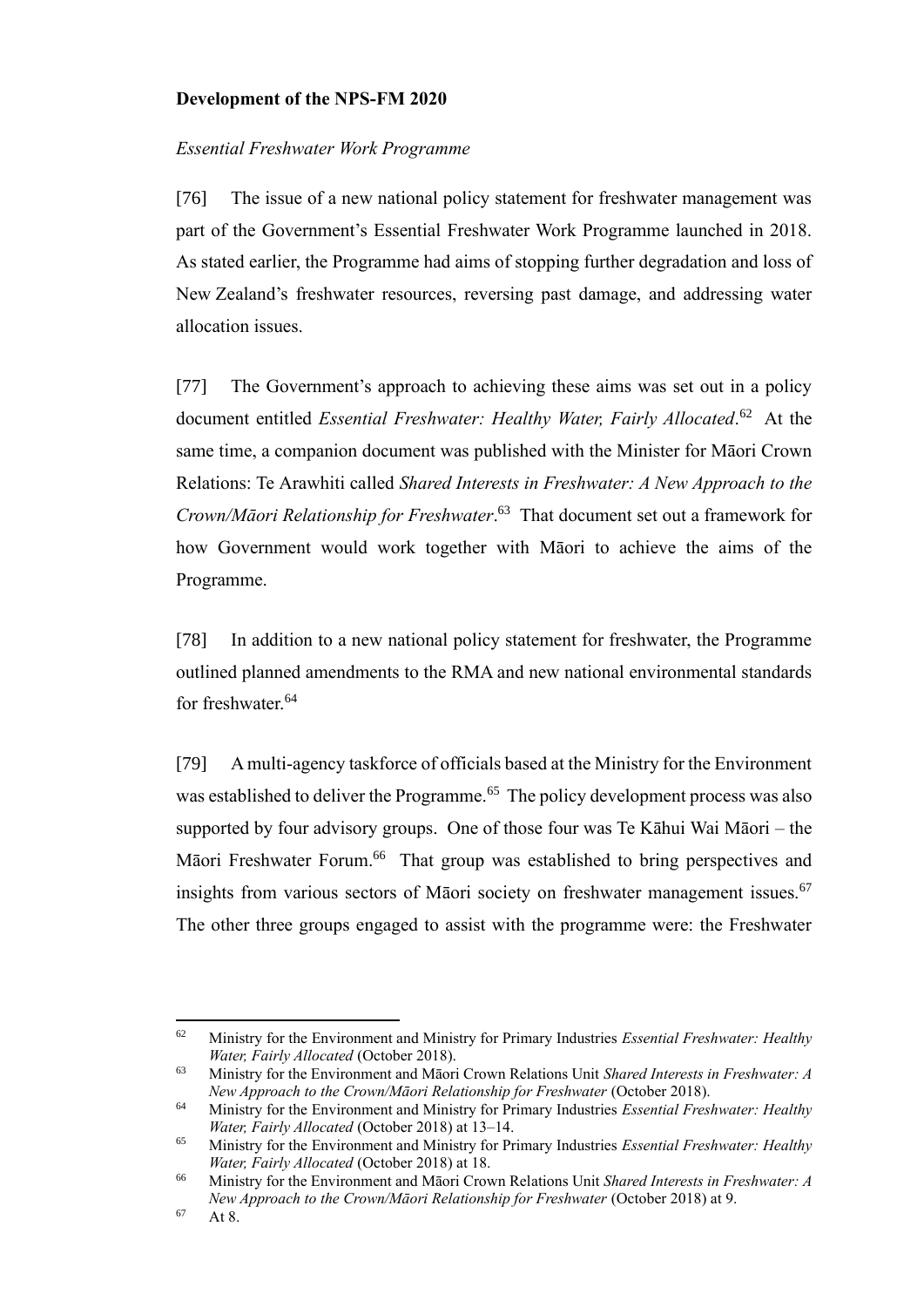**Development of the NPS-FM 2020**

*Essential Freshwater Work Programme*

[76] The issue of a new national policy statement for freshwater management was part of the Government's Essential Freshwater Work Programme launched in 2018. As stated earlier, the Programme had aims of stopping further degradation and loss of New Zealand's freshwater resources, reversing past damage, and addressing water allocation issues.

[77] The Government's approach to achieving these aims was set out in a policy document entitled *Essential Freshwater: Healthy Water, Fairly Allocated*.[62] At the same time, a companion document was published with the Minister for Māori Crown Relations: Te Arawhiti called *Shared Interests in Freshwater: A New Approach to the Crown/Māori Relationship for Freshwater*.[63] That document set out a framework for how Government would work together with Māori to achieve the aims of the Programme.

[78] In addition to a new national policy statement for freshwater, the Programme outlined planned amendments to the RMA and new national environmental standards for freshwater.[64]

[79] A multi-agency taskforce of officials based at the Ministry for the Environment was established to deliver the Programme.[65] The policy development process was also supported by four advisory groups. One of those four was Te Kāhui Wai Māori – the Māori Freshwater Forum.[66] That group was established to bring perspectives and insights from various sectors of Māori society on freshwater management issues.[67] The other three groups engaged to assist with the programme were: the Freshwater

---

[62] Ministry for the Environment and Ministry for Primary Industries *Essential Freshwater: Healthy Water, Fairly Allocated* (October 2018).

[63] Ministry for the Environment and Māori Crown Relations Unit *Shared Interests in Freshwater: A New Approach to the Crown/Māori Relationship for Freshwater* (October 2018).

[64] Ministry for the Environment and Ministry for Primary Industries *Essential Freshwater: Healthy Water, Fairly Allocated* (October 2018) at 13–14.

[65] Ministry for the Environment and Ministry for Primary Industries *Essential Freshwater: Healthy Water, Fairly Allocated* (October 2018) at 18.

[66] Ministry for the Environment and Māori Crown Relations Unit *Shared Interests in Freshwater: A New Approach to the Crown/Māori Relationship for Freshwater* (October 2018) at 9.

[67] At 8.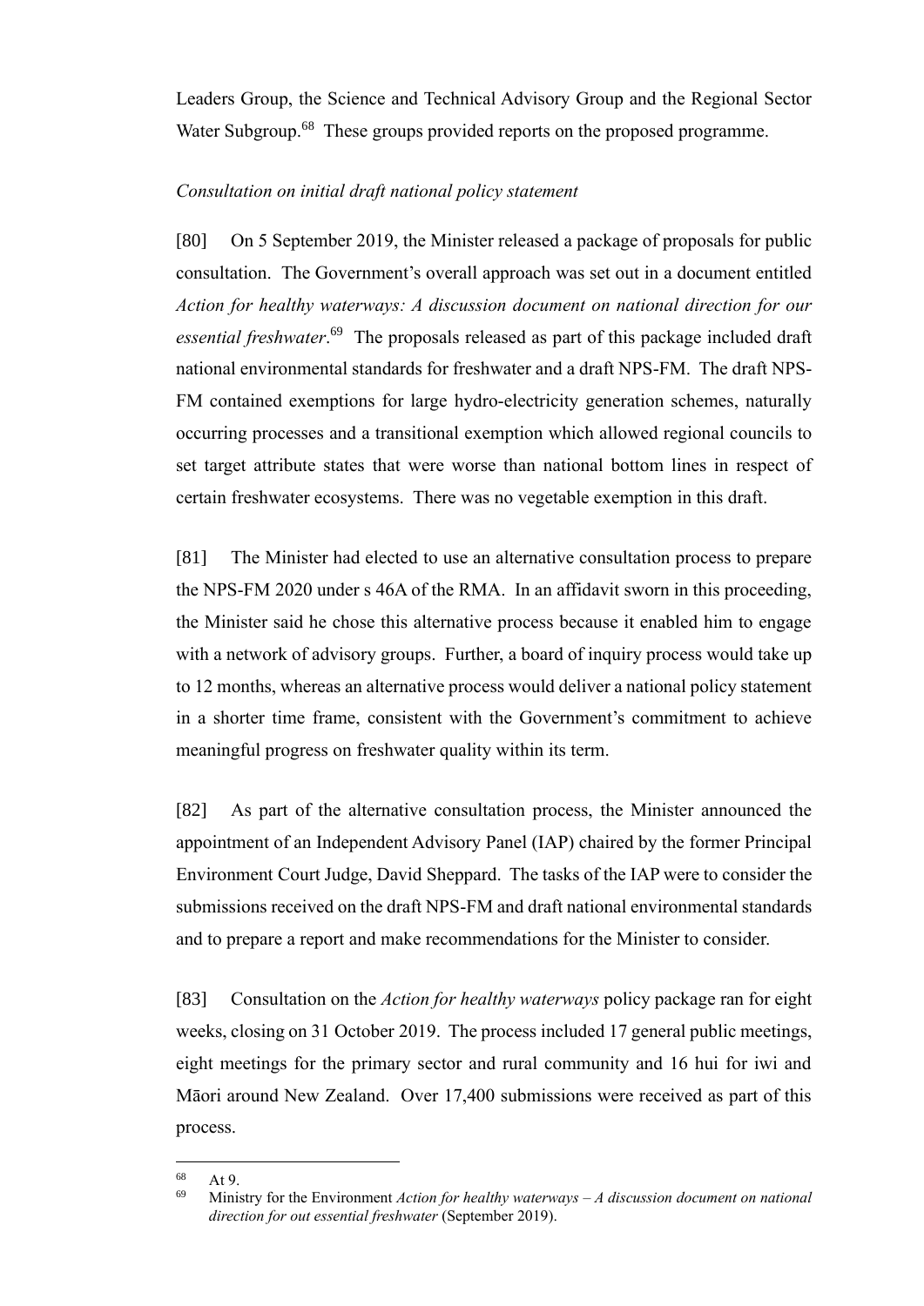Leaders Group, the Science and Technical Advisory Group and the Regional Sector Water Subgroup.[68] These groups provided reports on the proposed programme.

*Consultation on initial draft national policy statement*

[80] On 5 September 2019, the Minister released a package of proposals for public consultation. The Government's overall approach was set out in a document entitled *Action for healthy waterways: A discussion document on national direction for our essential freshwater*.[69] The proposals released as part of this package included draft national environmental standards for freshwater and a draft NPS-FM. The draft NPS-FM contained exemptions for large hydro-electricity generation schemes, naturally occurring processes and a transitional exemption which allowed regional councils to set target attribute states that were worse than national bottom lines in respect of certain freshwater ecosystems. There was no vegetable exemption in this draft.

[81] The Minister had elected to use an alternative consultation process to prepare the NPS-FM 2020 under s 46A of the RMA. In an affidavit sworn in this proceeding, the Minister said he chose this alternative process because it enabled him to engage with a network of advisory groups. Further, a board of inquiry process would take up to 12 months, whereas an alternative process would deliver a national policy statement in a shorter time frame, consistent with the Government's commitment to achieve meaningful progress on freshwater quality within its term.

[82] As part of the alternative consultation process, the Minister announced the appointment of an Independent Advisory Panel (IAP) chaired by the former Principal Environment Court Judge, David Sheppard. The tasks of the IAP were to consider the submissions received on the draft NPS-FM and draft national environmental standards and to prepare a report and make recommendations for the Minister to consider.

[83] Consultation on the *Action for healthy waterways* policy package ran for eight weeks, closing on 31 October 2019. The process included 17 general public meetings, eight meetings for the primary sector and rural community and 16 hui for iwi and Māori around New Zealand. Over 17,400 submissions were received as part of this process.

---

[68] At 9.

[69] Ministry for the Environment *Action for healthy waterways – A discussion document on national direction for out essential freshwater* (September 2019).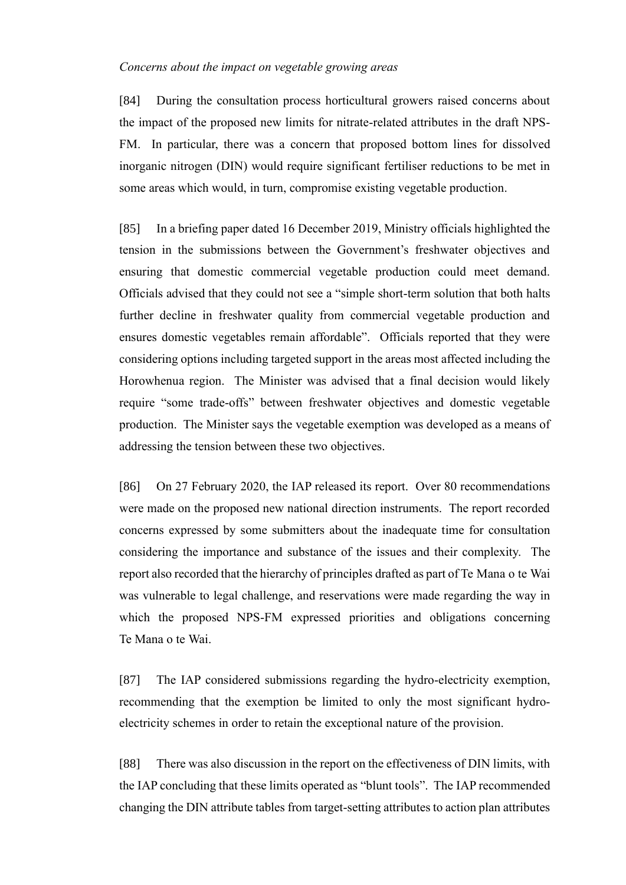*Concerns about the impact on vegetable growing areas*

[84] During the consultation process horticultural growers raised concerns about the impact of the proposed new limits for nitrate-related attributes in the draft NPS-FM. In particular, there was a concern that proposed bottom lines for dissolved inorganic nitrogen (DIN) would require significant fertiliser reductions to be met in some areas which would, in turn, compromise existing vegetable production.

[85] In a briefing paper dated 16 December 2019, Ministry officials highlighted the tension in the submissions between the Government's freshwater objectives and ensuring that domestic commercial vegetable production could meet demand. Officials advised that they could not see a "simple short-term solution that both halts further decline in freshwater quality from commercial vegetable production and ensures domestic vegetables remain affordable". Officials reported that they were considering options including targeted support in the areas most affected including the Horowhenua region. The Minister was advised that a final decision would likely require "some trade-offs" between freshwater objectives and domestic vegetable production. The Minister says the vegetable exemption was developed as a means of addressing the tension between these two objectives.

[86] On 27 February 2020, the IAP released its report. Over 80 recommendations were made on the proposed new national direction instruments. The report recorded concerns expressed by some submitters about the inadequate time for consultation considering the importance and substance of the issues and their complexity. The report also recorded that the hierarchy of principles drafted as part of Te Mana o te Wai was vulnerable to legal challenge, and reservations were made regarding the way in which the proposed NPS-FM expressed priorities and obligations concerning Te Mana o te Wai.

[87] The IAP considered submissions regarding the hydro-electricity exemption, recommending that the exemption be limited to only the most significant hydro-electricity schemes in order to retain the exceptional nature of the provision.

[88] There was also discussion in the report on the effectiveness of DIN limits, with the IAP concluding that these limits operated as "blunt tools". The IAP recommended changing the DIN attribute tables from target-setting attributes to action plan attributes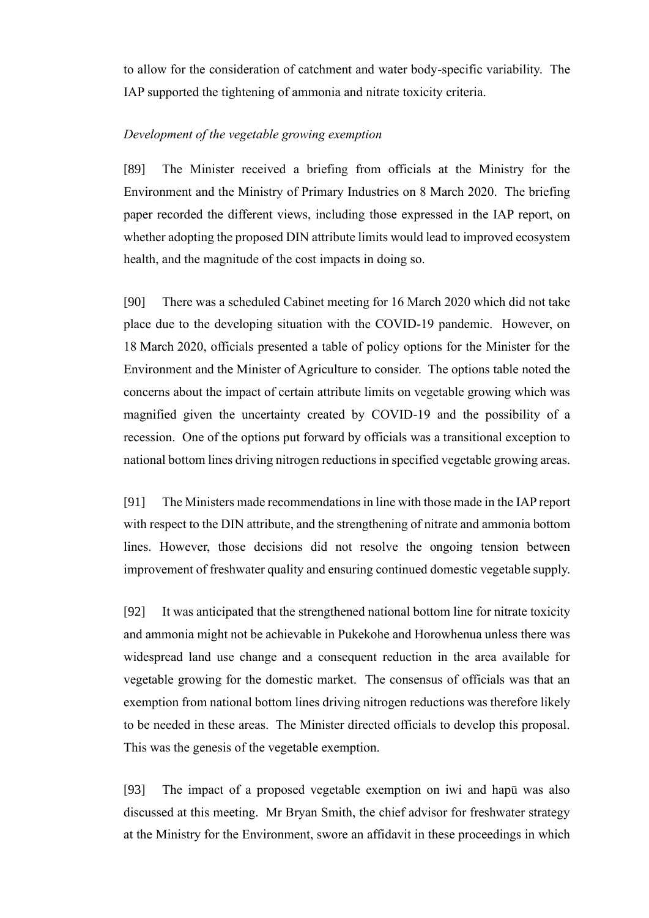to allow for the consideration of catchment and water body-specific variability. The IAP supported the tightening of ammonia and nitrate toxicity criteria.

*Development of the vegetable growing exemption*

[89] The Minister received a briefing from officials at the Ministry for the Environment and the Ministry of Primary Industries on 8 March 2020. The briefing paper recorded the different views, including those expressed in the IAP report, on whether adopting the proposed DIN attribute limits would lead to improved ecosystem health, and the magnitude of the cost impacts in doing so.

[90] There was a scheduled Cabinet meeting for 16 March 2020 which did not take place due to the developing situation with the COVID-19 pandemic. However, on 18 March 2020, officials presented a table of policy options for the Minister for the Environment and the Minister of Agriculture to consider. The options table noted the concerns about the impact of certain attribute limits on vegetable growing which was magnified given the uncertainty created by COVID-19 and the possibility of a recession. One of the options put forward by officials was a transitional exception to national bottom lines driving nitrogen reductions in specified vegetable growing areas.

[91] The Ministers made recommendations in line with those made in the IAP report with respect to the DIN attribute, and the strengthening of nitrate and ammonia bottom lines. However, those decisions did not resolve the ongoing tension between improvement of freshwater quality and ensuring continued domestic vegetable supply.

[92] It was anticipated that the strengthened national bottom line for nitrate toxicity and ammonia might not be achievable in Pukekohe and Horowhenua unless there was widespread land use change and a consequent reduction in the area available for vegetable growing for the domestic market. The consensus of officials was that an exemption from national bottom lines driving nitrogen reductions was therefore likely to be needed in these areas. The Minister directed officials to develop this proposal. This was the genesis of the vegetable exemption.

[93] The impact of a proposed vegetable exemption on iwi and hapū was also discussed at this meeting. Mr Bryan Smith, the chief advisor for freshwater strategy at the Ministry for the Environment, swore an affidavit in these proceedings in which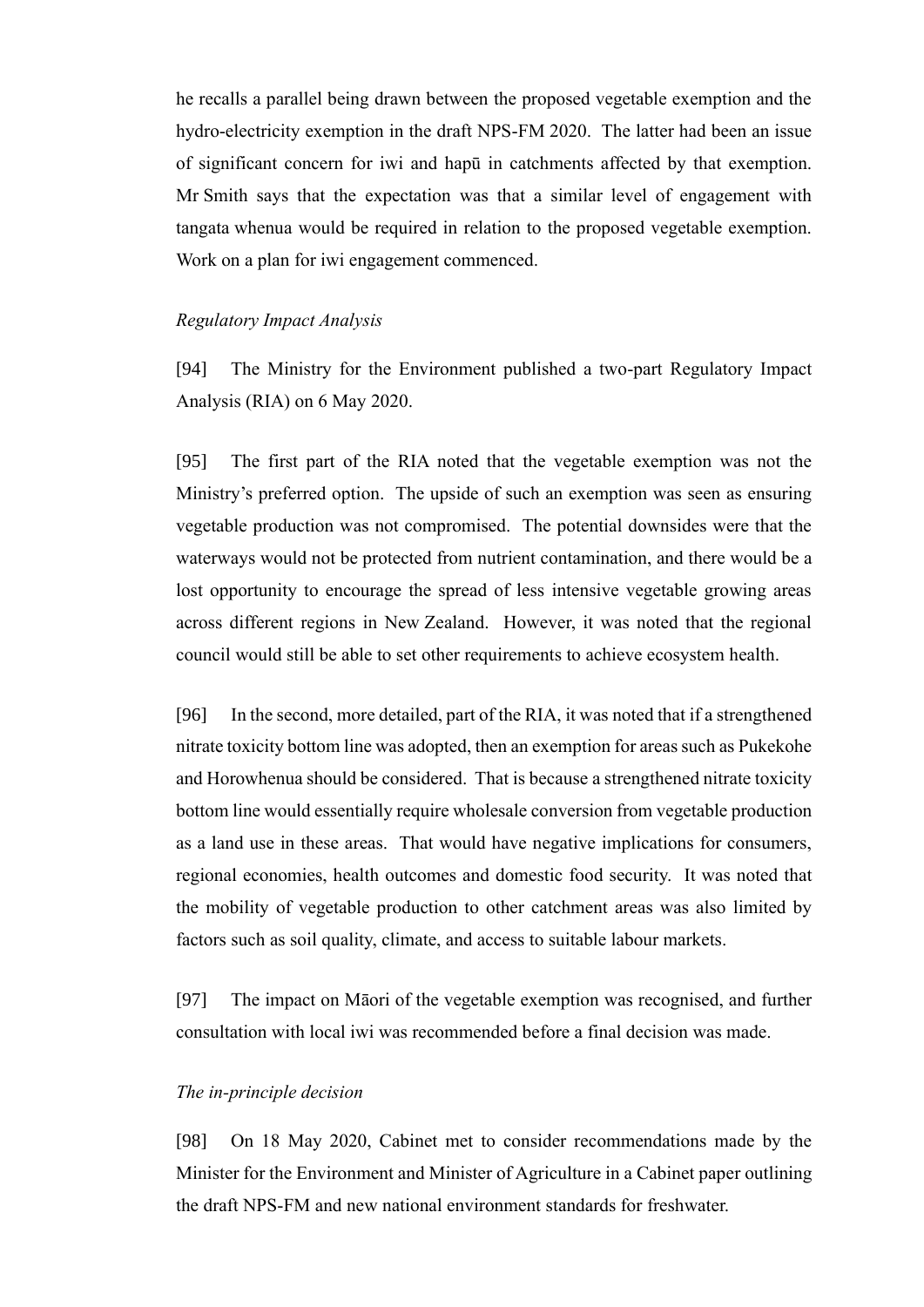he recalls a parallel being drawn between the proposed vegetable exemption and the hydro-electricity exemption in the draft NPS-FM 2020. The latter had been an issue of significant concern for iwi and hapū in catchments affected by that exemption. Mr Smith says that the expectation was that a similar level of engagement with tangata whenua would be required in relation to the proposed vegetable exemption. Work on a plan for iwi engagement commenced.

*Regulatory Impact Analysis*

[94] The Ministry for the Environment published a two-part Regulatory Impact Analysis (RIA) on 6 May 2020.

[95] The first part of the RIA noted that the vegetable exemption was not the Ministry's preferred option. The upside of such an exemption was seen as ensuring vegetable production was not compromised. The potential downsides were that the waterways would not be protected from nutrient contamination, and there would be a lost opportunity to encourage the spread of less intensive vegetable growing areas across different regions in New Zealand. However, it was noted that the regional council would still be able to set other requirements to achieve ecosystem health.

[96] In the second, more detailed, part of the RIA, it was noted that if a strengthened nitrate toxicity bottom line was adopted, then an exemption for areas such as Pukekohe and Horowhenua should be considered. That is because a strengthened nitrate toxicity bottom line would essentially require wholesale conversion from vegetable production as a land use in these areas. That would have negative implications for consumers, regional economies, health outcomes and domestic food security. It was noted that the mobility of vegetable production to other catchment areas was also limited by factors such as soil quality, climate, and access to suitable labour markets.

[97] The impact on Māori of the vegetable exemption was recognised, and further consultation with local iwi was recommended before a final decision was made.

*The in-principle decision*

[98] On 18 May 2020, Cabinet met to consider recommendations made by the Minister for the Environment and Minister of Agriculture in a Cabinet paper outlining the draft NPS-FM and new national environment standards for freshwater.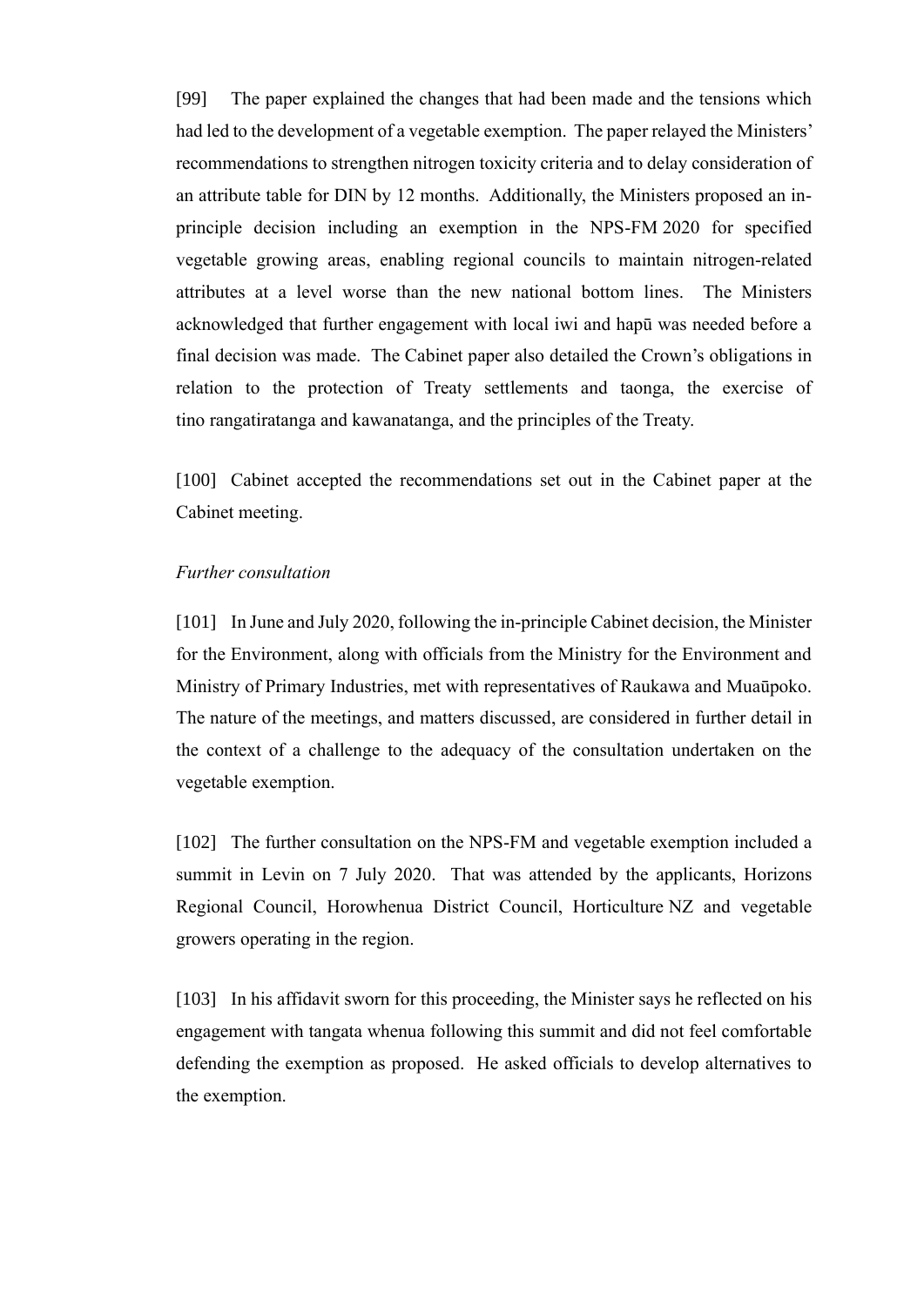[99] The paper explained the changes that had been made and the tensions which had led to the development of a vegetable exemption. The paper relayed the Ministers' recommendations to strengthen nitrogen toxicity criteria and to delay consideration of an attribute table for DIN by 12 months. Additionally, the Ministers proposed an in-principle decision including an exemption in the NPS-FM 2020 for specified vegetable growing areas, enabling regional councils to maintain nitrogen-related attributes at a level worse than the new national bottom lines. The Ministers acknowledged that further engagement with local iwi and hapū was needed before a final decision was made. The Cabinet paper also detailed the Crown's obligations in relation to the protection of Treaty settlements and taonga, the exercise of tino rangatiratanga and kawanatanga, and the principles of the Treaty.

[100] Cabinet accepted the recommendations set out in the Cabinet paper at the Cabinet meeting.

*Further consultation*

[101] In June and July 2020, following the in-principle Cabinet decision, the Minister for the Environment, along with officials from the Ministry for the Environment and Ministry of Primary Industries, met with representatives of Raukawa and Muaūpoko. The nature of the meetings, and matters discussed, are considered in further detail in the context of a challenge to the adequacy of the consultation undertaken on the vegetable exemption.

[102] The further consultation on the NPS-FM and vegetable exemption included a summit in Levin on 7 July 2020. That was attended by the applicants, Horizons Regional Council, Horowhenua District Council, Horticulture NZ and vegetable growers operating in the region.

[103] In his affidavit sworn for this proceeding, the Minister says he reflected on his engagement with tangata whenua following this summit and did not feel comfortable defending the exemption as proposed. He asked officials to develop alternatives to the exemption.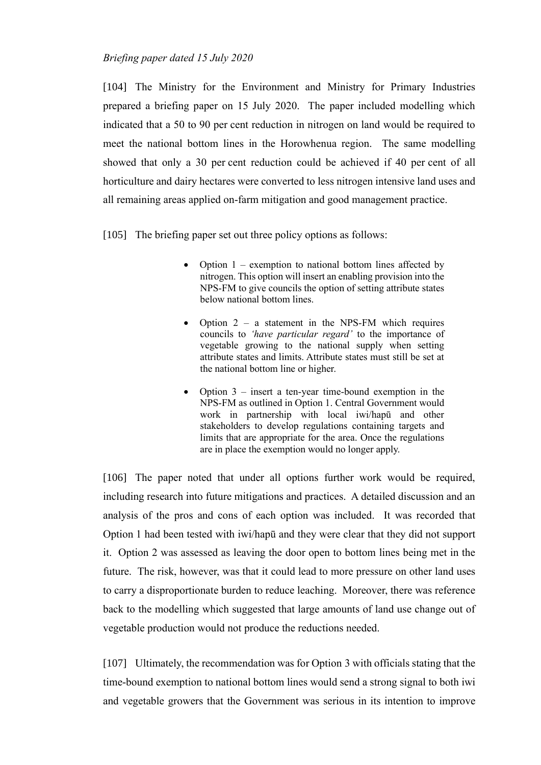*Briefing paper dated 15 July 2020*

[104] The Ministry for the Environment and Ministry for Primary Industries prepared a briefing paper on 15 July 2020. The paper included modelling which indicated that a 50 to 90 per cent reduction in nitrogen on land would be required to meet the national bottom lines in the Horowhenua region. The same modelling showed that only a 30 per cent reduction could be achieved if 40 per cent of all horticulture and dairy hectares were converted to less nitrogen intensive land uses and all remaining areas applied on-farm mitigation and good management practice.

[105] The briefing paper set out three policy options as follows:

> - Option 1 – exemption to national bottom lines affected by nitrogen. This option will insert an enabling provision into the NPS-FM to give councils the option of setting attribute states below national bottom lines.
>
> - Option 2 – a statement in the NPS-FM which requires councils to *'have particular regard'* to the importance of vegetable growing to the national supply when setting attribute states and limits. Attribute states must still be set at the national bottom line or higher.
>
> - Option 3 – insert a ten-year time-bound exemption in the NPS-FM as outlined in Option 1. Central Government would work in partnership with local iwi/hapū and other stakeholders to develop regulations containing targets and limits that are appropriate for the area. Once the regulations are in place the exemption would no longer apply.

[106] The paper noted that under all options further work would be required, including research into future mitigations and practices. A detailed discussion and an analysis of the pros and cons of each option was included. It was recorded that Option 1 had been tested with iwi/hapū and they were clear that they did not support it. Option 2 was assessed as leaving the door open to bottom lines being met in the future. The risk, however, was that it could lead to more pressure on other land uses to carry a disproportionate burden to reduce leaching. Moreover, there was reference back to the modelling which suggested that large amounts of land use change out of vegetable production would not produce the reductions needed.

[107] Ultimately, the recommendation was for Option 3 with officials stating that the time-bound exemption to national bottom lines would send a strong signal to both iwi and vegetable growers that the Government was serious in its intention to improve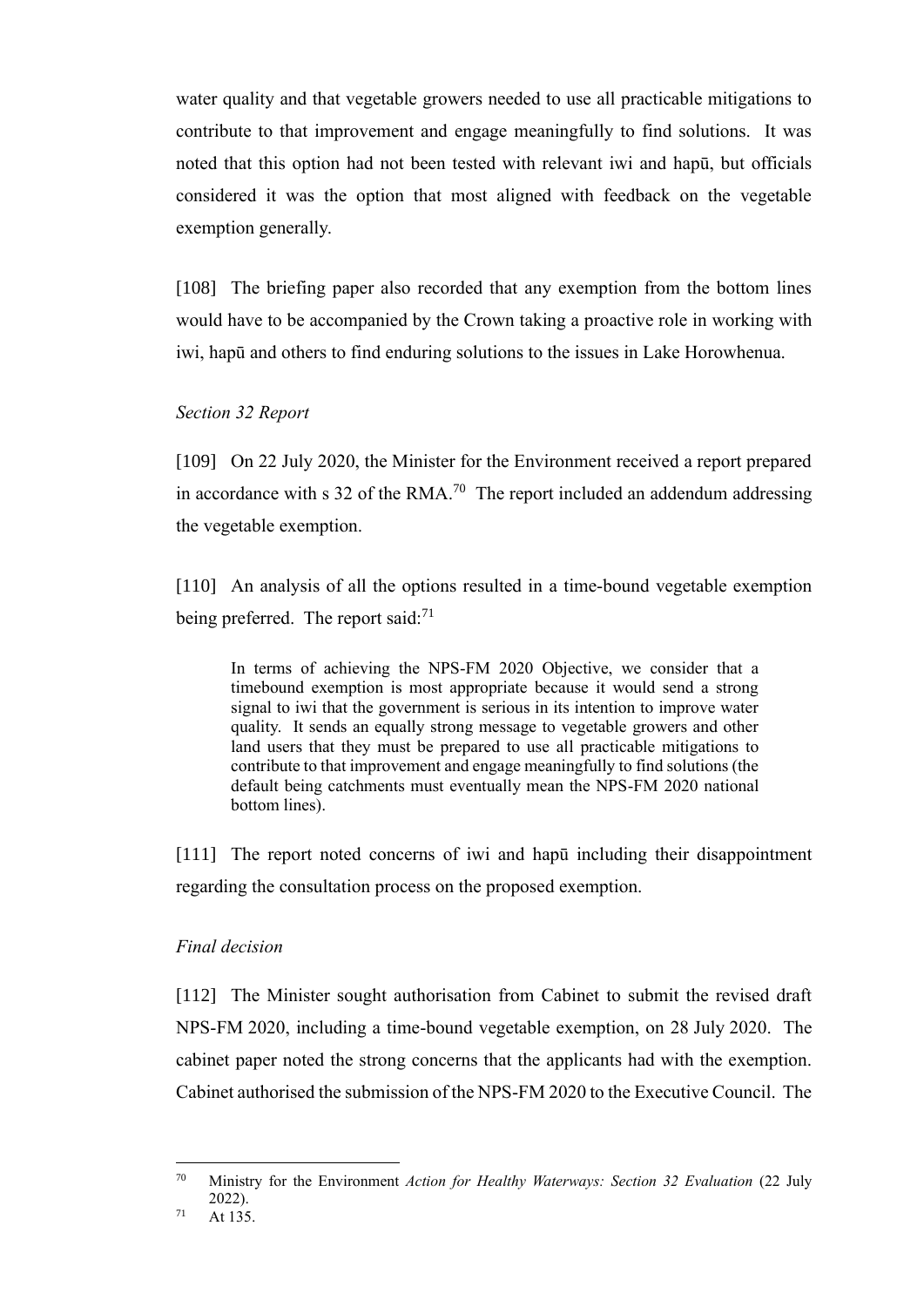water quality and that vegetable growers needed to use all practicable mitigations to contribute to that improvement and engage meaningfully to find solutions. It was noted that this option had not been tested with relevant iwi and hapū, but officials considered it was the option that most aligned with feedback on the vegetable exemption generally.

[108] The briefing paper also recorded that any exemption from the bottom lines would have to be accompanied by the Crown taking a proactive role in working with iwi, hapū and others to find enduring solutions to the issues in Lake Horowhenua.

*Section 32 Report*

[109] On 22 July 2020, the Minister for the Environment received a report prepared in accordance with s 32 of the RMA.[70] The report included an addendum addressing the vegetable exemption.

[110] An analysis of all the options resulted in a time-bound vegetable exemption being preferred. The report said:[71]

> In terms of achieving the NPS-FM 2020 Objective, we consider that a timebound exemption is most appropriate because it would send a strong signal to iwi that the government is serious in its intention to improve water quality. It sends an equally strong message to vegetable growers and other land users that they must be prepared to use all practicable mitigations to contribute to that improvement and engage meaningfully to find solutions (the default being catchments must eventually mean the NPS-FM 2020 national bottom lines).

[111] The report noted concerns of iwi and hapū including their disappointment regarding the consultation process on the proposed exemption.

*Final decision*

[112] The Minister sought authorisation from Cabinet to submit the revised draft NPS-FM 2020, including a time-bound vegetable exemption, on 28 July 2020. The cabinet paper noted the strong concerns that the applicants had with the exemption. Cabinet authorised the submission of the NPS-FM 2020 to the Executive Council. The

---

[70] Ministry for the Environment *Action for Healthy Waterways: Section 32 Evaluation* (22 July 2022).

[71] At 135.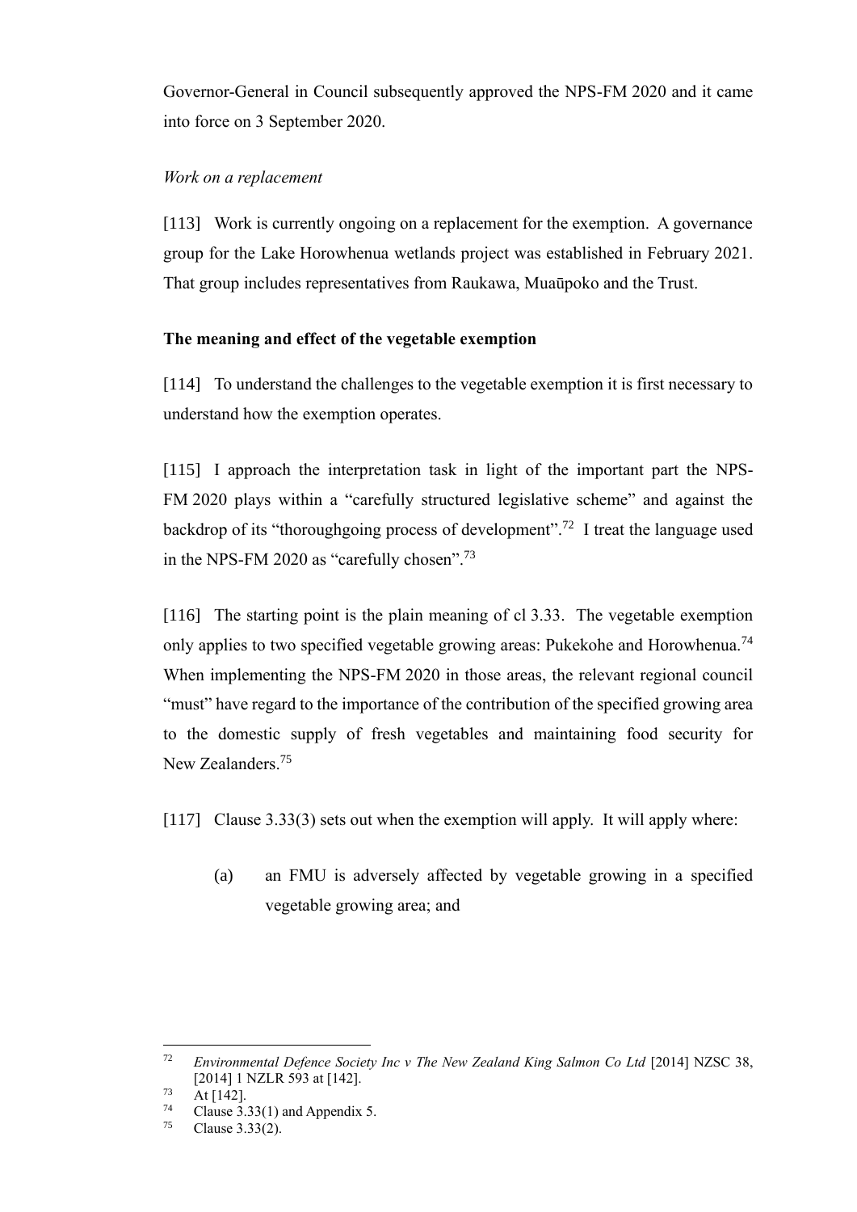Governor-General in Council subsequently approved the NPS-FM 2020 and it came into force on 3 September 2020.

*Work on a replacement*

[113] Work is currently ongoing on a replacement for the exemption. A governance group for the Lake Horowhenua wetlands project was established in February 2021. That group includes representatives from Raukawa, Muaūpoko and the Trust.

**The meaning and effect of the vegetable exemption**

[114] To understand the challenges to the vegetable exemption it is first necessary to understand how the exemption operates.

[115] I approach the interpretation task in light of the important part the NPS-FM 2020 plays within a "carefully structured legislative scheme" and against the backdrop of its "thoroughgoing process of development".[72] I treat the language used in the NPS-FM 2020 as "carefully chosen".[73]

[116] The starting point is the plain meaning of cl 3.33. The vegetable exemption only applies to two specified vegetable growing areas: Pukekohe and Horowhenua.[74] When implementing the NPS-FM 2020 in those areas, the relevant regional council "must" have regard to the importance of the contribution of the specified growing area to the domestic supply of fresh vegetables and maintaining food security for New Zealanders.[75]

[117] Clause 3.33(3) sets out when the exemption will apply. It will apply where:

> (a) an FMU is adversely affected by vegetable growing in a specified vegetable growing area; and

---

[72] *Environmental Defence Society Inc v The New Zealand King Salmon Co Ltd* [2014] NZSC 38, [2014] 1 NZLR 593 at [142].

[73] At [142].

[74] Clause 3.33(1) and Appendix 5.

[75] Clause 3.33(2).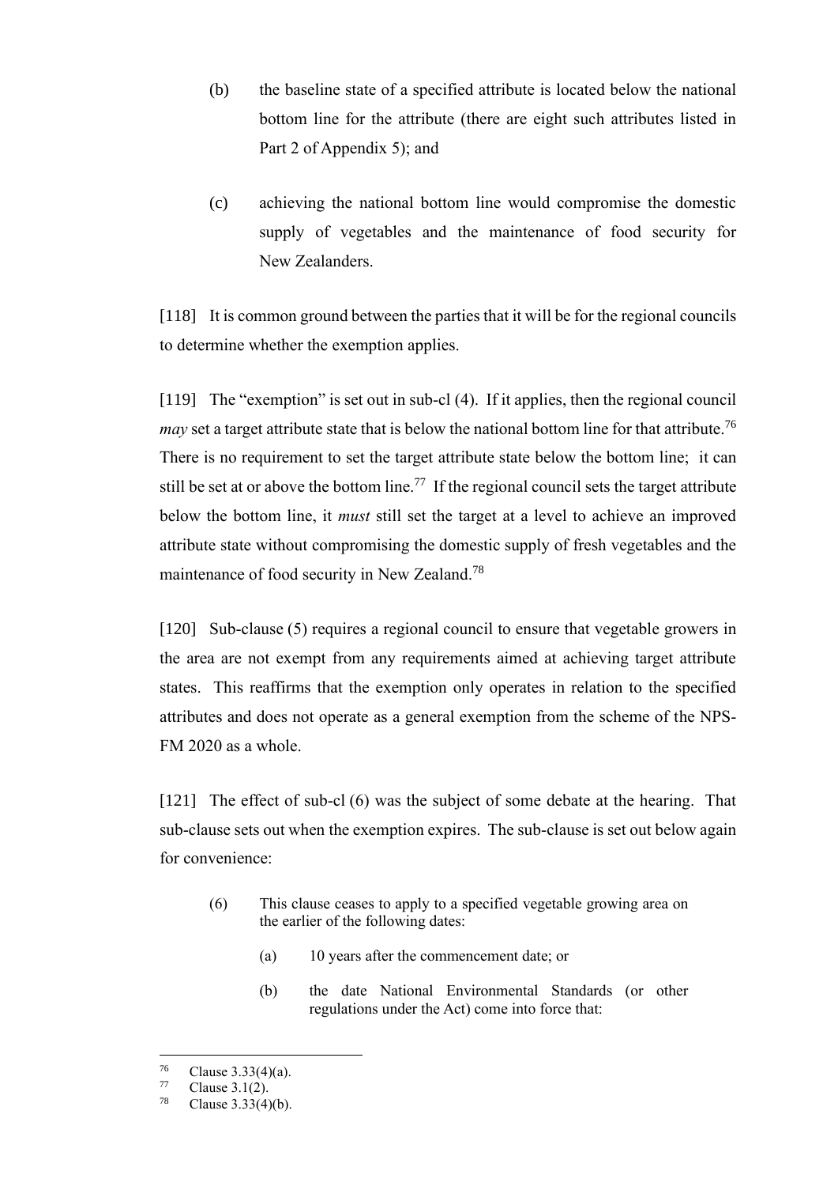(b) the baseline state of a specified attribute is located below the national bottom line for the attribute (there are eight such attributes listed in Part 2 of Appendix 5); and

(c) achieving the national bottom line would compromise the domestic supply of vegetables and the maintenance of food security for New Zealanders.

[118] It is common ground between the parties that it will be for the regional councils to determine whether the exemption applies.

[119] The "exemption" is set out in sub-cl (4). If it applies, then the regional council *may* set a target attribute state that is below the national bottom line for that attribute.[76] There is no requirement to set the target attribute state below the bottom line; it can still be set at or above the bottom line.[77] If the regional council sets the target attribute below the bottom line, it *must* still set the target at a level to achieve an improved attribute state without compromising the domestic supply of fresh vegetables and the maintenance of food security in New Zealand.[78]

[120] Sub-clause (5) requires a regional council to ensure that vegetable growers in the area are not exempt from any requirements aimed at achieving target attribute states. This reaffirms that the exemption only operates in relation to the specified attributes and does not operate as a general exemption from the scheme of the NPS-FM 2020 as a whole.

[121] The effect of sub-cl (6) was the subject of some debate at the hearing. That sub-clause sets out when the exemption expires. The sub-clause is set out below again for convenience:

> (6) This clause ceases to apply to a specified vegetable growing area on the earlier of the following dates:
>
> (a) 10 years after the commencement date; or
>
> (b) the date National Environmental Standards (or other regulations under the Act) come into force that:

---

[76] Clause 3.33(4)(a).

[77] Clause 3.1(2).

[78] Clause 3.33(4)(b).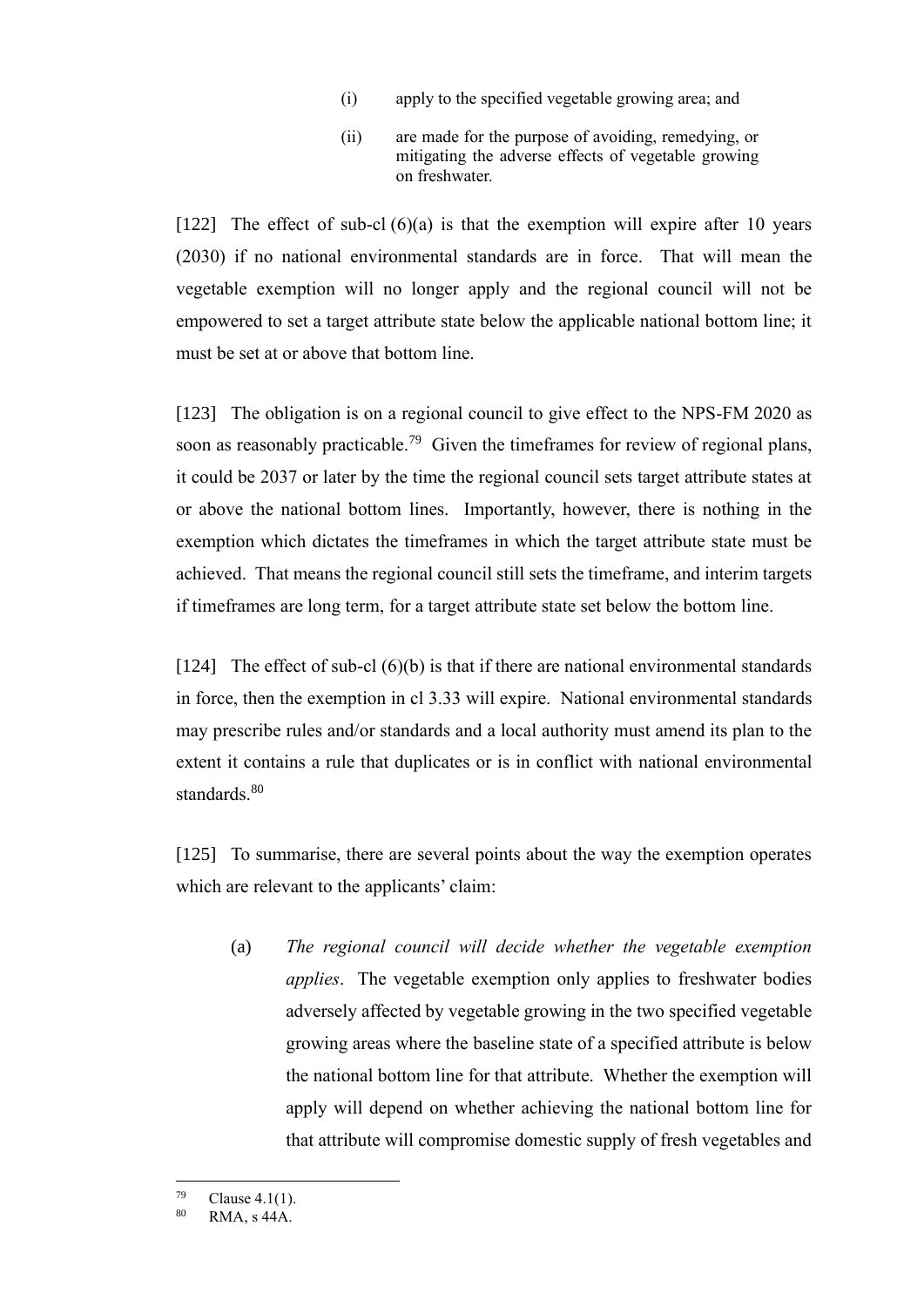(i) apply to the specified vegetable growing area; and

(ii) are made for the purpose of avoiding, remedying, or mitigating the adverse effects of vegetable growing on freshwater.

[122] The effect of sub-cl (6)(a) is that the exemption will expire after 10 years (2030) if no national environmental standards are in force. That will mean the vegetable exemption will no longer apply and the regional council will not be empowered to set a target attribute state below the applicable national bottom line; it must be set at or above that bottom line.

[123] The obligation is on a regional council to give effect to the NPS-FM 2020 as soon as reasonably practicable.[79] Given the timeframes for review of regional plans, it could be 2037 or later by the time the regional council sets target attribute states at or above the national bottom lines. Importantly, however, there is nothing in the exemption which dictates the timeframes in which the target attribute state must be achieved. That means the regional council still sets the timeframe, and interim targets if timeframes are long term, for a target attribute state set below the bottom line.

[124] The effect of sub-cl (6)(b) is that if there are national environmental standards in force, then the exemption in cl 3.33 will expire. National environmental standards may prescribe rules and/or standards and a local authority must amend its plan to the extent it contains a rule that duplicates or is in conflict with national environmental standards.[80]

[125] To summarise, there are several points about the way the exemption operates which are relevant to the applicants' claim:

(a) *The regional council will decide whether the vegetable exemption applies*. The vegetable exemption only applies to freshwater bodies adversely affected by vegetable growing in the two specified vegetable growing areas where the baseline state of a specified attribute is below the national bottom line for that attribute. Whether the exemption will apply will depend on whether achieving the national bottom line for that attribute will compromise domestic supply of fresh vegetables and

---

[79] Clause 4.1(1).

[80] RMA, s 44A.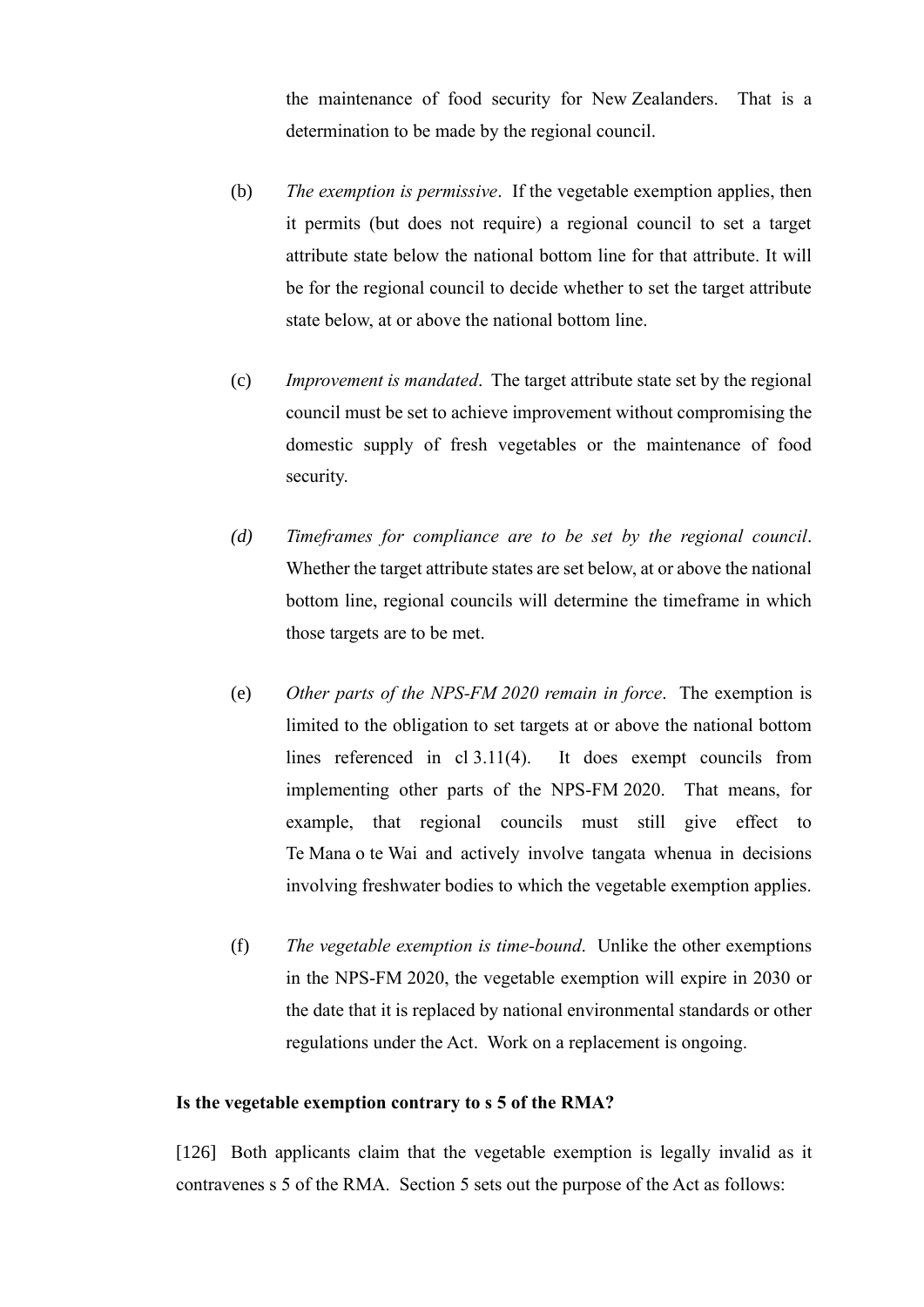the maintenance of food security for New Zealanders. That is a determination to be made by the regional council.

(b) *The exemption is permissive*. If the vegetable exemption applies, then it permits (but does not require) a regional council to set a target attribute state below the national bottom line for that attribute. It will be for the regional council to decide whether to set the target attribute state below, at or above the national bottom line.

(c) *Improvement is mandated*. The target attribute state set by the regional council must be set to achieve improvement without compromising the domestic supply of fresh vegetables or the maintenance of food security.

*(d) Timeframes for compliance are to be set by the regional council*. Whether the target attribute states are set below, at or above the national bottom line, regional councils will determine the timeframe in which those targets are to be met.

(e) *Other parts of the NPS-FM 2020 remain in force*. The exemption is limited to the obligation to set targets at or above the national bottom lines referenced in cl 3.11(4). It does exempt councils from implementing other parts of the NPS-FM 2020. That means, for example, that regional councils must still give effect to Te Mana o te Wai and actively involve tangata whenua in decisions involving freshwater bodies to which the vegetable exemption applies.

(f) *The vegetable exemption is time-bound*. Unlike the other exemptions in the NPS-FM 2020, the vegetable exemption will expire in 2030 or the date that it is replaced by national environmental standards or other regulations under the Act. Work on a replacement is ongoing.

**Is the vegetable exemption contrary to s 5 of the RMA?**

[126] Both applicants claim that the vegetable exemption is legally invalid as it contravenes s 5 of the RMA. Section 5 sets out the purpose of the Act as follows: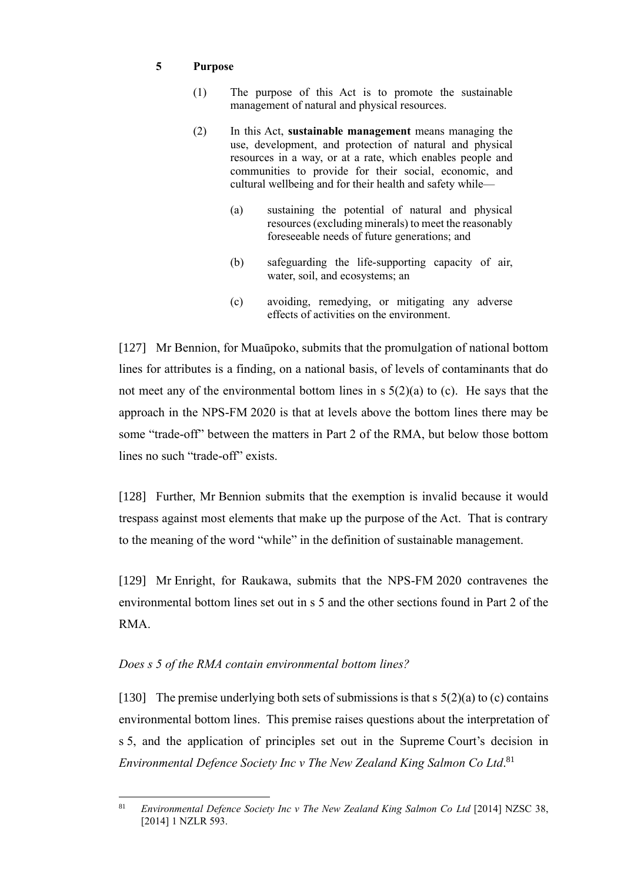**5 Purpose**

> (1) The purpose of this Act is to promote the sustainable management of natural and physical resources.
>
> (2) In this Act, **sustainable management** means managing the use, development, and protection of natural and physical resources in a way, or at a rate, which enables people and communities to provide for their social, economic, and cultural wellbeing and for their health and safety while—
>
> > (a) sustaining the potential of natural and physical resources (excluding minerals) to meet the reasonably foreseeable needs of future generations; and
> >
> > (b) safeguarding the life-supporting capacity of air, water, soil, and ecosystems; an
> >
> > (c) avoiding, remedying, or mitigating any adverse effects of activities on the environment.

[127] Mr Bennion, for Muaūpoko, submits that the promulgation of national bottom lines for attributes is a finding, on a national basis, of levels of contaminants that do not meet any of the environmental bottom lines in s 5(2)(a) to (c). He says that the approach in the NPS-FM 2020 is that at levels above the bottom lines there may be some "trade-off" between the matters in Part 2 of the RMA, but below those bottom lines no such "trade-off" exists.

[128] Further, Mr Bennion submits that the exemption is invalid because it would trespass against most elements that make up the purpose of the Act. That is contrary to the meaning of the word "while" in the definition of sustainable management.

[129] Mr Enright, for Raukawa, submits that the NPS-FM 2020 contravenes the environmental bottom lines set out in s 5 and the other sections found in Part 2 of the RMA.

*Does s 5 of the RMA contain environmental bottom lines?*

[130] The premise underlying both sets of submissions is that s 5(2)(a) to (c) contains environmental bottom lines. This premise raises questions about the interpretation of s 5, and the application of principles set out in the Supreme Court's decision in *Environmental Defence Society Inc v The New Zealand King Salmon Co Ltd*.[81]

---

[81] *Environmental Defence Society Inc v The New Zealand King Salmon Co Ltd* [2014] NZSC 38, [2014] 1 NZLR 593.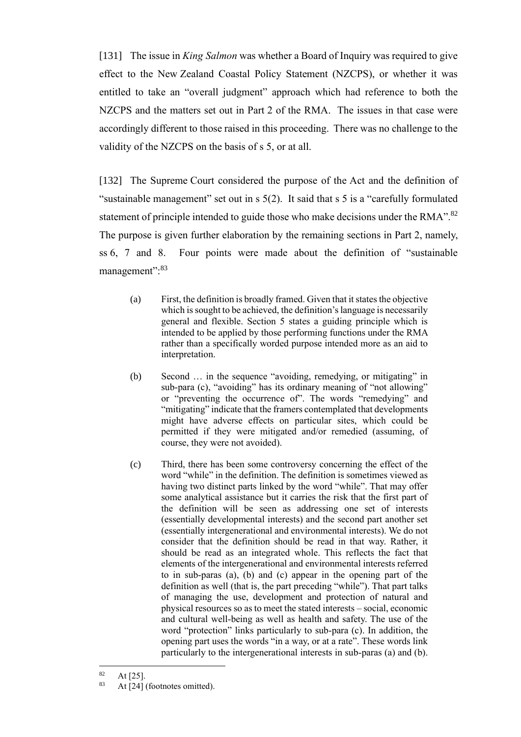[131] The issue in *King Salmon* was whether a Board of Inquiry was required to give effect to the New Zealand Coastal Policy Statement (NZCPS), or whether it was entitled to take an "overall judgment" approach which had reference to both the NZCPS and the matters set out in Part 2 of the RMA. The issues in that case were accordingly different to those raised in this proceeding. There was no challenge to the validity of the NZCPS on the basis of s 5, or at all.

[132] The Supreme Court considered the purpose of the Act and the definition of "sustainable management" set out in s 5(2). It said that s 5 is a "carefully formulated statement of principle intended to guide those who make decisions under the RMA".[82] The purpose is given further elaboration by the remaining sections in Part 2, namely, ss 6, 7 and 8. Four points were made about the definition of "sustainable management":[83]

> (a) First, the definition is broadly framed. Given that it states the objective which is sought to be achieved, the definition's language is necessarily general and flexible. Section 5 states a guiding principle which is intended to be applied by those performing functions under the RMA rather than a specifically worded purpose intended more as an aid to interpretation.
>
> (b) Second … in the sequence "avoiding, remedying, or mitigating" in sub-para (c), "avoiding" has its ordinary meaning of "not allowing" or "preventing the occurrence of". The words "remedying" and "mitigating" indicate that the framers contemplated that developments might have adverse effects on particular sites, which could be permitted if they were mitigated and/or remedied (assuming, of course, they were not avoided).
>
> (c) Third, there has been some controversy concerning the effect of the word "while" in the definition. The definition is sometimes viewed as having two distinct parts linked by the word "while". That may offer some analytical assistance but it carries the risk that the first part of the definition will be seen as addressing one set of interests (essentially developmental interests) and the second part another set (essentially intergenerational and environmental interests). We do not consider that the definition should be read in that way. Rather, it should be read as an integrated whole. This reflects the fact that elements of the intergenerational and environmental interests referred to in sub-paras (a), (b) and (c) appear in the opening part of the definition as well (that is, the part preceding "while"). That part talks of managing the use, development and protection of natural and physical resources so as to meet the stated interests – social, economic and cultural well-being as well as health and safety. The use of the word "protection" links particularly to sub-para (c). In addition, the opening part uses the words "in a way, or at a rate". These words link particularly to the intergenerational interests in sub-paras (a) and (b).

[82] At [25].

[83] At [24] (footnotes omitted).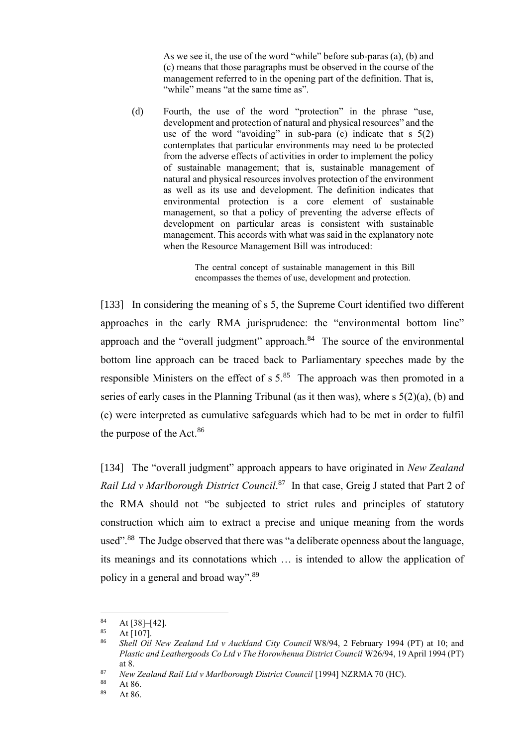> As we see it, the use of the word "while" before sub-paras (a), (b) and (c) means that those paragraphs must be observed in the course of the management referred to in the opening part of the definition. That is, "while" means "at the same time as".
>
> (d) Fourth, the use of the word "protection" in the phrase "use, development and protection of natural and physical resources" and the use of the word "avoiding" in sub-para (c) indicate that s 5(2) contemplates that particular environments may need to be protected from the adverse effects of activities in order to implement the policy of sustainable management; that is, sustainable management of natural and physical resources involves protection of the environment as well as its use and development. The definition indicates that environmental protection is a core element of sustainable management, so that a policy of preventing the adverse effects of development on particular areas is consistent with sustainable management. This accords with what was said in the explanatory note when the Resource Management Bill was introduced:
>
> > The central concept of sustainable management in this Bill encompasses the themes of use, development and protection.

[133] In considering the meaning of s 5, the Supreme Court identified two different approaches in the early RMA jurisprudence: the "environmental bottom line" approach and the "overall judgment" approach.[84] The source of the environmental bottom line approach can be traced back to Parliamentary speeches made by the responsible Ministers on the effect of s 5.[85] The approach was then promoted in a series of early cases in the Planning Tribunal (as it then was), where s 5(2)(a), (b) and (c) were interpreted as cumulative safeguards which had to be met in order to fulfil the purpose of the Act.[86]

[134] The "overall judgment" approach appears to have originated in *New Zealand Rail Ltd v Marlborough District Council*.[87] In that case, Greig J stated that Part 2 of the RMA should not "be subjected to strict rules and principles of statutory construction which aim to extract a precise and unique meaning from the words used".[88] The Judge observed that there was "a deliberate openness about the language, its meanings and its connotations which … is intended to allow the application of policy in a general and broad way".[89]

---

[84] At [38]–[42].

[85] At [107].

[86] *Shell Oil New Zealand Ltd v Auckland City Council* W8/94, 2 February 1994 (PT) at 10; and *Plastic and Leathergoods Co Ltd v The Horowhenua District Council* W26/94, 19 April 1994 (PT) at 8.

[87] *New Zealand Rail Ltd v Marlborough District Council* [1994] NZRMA 70 (HC).

[88] At 86.

[89] At 86.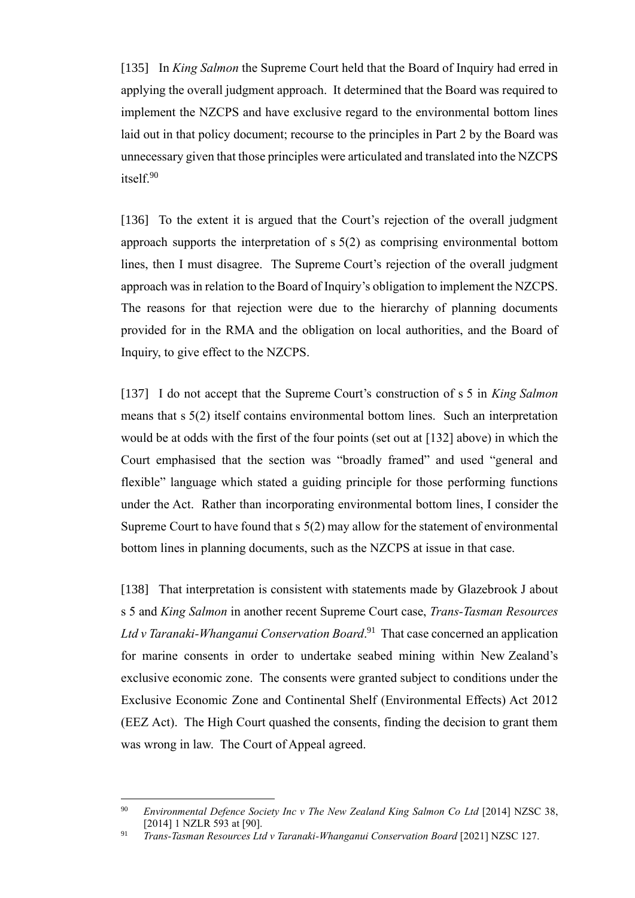[135] In *King Salmon* the Supreme Court held that the Board of Inquiry had erred in applying the overall judgment approach. It determined that the Board was required to implement the NZCPS and have exclusive regard to the environmental bottom lines laid out in that policy document; recourse to the principles in Part 2 by the Board was unnecessary given that those principles were articulated and translated into the NZCPS itself.[90]

[136] To the extent it is argued that the Court's rejection of the overall judgment approach supports the interpretation of s 5(2) as comprising environmental bottom lines, then I must disagree. The Supreme Court's rejection of the overall judgment approach was in relation to the Board of Inquiry's obligation to implement the NZCPS. The reasons for that rejection were due to the hierarchy of planning documents provided for in the RMA and the obligation on local authorities, and the Board of Inquiry, to give effect to the NZCPS.

[137] I do not accept that the Supreme Court's construction of s 5 in *King Salmon* means that s 5(2) itself contains environmental bottom lines. Such an interpretation would be at odds with the first of the four points (set out at [132] above) in which the Court emphasised that the section was "broadly framed" and used "general and flexible" language which stated a guiding principle for those performing functions under the Act. Rather than incorporating environmental bottom lines, I consider the Supreme Court to have found that s 5(2) may allow for the statement of environmental bottom lines in planning documents, such as the NZCPS at issue in that case.

[138] That interpretation is consistent with statements made by Glazebrook J about s 5 and *King Salmon* in another recent Supreme Court case, *Trans-Tasman Resources Ltd v Taranaki-Whanganui Conservation Board*.[91] That case concerned an application for marine consents in order to undertake seabed mining within New Zealand's exclusive economic zone. The consents were granted subject to conditions under the Exclusive Economic Zone and Continental Shelf (Environmental Effects) Act 2012 (EEZ Act). The High Court quashed the consents, finding the decision to grant them was wrong in law. The Court of Appeal agreed.

---

[90] *Environmental Defence Society Inc v The New Zealand King Salmon Co Ltd* [2014] NZSC 38, [2014] 1 NZLR 593 at [90].

[91] *Trans-Tasman Resources Ltd v Taranaki-Whanganui Conservation Board* [2021] NZSC 127.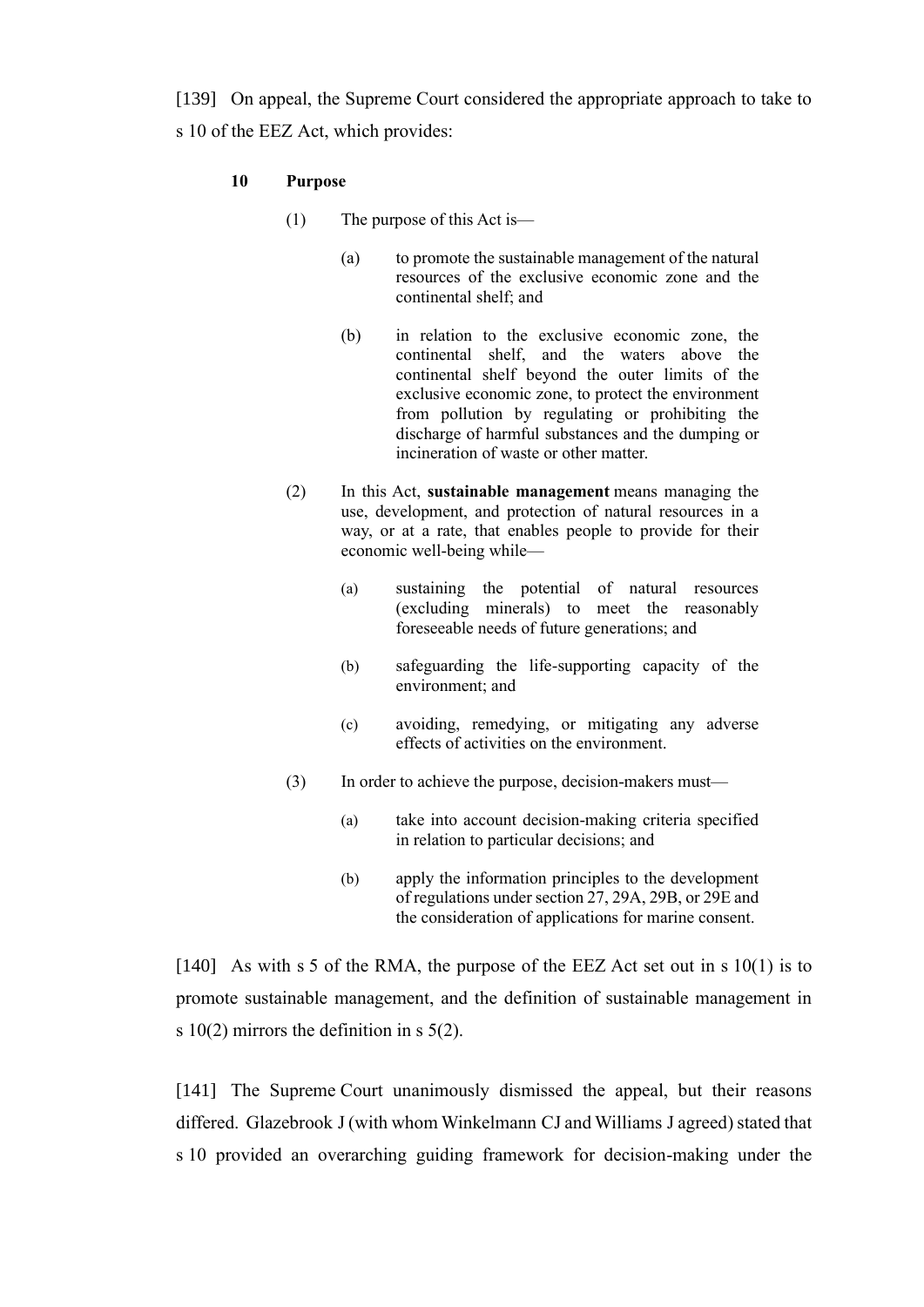[139] On appeal, the Supreme Court considered the appropriate approach to take to s 10 of the EEZ Act, which provides:

> **10 Purpose**
>
> (1) The purpose of this Act is—
>
> (a) to promote the sustainable management of the natural resources of the exclusive economic zone and the continental shelf; and
>
> (b) in relation to the exclusive economic zone, the continental shelf, and the waters above the continental shelf beyond the outer limits of the exclusive economic zone, to protect the environment from pollution by regulating or prohibiting the discharge of harmful substances and the dumping or incineration of waste or other matter.
>
> (2) In this Act, **sustainable management** means managing the use, development, and protection of natural resources in a way, or at a rate, that enables people to provide for their economic well-being while—
>
> (a) sustaining the potential of natural resources (excluding minerals) to meet the reasonably foreseeable needs of future generations; and
>
> (b) safeguarding the life-supporting capacity of the environment; and
>
> (c) avoiding, remedying, or mitigating any adverse effects of activities on the environment.
>
> (3) In order to achieve the purpose, decision-makers must—
>
> (a) take into account decision-making criteria specified in relation to particular decisions; and
>
> (b) apply the information principles to the development of regulations under section 27, 29A, 29B, or 29E and the consideration of applications for marine consent.

[140] As with s 5 of the RMA, the purpose of the EEZ Act set out in s 10(1) is to promote sustainable management, and the definition of sustainable management in s 10(2) mirrors the definition in s 5(2).

[141] The Supreme Court unanimously dismissed the appeal, but their reasons differed. Glazebrook J (with whom Winkelmann CJ and Williams J agreed) stated that s 10 provided an overarching guiding framework for decision-making under the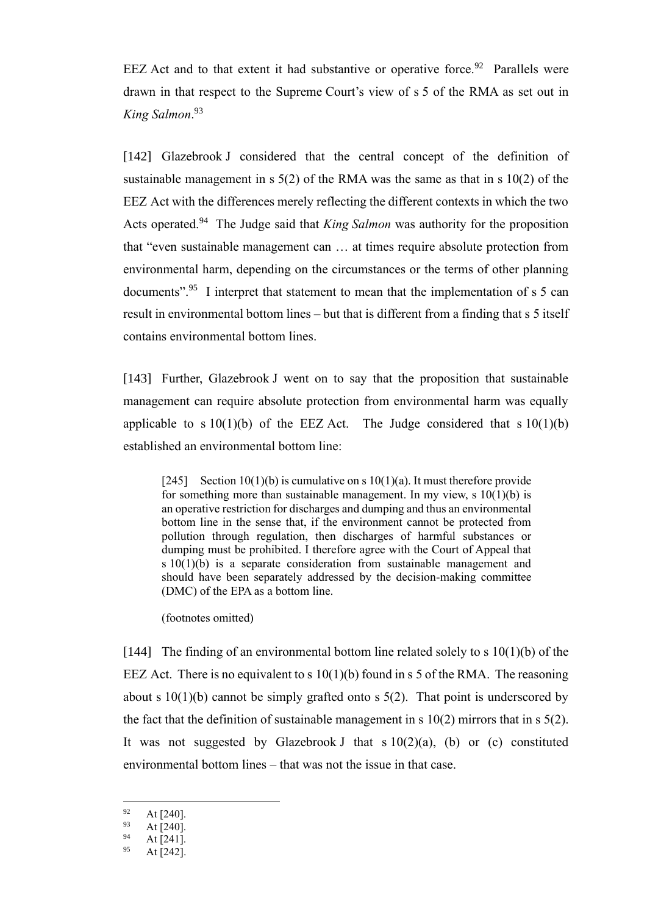EEZ Act and to that extent it had substantive or operative force.[92] Parallels were drawn in that respect to the Supreme Court's view of s 5 of the RMA as set out in *King Salmon*.[93]

[142] Glazebrook J considered that the central concept of the definition of sustainable management in s 5(2) of the RMA was the same as that in s 10(2) of the EEZ Act with the differences merely reflecting the different contexts in which the two Acts operated.[94] The Judge said that *King Salmon* was authority for the proposition that "even sustainable management can … at times require absolute protection from environmental harm, depending on the circumstances or the terms of other planning documents".[95] I interpret that statement to mean that the implementation of s 5 can result in environmental bottom lines – but that is different from a finding that s 5 itself contains environmental bottom lines.

[143] Further, Glazebrook J went on to say that the proposition that sustainable management can require absolute protection from environmental harm was equally applicable to s 10(1)(b) of the EEZ Act. The Judge considered that s 10(1)(b) established an environmental bottom line:

> [245] Section 10(1)(b) is cumulative on s 10(1)(a). It must therefore provide for something more than sustainable management. In my view, s 10(1)(b) is an operative restriction for discharges and dumping and thus an environmental bottom line in the sense that, if the environment cannot be protected from pollution through regulation, then discharges of harmful substances or dumping must be prohibited. I therefore agree with the Court of Appeal that s 10(1)(b) is a separate consideration from sustainable management and should have been separately addressed by the decision-making committee (DMC) of the EPA as a bottom line.
>
> (footnotes omitted)

[144] The finding of an environmental bottom line related solely to s 10(1)(b) of the EEZ Act. There is no equivalent to s 10(1)(b) found in s 5 of the RMA. The reasoning about s 10(1)(b) cannot be simply grafted onto s 5(2). That point is underscored by the fact that the definition of sustainable management in s 10(2) mirrors that in s 5(2). It was not suggested by Glazebrook J that s 10(2)(a), (b) or (c) constituted environmental bottom lines – that was not the issue in that case.

---

[92] At [240].

[93] At [240].

[94] At [241].

[95] At [242].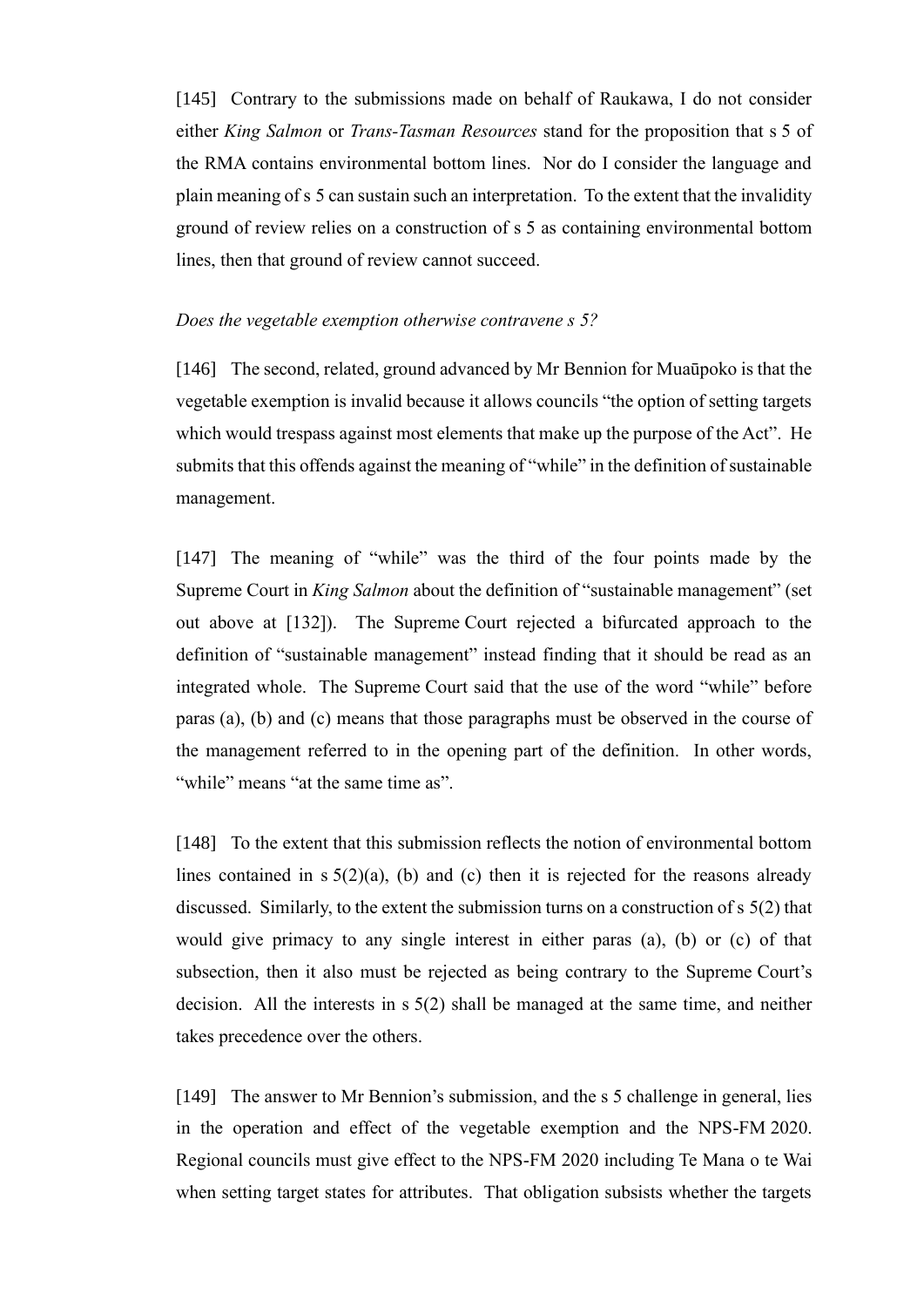[145] Contrary to the submissions made on behalf of Raukawa, I do not consider either *King Salmon* or *Trans-Tasman Resources* stand for the proposition that s 5 of the RMA contains environmental bottom lines. Nor do I consider the language and plain meaning of s 5 can sustain such an interpretation. To the extent that the invalidity ground of review relies on a construction of s 5 as containing environmental bottom lines, then that ground of review cannot succeed.

*Does the vegetable exemption otherwise contravene s 5?*

[146] The second, related, ground advanced by Mr Bennion for Muaūpoko is that the vegetable exemption is invalid because it allows councils "the option of setting targets which would trespass against most elements that make up the purpose of the Act". He submits that this offends against the meaning of "while" in the definition of sustainable management.

[147] The meaning of "while" was the third of the four points made by the Supreme Court in *King Salmon* about the definition of "sustainable management" (set out above at [132]). The Supreme Court rejected a bifurcated approach to the definition of "sustainable management" instead finding that it should be read as an integrated whole. The Supreme Court said that the use of the word "while" before paras (a), (b) and (c) means that those paragraphs must be observed in the course of the management referred to in the opening part of the definition. In other words, "while" means "at the same time as".

[148] To the extent that this submission reflects the notion of environmental bottom lines contained in s 5(2)(a), (b) and (c) then it is rejected for the reasons already discussed. Similarly, to the extent the submission turns on a construction of s 5(2) that would give primacy to any single interest in either paras (a), (b) or (c) of that subsection, then it also must be rejected as being contrary to the Supreme Court's decision. All the interests in s 5(2) shall be managed at the same time, and neither takes precedence over the others.

[149] The answer to Mr Bennion's submission, and the s 5 challenge in general, lies in the operation and effect of the vegetable exemption and the NPS-FM 2020. Regional councils must give effect to the NPS-FM 2020 including Te Mana o te Wai when setting target states for attributes. That obligation subsists whether the targets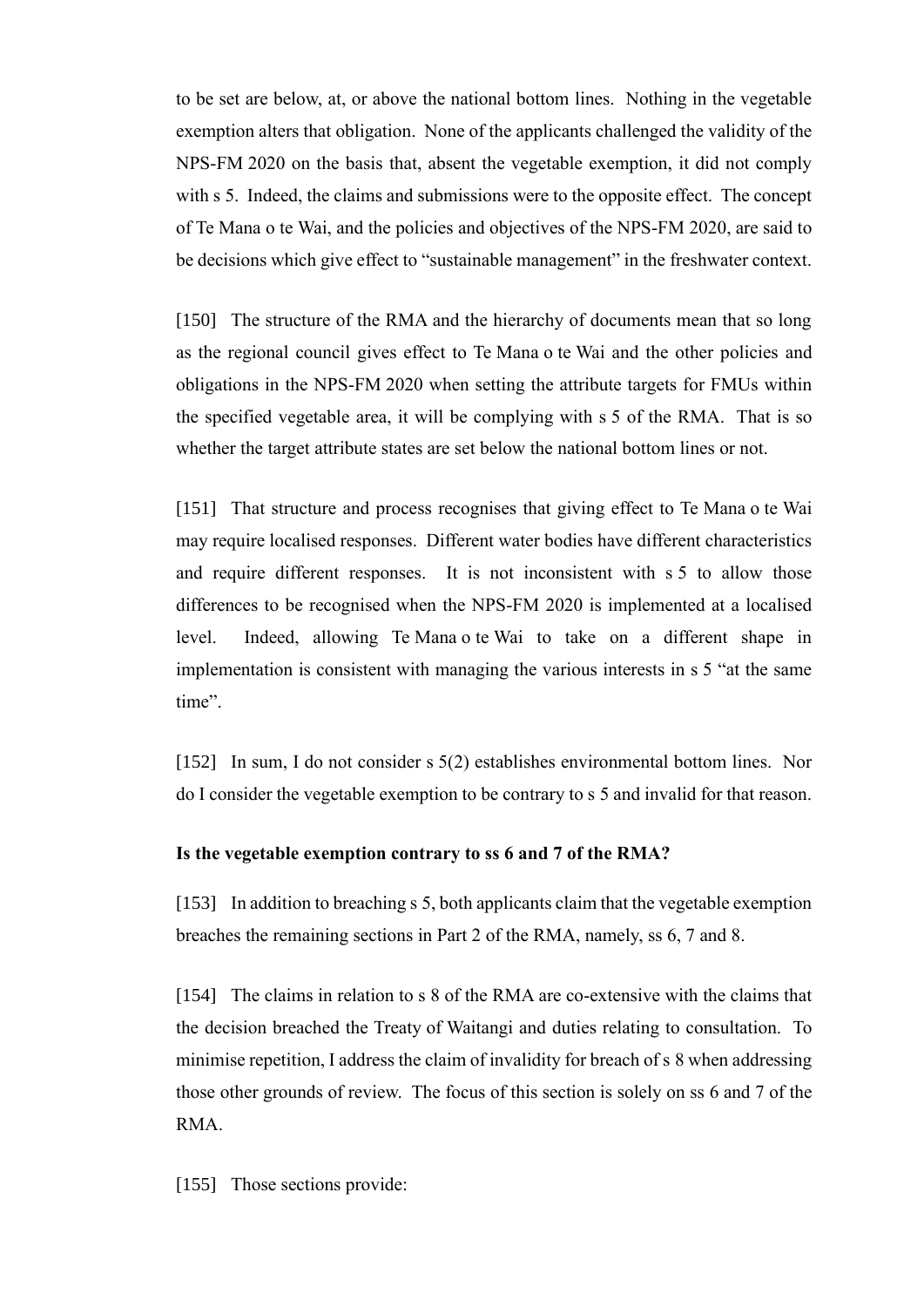to be set are below, at, or above the national bottom lines. Nothing in the vegetable exemption alters that obligation. None of the applicants challenged the validity of the NPS-FM 2020 on the basis that, absent the vegetable exemption, it did not comply with s 5. Indeed, the claims and submissions were to the opposite effect. The concept of Te Mana o te Wai, and the policies and objectives of the NPS-FM 2020, are said to be decisions which give effect to "sustainable management" in the freshwater context.

[150] The structure of the RMA and the hierarchy of documents mean that so long as the regional council gives effect to Te Mana o te Wai and the other policies and obligations in the NPS-FM 2020 when setting the attribute targets for FMUs within the specified vegetable area, it will be complying with s 5 of the RMA. That is so whether the target attribute states are set below the national bottom lines or not.

[151] That structure and process recognises that giving effect to Te Mana o te Wai may require localised responses. Different water bodies have different characteristics and require different responses. It is not inconsistent with s 5 to allow those differences to be recognised when the NPS-FM 2020 is implemented at a localised level. Indeed, allowing Te Mana o te Wai to take on a different shape in implementation is consistent with managing the various interests in s 5 "at the same time".

[152] In sum, I do not consider s 5(2) establishes environmental bottom lines. Nor do I consider the vegetable exemption to be contrary to s 5 and invalid for that reason.

**Is the vegetable exemption contrary to ss 6 and 7 of the RMA?**

[153] In addition to breaching s 5, both applicants claim that the vegetable exemption breaches the remaining sections in Part 2 of the RMA, namely, ss 6, 7 and 8.

[154] The claims in relation to s 8 of the RMA are co-extensive with the claims that the decision breached the Treaty of Waitangi and duties relating to consultation. To minimise repetition, I address the claim of invalidity for breach of s 8 when addressing those other grounds of review. The focus of this section is solely on ss 6 and 7 of the RMA.

[155] Those sections provide: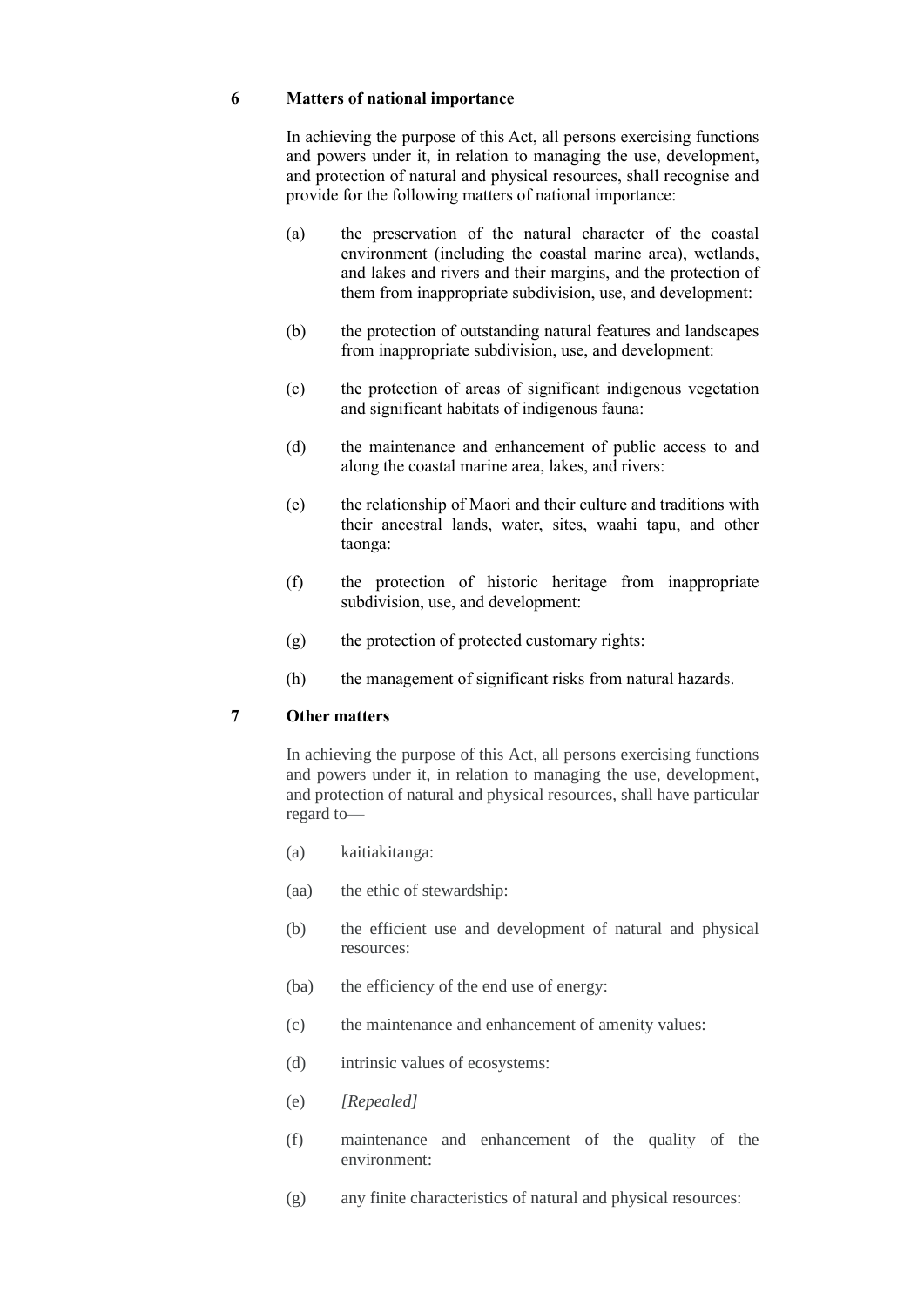## 6 Matters of national importance

In achieving the purpose of this Act, all persons exercising functions and powers under it, in relation to managing the use, development, and protection of natural and physical resources, shall recognise and provide for the following matters of national importance:

(a) the preservation of the natural character of the coastal environment (including the coastal marine area), wetlands, and lakes and rivers and their margins, and the protection of them from inappropriate subdivision, use, and development:

(b) the protection of outstanding natural features and landscapes from inappropriate subdivision, use, and development:

(c) the protection of areas of significant indigenous vegetation and significant habitats of indigenous fauna:

(d) the maintenance and enhancement of public access to and along the coastal marine area, lakes, and rivers:

(e) the relationship of Maori and their culture and traditions with their ancestral lands, water, sites, waahi tapu, and other taonga:

(f) the protection of historic heritage from inappropriate subdivision, use, and development:

(g) the protection of protected customary rights:

(h) the management of significant risks from natural hazards.

## 7 Other matters

In achieving the purpose of this Act, all persons exercising functions and powers under it, in relation to managing the use, development, and protection of natural and physical resources, shall have particular regard to—

(a) kaitiakitanga:

(aa) the ethic of stewardship:

(b) the efficient use and development of natural and physical resources:

(ba) the efficiency of the end use of energy:

(c) the maintenance and enhancement of amenity values:

(d) intrinsic values of ecosystems:

(e) *[Repealed]*

(f) maintenance and enhancement of the quality of the environment:

(g) any finite characteristics of natural and physical resources: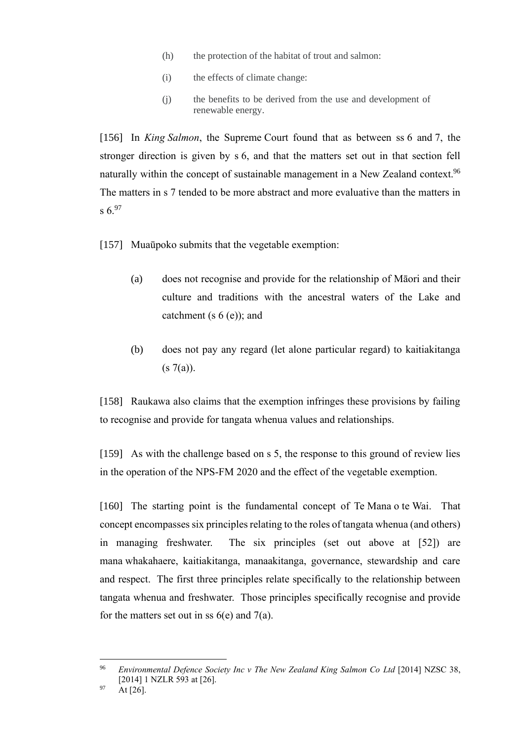(h) the protection of the habitat of trout and salmon:

(i) the effects of climate change:

(j) the benefits to be derived from the use and development of renewable energy.

[156] In *King Salmon*, the Supreme Court found that as between ss 6 and 7, the stronger direction is given by s 6, and that the matters set out in that section fell naturally within the concept of sustainable management in a New Zealand context.[96] The matters in s 7 tended to be more abstract and more evaluative than the matters in s 6.[97]

[157] Muaūpoko submits that the vegetable exemption:

(a) does not recognise and provide for the relationship of Māori and their culture and traditions with the ancestral waters of the Lake and catchment (s 6 (e)); and

(b) does not pay any regard (let alone particular regard) to kaitiakitanga (s 7(a)).

[158] Raukawa also claims that the exemption infringes these provisions by failing to recognise and provide for tangata whenua values and relationships.

[159] As with the challenge based on s 5, the response to this ground of review lies in the operation of the NPS-FM 2020 and the effect of the vegetable exemption.

[160] The starting point is the fundamental concept of Te Mana o te Wai. That concept encompasses six principles relating to the roles of tangata whenua (and others) in managing freshwater. The six principles (set out above at [52]) are mana whakahaere, kaitiakitanga, manaakitanga, governance, stewardship and care and respect. The first three principles relate specifically to the relationship between tangata whenua and freshwater. Those principles specifically recognise and provide for the matters set out in ss 6(e) and 7(a).

---

[96] *Environmental Defence Society Inc v The New Zealand King Salmon Co Ltd* [2014] NZSC 38, [2014] 1 NZLR 593 at [26].

[97] At [26].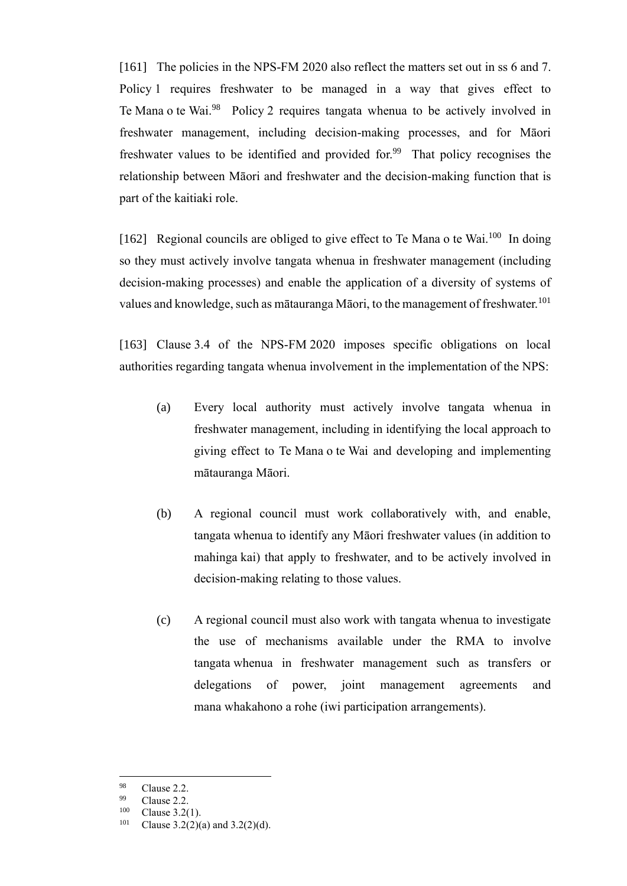[161] The policies in the NPS-FM 2020 also reflect the matters set out in ss 6 and 7. Policy 1 requires freshwater to be managed in a way that gives effect to Te Mana o te Wai.[98] Policy 2 requires tangata whenua to be actively involved in freshwater management, including decision-making processes, and for Māori freshwater values to be identified and provided for.[99] That policy recognises the relationship between Māori and freshwater and the decision-making function that is part of the kaitiaki role.

[162] Regional councils are obliged to give effect to Te Mana o te Wai.[100] In doing so they must actively involve tangata whenua in freshwater management (including decision-making processes) and enable the application of a diversity of systems of values and knowledge, such as mātauranga Māori, to the management of freshwater.[101]

[163] Clause 3.4 of the NPS-FM 2020 imposes specific obligations on local authorities regarding tangata whenua involvement in the implementation of the NPS:

(a) Every local authority must actively involve tangata whenua in freshwater management, including in identifying the local approach to giving effect to Te Mana o te Wai and developing and implementing mātauranga Māori.

(b) A regional council must work collaboratively with, and enable, tangata whenua to identify any Māori freshwater values (in addition to mahinga kai) that apply to freshwater, and to be actively involved in decision-making relating to those values.

(c) A regional council must also work with tangata whenua to investigate the use of mechanisms available under the RMA to involve tangata whenua in freshwater management such as transfers or delegations of power, joint management agreements and mana whakahono a rohe (iwi participation arrangements).

---

[98] Clause 2.2.

[99] Clause 2.2.

[100] Clause 3.2(1).

[101] Clause 3.2(2)(a) and 3.2(2)(d).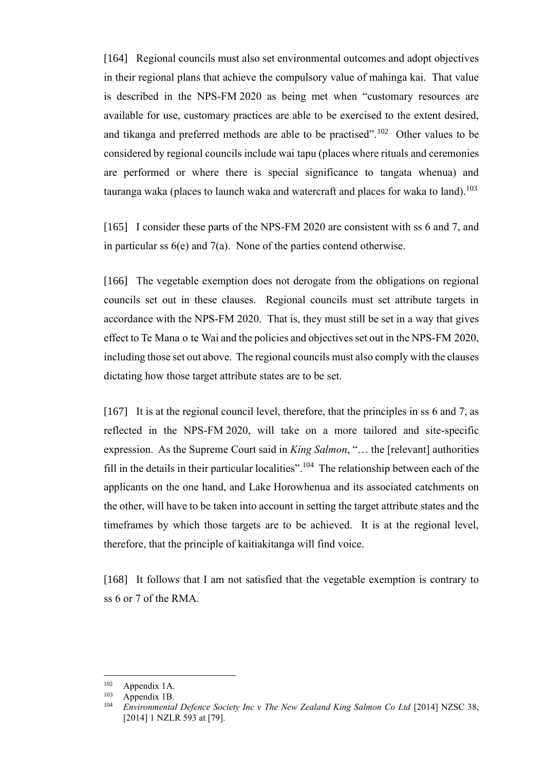[164] Regional councils must also set environmental outcomes and adopt objectives in their regional plans that achieve the compulsory value of mahinga kai. That value is described in the NPS-FM 2020 as being met when "customary resources are available for use, customary practices are able to be exercised to the extent desired, and tikanga and preferred methods are able to be practised".[102] Other values to be considered by regional councils include wai tapu (places where rituals and ceremonies are performed or where there is special significance to tangata whenua) and tauranga waka (places to launch waka and watercraft and places for waka to land).[103]

[165] I consider these parts of the NPS-FM 2020 are consistent with ss 6 and 7, and in particular ss 6(e) and 7(a). None of the parties contend otherwise.

[166] The vegetable exemption does not derogate from the obligations on regional councils set out in these clauses. Regional councils must set attribute targets in accordance with the NPS-FM 2020. That is, they must still be set in a way that gives effect to Te Mana o te Wai and the policies and objectives set out in the NPS-FM 2020, including those set out above. The regional councils must also comply with the clauses dictating how those target attribute states are to be set.

[167] It is at the regional council level, therefore, that the principles in ss 6 and 7, as reflected in the NPS-FM 2020, will take on a more tailored and site-specific expression. As the Supreme Court said in *King Salmon*, "… the [relevant] authorities fill in the details in their particular localities".[104] The relationship between each of the applicants on the one hand, and Lake Horowhenua and its associated catchments on the other, will have to be taken into account in setting the target attribute states and the timeframes by which those targets are to be achieved. It is at the regional level, therefore, that the principle of kaitiakitanga will find voice.

[168] It follows that I am not satisfied that the vegetable exemption is contrary to ss 6 or 7 of the RMA.

---

[102] Appendix 1A.

[103] Appendix 1B.

[104] *Environmental Defence Society Inc v The New Zealand King Salmon Co Ltd* [2014] NZSC 38, [2014] 1 NZLR 593 at [79].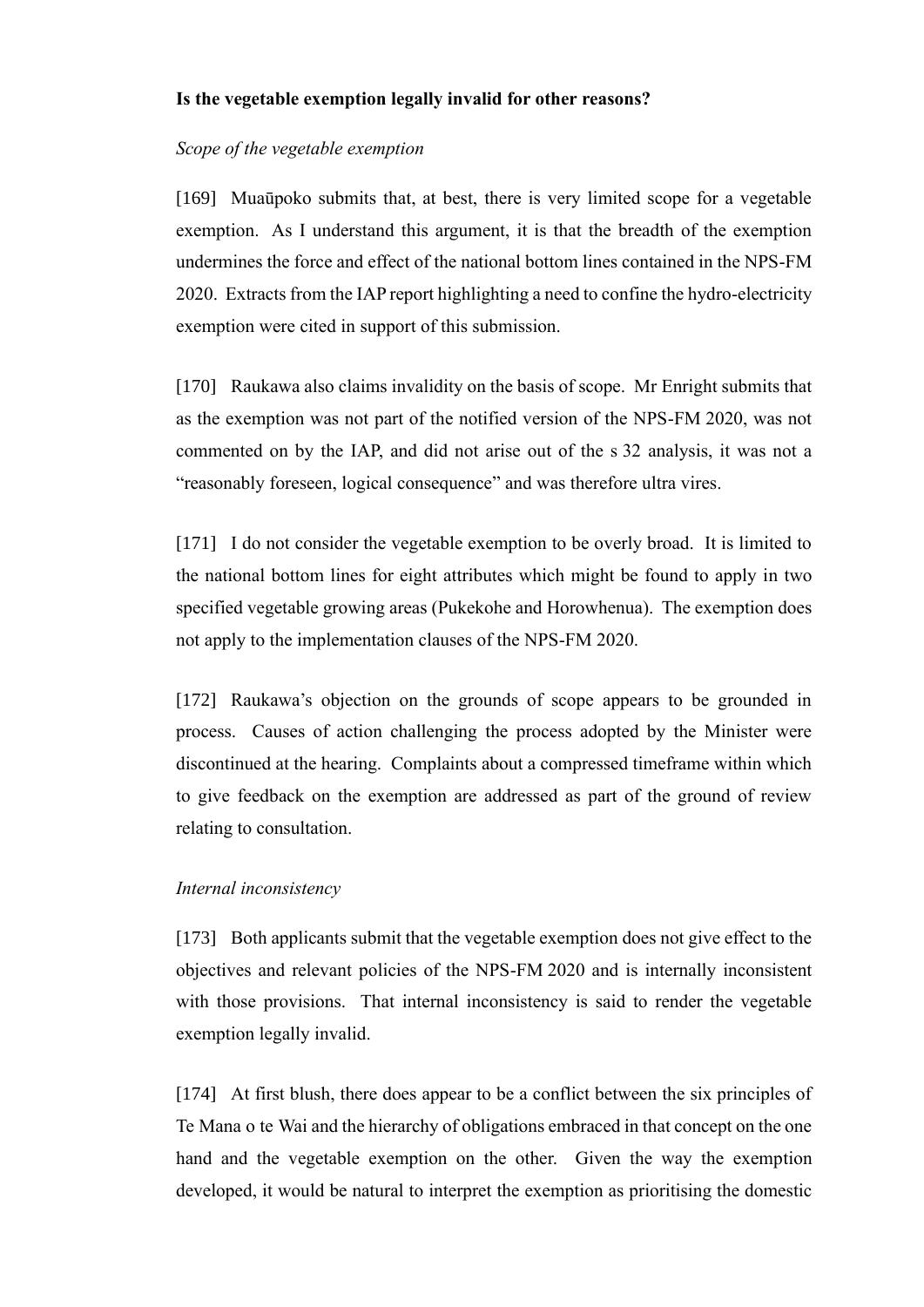**Is the vegetable exemption legally invalid for other reasons?**

*Scope of the vegetable exemption*

[169] Muaūpoko submits that, at best, there is very limited scope for a vegetable exemption. As I understand this argument, it is that the breadth of the exemption undermines the force and effect of the national bottom lines contained in the NPS-FM 2020. Extracts from the IAP report highlighting a need to confine the hydro-electricity exemption were cited in support of this submission.

[170] Raukawa also claims invalidity on the basis of scope. Mr Enright submits that as the exemption was not part of the notified version of the NPS-FM 2020, was not commented on by the IAP, and did not arise out of the s 32 analysis, it was not a "reasonably foreseen, logical consequence" and was therefore ultra vires.

[171] I do not consider the vegetable exemption to be overly broad. It is limited to the national bottom lines for eight attributes which might be found to apply in two specified vegetable growing areas (Pukekohe and Horowhenua). The exemption does not apply to the implementation clauses of the NPS-FM 2020.

[172] Raukawa's objection on the grounds of scope appears to be grounded in process. Causes of action challenging the process adopted by the Minister were discontinued at the hearing. Complaints about a compressed timeframe within which to give feedback on the exemption are addressed as part of the ground of review relating to consultation.

*Internal inconsistency*

[173] Both applicants submit that the vegetable exemption does not give effect to the objectives and relevant policies of the NPS-FM 2020 and is internally inconsistent with those provisions. That internal inconsistency is said to render the vegetable exemption legally invalid.

[174] At first blush, there does appear to be a conflict between the six principles of Te Mana o te Wai and the hierarchy of obligations embraced in that concept on the one hand and the vegetable exemption on the other. Given the way the exemption developed, it would be natural to interpret the exemption as prioritising the domestic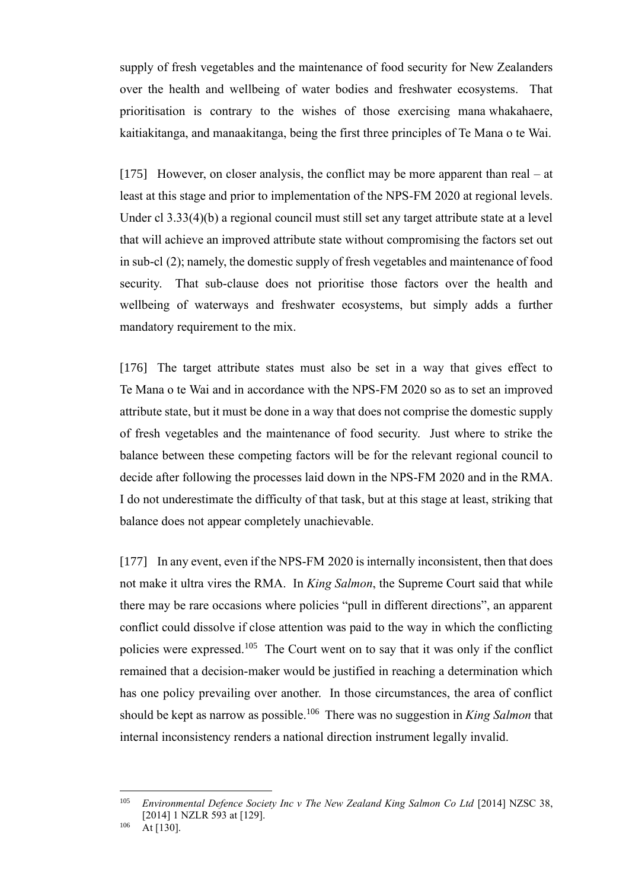supply of fresh vegetables and the maintenance of food security for New Zealanders over the health and wellbeing of water bodies and freshwater ecosystems. That prioritisation is contrary to the wishes of those exercising mana whakahaere, kaitiakitanga, and manaakitanga, being the first three principles of Te Mana o te Wai.

[175] However, on closer analysis, the conflict may be more apparent than real – at least at this stage and prior to implementation of the NPS-FM 2020 at regional levels. Under cl 3.33(4)(b) a regional council must still set any target attribute state at a level that will achieve an improved attribute state without compromising the factors set out in sub-cl (2); namely, the domestic supply of fresh vegetables and maintenance of food security. That sub-clause does not prioritise those factors over the health and wellbeing of waterways and freshwater ecosystems, but simply adds a further mandatory requirement to the mix.

[176] The target attribute states must also be set in a way that gives effect to Te Mana o te Wai and in accordance with the NPS-FM 2020 so as to set an improved attribute state, but it must be done in a way that does not comprise the domestic supply of fresh vegetables and the maintenance of food security. Just where to strike the balance between these competing factors will be for the relevant regional council to decide after following the processes laid down in the NPS-FM 2020 and in the RMA. I do not underestimate the difficulty of that task, but at this stage at least, striking that balance does not appear completely unachievable.

[177] In any event, even if the NPS-FM 2020 is internally inconsistent, then that does not make it ultra vires the RMA. In *King Salmon*, the Supreme Court said that while there may be rare occasions where policies "pull in different directions", an apparent conflict could dissolve if close attention was paid to the way in which the conflicting policies were expressed.[105] The Court went on to say that it was only if the conflict remained that a decision-maker would be justified in reaching a determination which has one policy prevailing over another. In those circumstances, the area of conflict should be kept as narrow as possible.[106] There was no suggestion in *King Salmon* that internal inconsistency renders a national direction instrument legally invalid.

---

[105] *Environmental Defence Society Inc v The New Zealand King Salmon Co Ltd* [2014] NZSC 38, [2014] 1 NZLR 593 at [129].

[106] At [130].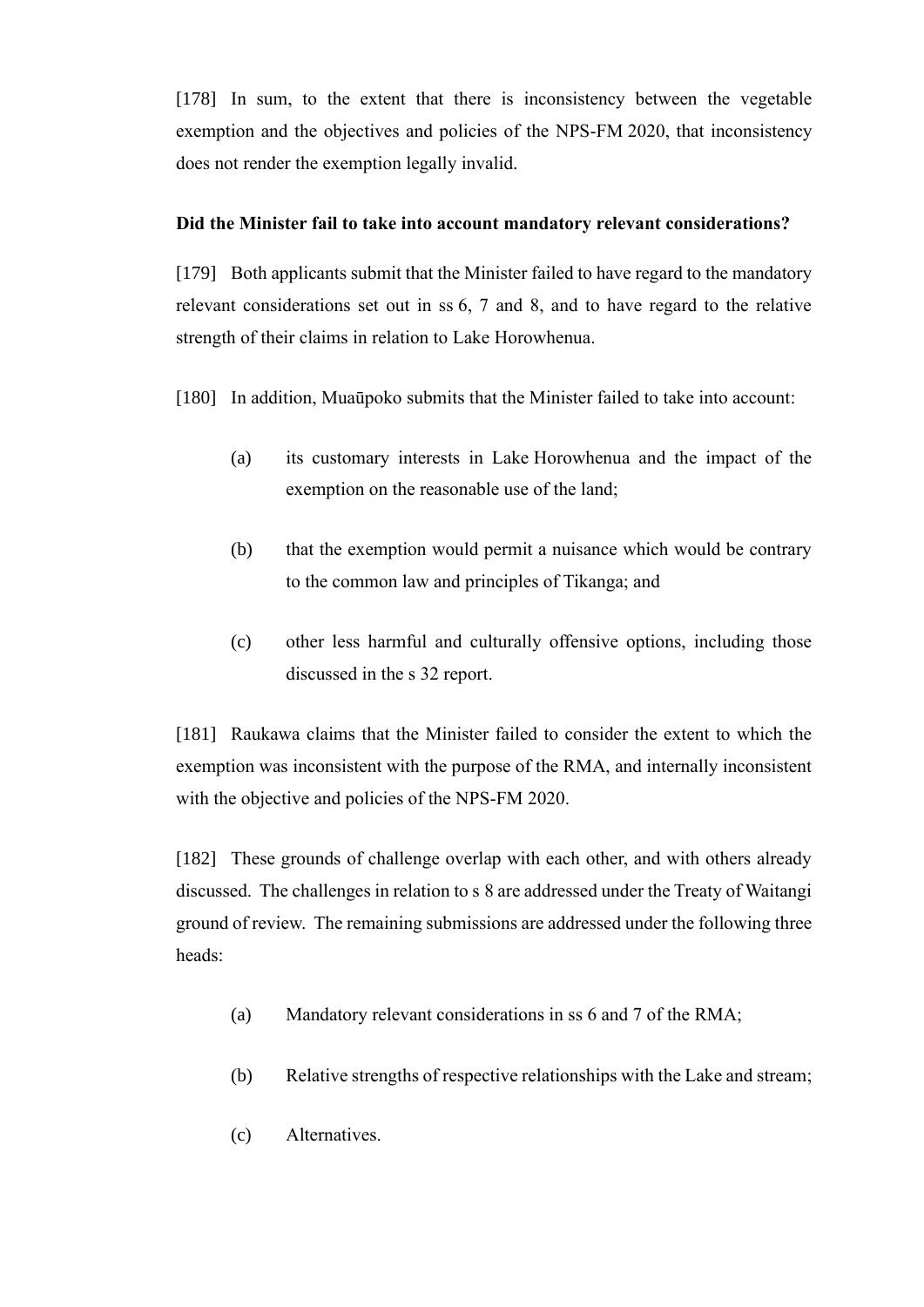[178] In sum, to the extent that there is inconsistency between the vegetable exemption and the objectives and policies of the NPS-FM 2020, that inconsistency does not render the exemption legally invalid.

**Did the Minister fail to take into account mandatory relevant considerations?**

[179] Both applicants submit that the Minister failed to have regard to the mandatory relevant considerations set out in ss 6, 7 and 8, and to have regard to the relative strength of their claims in relation to Lake Horowhenua.

[180] In addition, Muaūpoko submits that the Minister failed to take into account:

(a) its customary interests in Lake Horowhenua and the impact of the exemption on the reasonable use of the land;

(b) that the exemption would permit a nuisance which would be contrary to the common law and principles of Tikanga; and

(c) other less harmful and culturally offensive options, including those discussed in the s 32 report.

[181] Raukawa claims that the Minister failed to consider the extent to which the exemption was inconsistent with the purpose of the RMA, and internally inconsistent with the objective and policies of the NPS-FM 2020.

[182] These grounds of challenge overlap with each other, and with others already discussed. The challenges in relation to s 8 are addressed under the Treaty of Waitangi ground of review. The remaining submissions are addressed under the following three heads:

(a) Mandatory relevant considerations in ss 6 and 7 of the RMA;

(b) Relative strengths of respective relationships with the Lake and stream;

(c) Alternatives.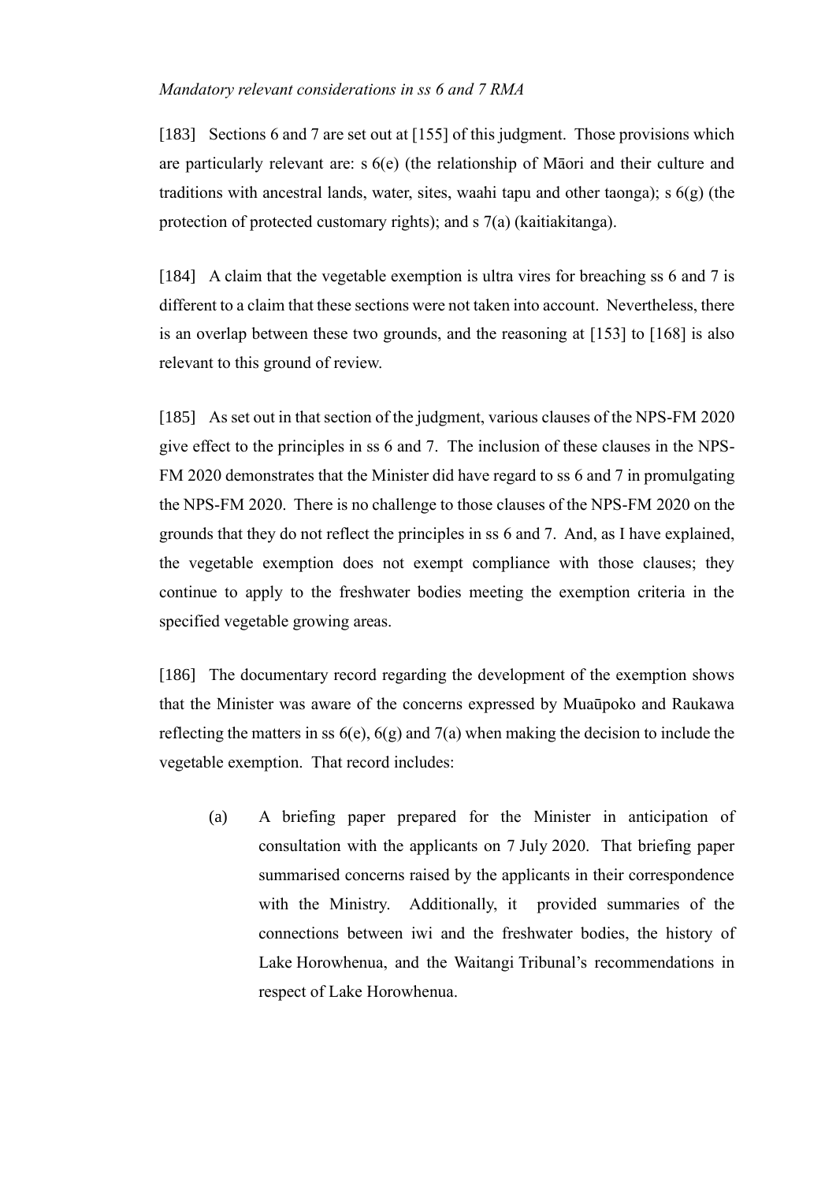*Mandatory relevant considerations in ss 6 and 7 RMA*

[183] Sections 6 and 7 are set out at [155] of this judgment. Those provisions which are particularly relevant are: s 6(e) (the relationship of Māori and their culture and traditions with ancestral lands, water, sites, waahi tapu and other taonga); s 6(g) (the protection of protected customary rights); and s 7(a) (kaitiakitanga).

[184] A claim that the vegetable exemption is ultra vires for breaching ss 6 and 7 is different to a claim that these sections were not taken into account. Nevertheless, there is an overlap between these two grounds, and the reasoning at [153] to [168] is also relevant to this ground of review.

[185] As set out in that section of the judgment, various clauses of the NPS-FM 2020 give effect to the principles in ss 6 and 7. The inclusion of these clauses in the NPS-FM 2020 demonstrates that the Minister did have regard to ss 6 and 7 in promulgating the NPS-FM 2020. There is no challenge to those clauses of the NPS-FM 2020 on the grounds that they do not reflect the principles in ss 6 and 7. And, as I have explained, the vegetable exemption does not exempt compliance with those clauses; they continue to apply to the freshwater bodies meeting the exemption criteria in the specified vegetable growing areas.

[186] The documentary record regarding the development of the exemption shows that the Minister was aware of the concerns expressed by Muaūpoko and Raukawa reflecting the matters in ss 6(e), 6(g) and 7(a) when making the decision to include the vegetable exemption. That record includes:

(a) A briefing paper prepared for the Minister in anticipation of consultation with the applicants on 7 July 2020. That briefing paper summarised concerns raised by the applicants in their correspondence with the Ministry. Additionally, it provided summaries of the connections between iwi and the freshwater bodies, the history of Lake Horowhenua, and the Waitangi Tribunal's recommendations in respect of Lake Horowhenua.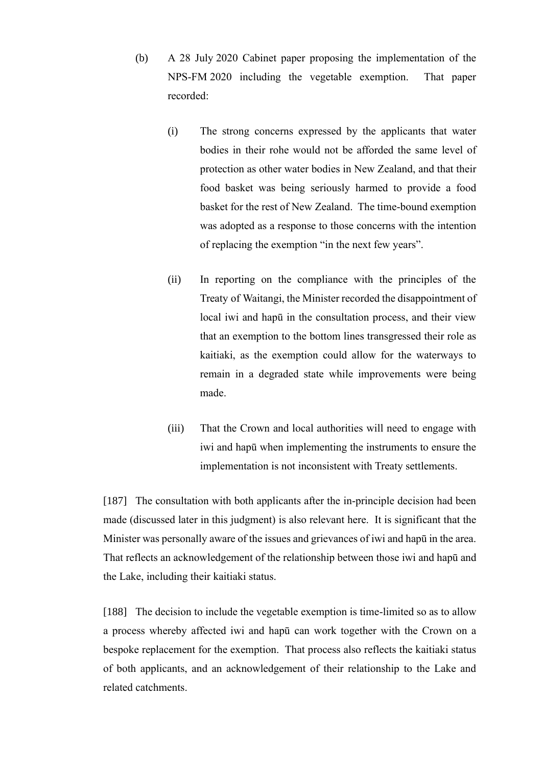(b) A 28 July 2020 Cabinet paper proposing the implementation of the NPS-FM 2020 including the vegetable exemption. That paper recorded:

   (i) The strong concerns expressed by the applicants that water bodies in their rohe would not be afforded the same level of protection as other water bodies in New Zealand, and that their food basket was being seriously harmed to provide a food basket for the rest of New Zealand. The time-bound exemption was adopted as a response to those concerns with the intention of replacing the exemption "in the next few years".

   (ii) In reporting on the compliance with the principles of the Treaty of Waitangi, the Minister recorded the disappointment of local iwi and hapū in the consultation process, and their view that an exemption to the bottom lines transgressed their role as kaitiaki, as the exemption could allow for the waterways to remain in a degraded state while improvements were being made.

   (iii) That the Crown and local authorities will need to engage with iwi and hapū when implementing the instruments to ensure the implementation is not inconsistent with Treaty settlements.

[187] The consultation with both applicants after the in-principle decision had been made (discussed later in this judgment) is also relevant here. It is significant that the Minister was personally aware of the issues and grievances of iwi and hapū in the area. That reflects an acknowledgement of the relationship between those iwi and hapū and the Lake, including their kaitiaki status.

[188] The decision to include the vegetable exemption is time-limited so as to allow a process whereby affected iwi and hapū can work together with the Crown on a bespoke replacement for the exemption. That process also reflects the kaitiaki status of both applicants, and an acknowledgement of their relationship to the Lake and related catchments.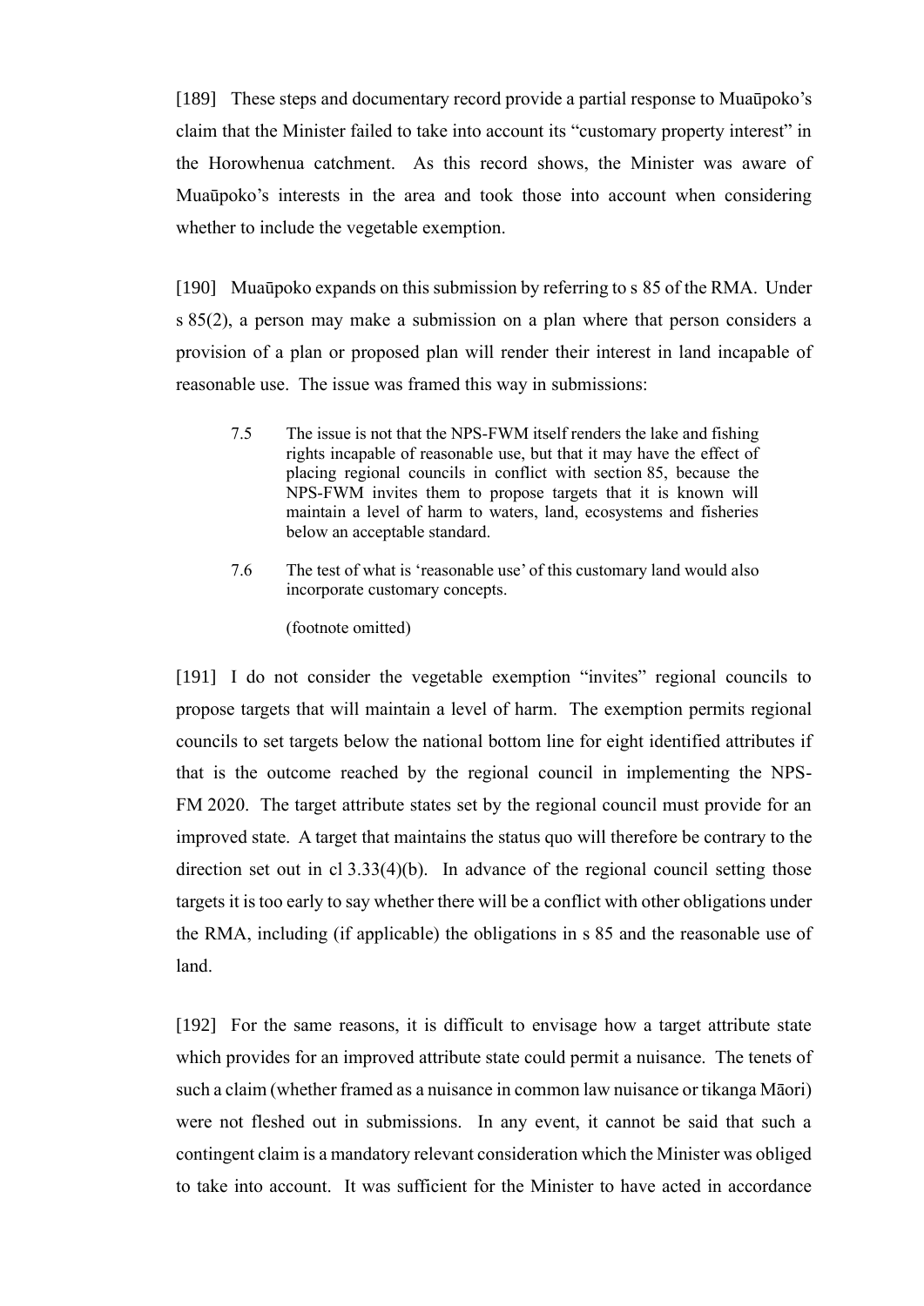[189] These steps and documentary record provide a partial response to Muaūpoko's claim that the Minister failed to take into account its "customary property interest" in the Horowhenua catchment. As this record shows, the Minister was aware of Muaūpoko's interests in the area and took those into account when considering whether to include the vegetable exemption.

[190] Muaūpoko expands on this submission by referring to s 85 of the RMA. Under s 85(2), a person may make a submission on a plan where that person considers a provision of a plan or proposed plan will render their interest in land incapable of reasonable use. The issue was framed this way in submissions:

> 7.5 The issue is not that the NPS-FWM itself renders the lake and fishing rights incapable of reasonable use, but that it may have the effect of placing regional councils in conflict with section 85, because the NPS-FWM invites them to propose targets that it is known will maintain a level of harm to waters, land, ecosystems and fisheries below an acceptable standard.
>
> 7.6 The test of what is 'reasonable use' of this customary land would also incorporate customary concepts.
>
> (footnote omitted)

[191] I do not consider the vegetable exemption "invites" regional councils to propose targets that will maintain a level of harm. The exemption permits regional councils to set targets below the national bottom line for eight identified attributes if that is the outcome reached by the regional council in implementing the NPS-FM 2020. The target attribute states set by the regional council must provide for an improved state. A target that maintains the status quo will therefore be contrary to the direction set out in cl 3.33(4)(b). In advance of the regional council setting those targets it is too early to say whether there will be a conflict with other obligations under the RMA, including (if applicable) the obligations in s 85 and the reasonable use of land.

[192] For the same reasons, it is difficult to envisage how a target attribute state which provides for an improved attribute state could permit a nuisance. The tenets of such a claim (whether framed as a nuisance in common law nuisance or tikanga Māori) were not fleshed out in submissions. In any event, it cannot be said that such a contingent claim is a mandatory relevant consideration which the Minister was obliged to take into account. It was sufficient for the Minister to have acted in accordance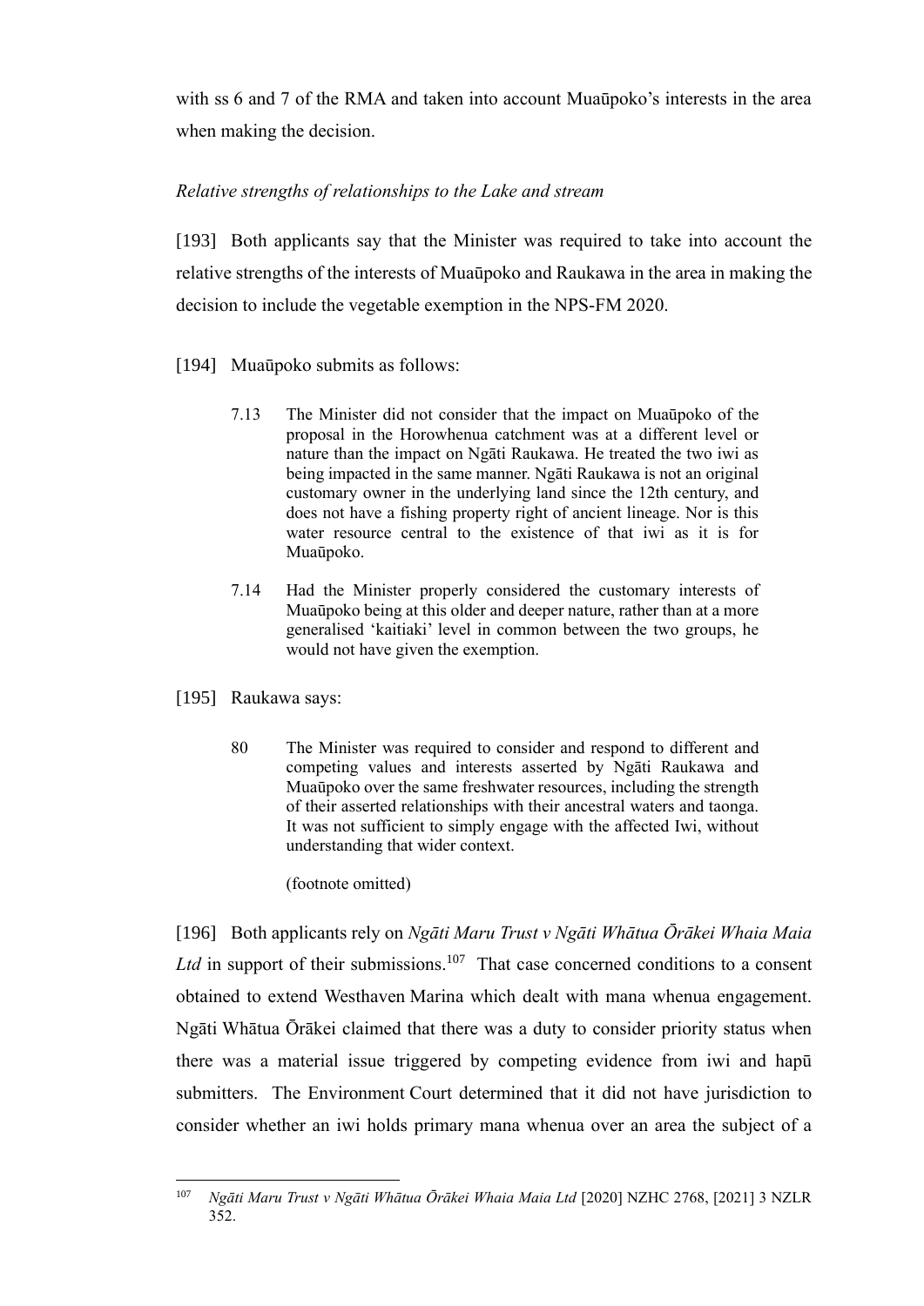with ss 6 and 7 of the RMA and taken into account Muaūpoko's interests in the area when making the decision.

*Relative strengths of relationships to the Lake and stream*

[193] Both applicants say that the Minister was required to take into account the relative strengths of the interests of Muaūpoko and Raukawa in the area in making the decision to include the vegetable exemption in the NPS-FM 2020.

[194] Muaūpoko submits as follows:

> 7.13 The Minister did not consider that the impact on Muaūpoko of the proposal in the Horowhenua catchment was at a different level or nature than the impact on Ngāti Raukawa. He treated the two iwi as being impacted in the same manner. Ngāti Raukawa is not an original customary owner in the underlying land since the 12th century, and does not have a fishing property right of ancient lineage. Nor is this water resource central to the existence of that iwi as it is for Muaūpoko.
>
> 7.14 Had the Minister properly considered the customary interests of Muaūpoko being at this older and deeper nature, rather than at a more generalised 'kaitiaki' level in common between the two groups, he would not have given the exemption.

[195] Raukawa says:

> 80 The Minister was required to consider and respond to different and competing values and interests asserted by Ngāti Raukawa and Muaūpoko over the same freshwater resources, including the strength of their asserted relationships with their ancestral waters and taonga. It was not sufficient to simply engage with the affected Iwi, without understanding that wider context.
>
> (footnote omitted)

[196] Both applicants rely on *Ngāti Maru Trust v Ngāti Whātua Ōrākei Whaia Maia Ltd* in support of their submissions.[107] That case concerned conditions to a consent obtained to extend Westhaven Marina which dealt with mana whenua engagement. Ngāti Whātua Ōrākei claimed that there was a duty to consider priority status when there was a material issue triggered by competing evidence from iwi and hapū submitters. The Environment Court determined that it did not have jurisdiction to consider whether an iwi holds primary mana whenua over an area the subject of a

[107] *Ngāti Maru Trust v Ngāti Whātua Ōrākei Whaia Maia Ltd* [2020] NZHC 2768, [2021] 3 NZLR 352.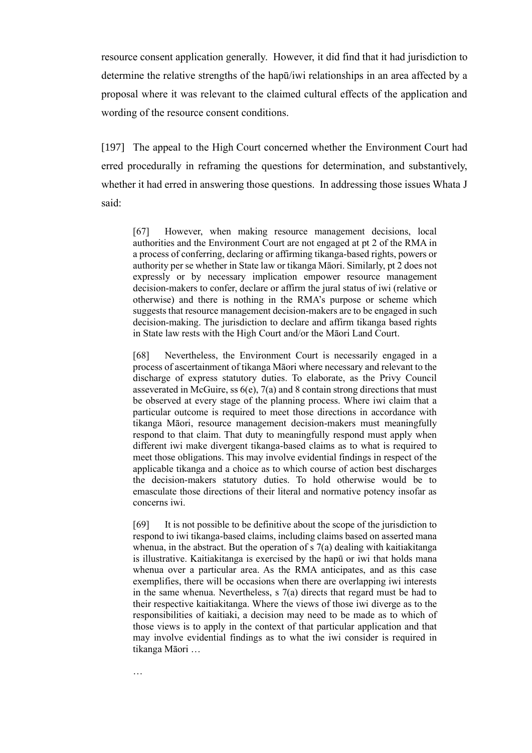resource consent application generally. However, it did find that it had jurisdiction to determine the relative strengths of the hapū/iwi relationships in an area affected by a proposal where it was relevant to the claimed cultural effects of the application and wording of the resource consent conditions.

[197] The appeal to the High Court concerned whether the Environment Court had erred procedurally in reframing the questions for determination, and substantively, whether it had erred in answering those questions. In addressing those issues Whata J said:

> [67] However, when making resource management decisions, local authorities and the Environment Court are not engaged at pt 2 of the RMA in a process of conferring, declaring or affirming tikanga-based rights, powers or authority per se whether in State law or tikanga Māori. Similarly, pt 2 does not expressly or by necessary implication empower resource management decision-makers to confer, declare or affirm the jural status of iwi (relative or otherwise) and there is nothing in the RMA's purpose or scheme which suggests that resource management decision-makers are to be engaged in such decision-making. The jurisdiction to declare and affirm tikanga based rights in State law rests with the High Court and/or the Māori Land Court.
>
> [68] Nevertheless, the Environment Court is necessarily engaged in a process of ascertainment of tikanga Māori where necessary and relevant to the discharge of express statutory duties. To elaborate, as the Privy Council asseverated in McGuire, ss 6(e), 7(a) and 8 contain strong directions that must be observed at every stage of the planning process. Where iwi claim that a particular outcome is required to meet those directions in accordance with tikanga Māori, resource management decision-makers must meaningfully respond to that claim. That duty to meaningfully respond must apply when different iwi make divergent tikanga-based claims as to what is required to meet those obligations. This may involve evidential findings in respect of the applicable tikanga and a choice as to which course of action best discharges the decision-makers statutory duties. To hold otherwise would be to emasculate those directions of their literal and normative potency insofar as concerns iwi.
>
> [69] It is not possible to be definitive about the scope of the jurisdiction to respond to iwi tikanga-based claims, including claims based on asserted mana whenua, in the abstract. But the operation of s 7(a) dealing with kaitiakitanga is illustrative. Kaitiakitanga is exercised by the hapū or iwi that holds mana whenua over a particular area. As the RMA anticipates, and as this case exemplifies, there will be occasions when there are overlapping iwi interests in the same whenua. Nevertheless, s 7(a) directs that regard must be had to their respective kaitiakitanga. Where the views of those iwi diverge as to the responsibilities of kaitiaki, a decision may need to be made as to which of those views is to apply in the context of that particular application and that may involve evidential findings as to what the iwi consider is required in tikanga Māori …
>
> …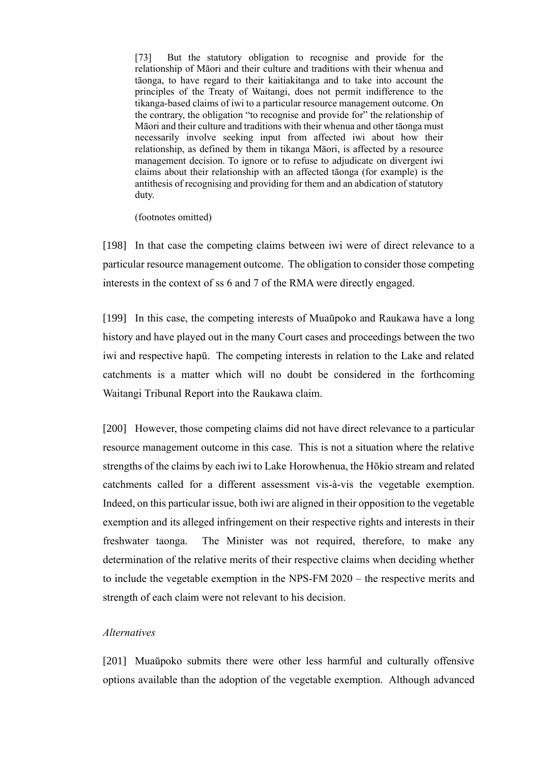> [73] But the statutory obligation to recognise and provide for the relationship of Māori and their culture and traditions with their whenua and tāonga, to have regard to their kaitiakitanga and to take into account the principles of the Treaty of Waitangi, does not permit indifference to the tikanga-based claims of iwi to a particular resource management outcome. On the contrary, the obligation "to recognise and provide for" the relationship of Māori and their culture and traditions with their whenua and other tāonga must necessarily involve seeking input from affected iwi about how their relationship, as defined by them in tikanga Māori, is affected by a resource management decision. To ignore or to refuse to adjudicate on divergent iwi claims about their relationship with an affected tāonga (for example) is the antithesis of recognising and providing for them and an abdication of statutory duty.
>
> (footnotes omitted)

[198] In that case the competing claims between iwi were of direct relevance to a particular resource management outcome. The obligation to consider those competing interests in the context of ss 6 and 7 of the RMA were directly engaged.

[199] In this case, the competing interests of Muaūpoko and Raukawa have a long history and have played out in the many Court cases and proceedings between the two iwi and respective hapū. The competing interests in relation to the Lake and related catchments is a matter which will no doubt be considered in the forthcoming Waitangi Tribunal Report into the Raukawa claim.

[200] However, those competing claims did not have direct relevance to a particular resource management outcome in this case. This is not a situation where the relative strengths of the claims by each iwi to Lake Horowhenua, the Hōkio stream and related catchments called for a different assessment vis-à-vis the vegetable exemption. Indeed, on this particular issue, both iwi are aligned in their opposition to the vegetable exemption and its alleged infringement on their respective rights and interests in their freshwater taonga. The Minister was not required, therefore, to make any determination of the relative merits of their respective claims when deciding whether to include the vegetable exemption in the NPS-FM 2020 – the respective merits and strength of each claim were not relevant to his decision.

*Alternatives*

[201] Muaūpoko submits there were other less harmful and culturally offensive options available than the adoption of the vegetable exemption. Although advanced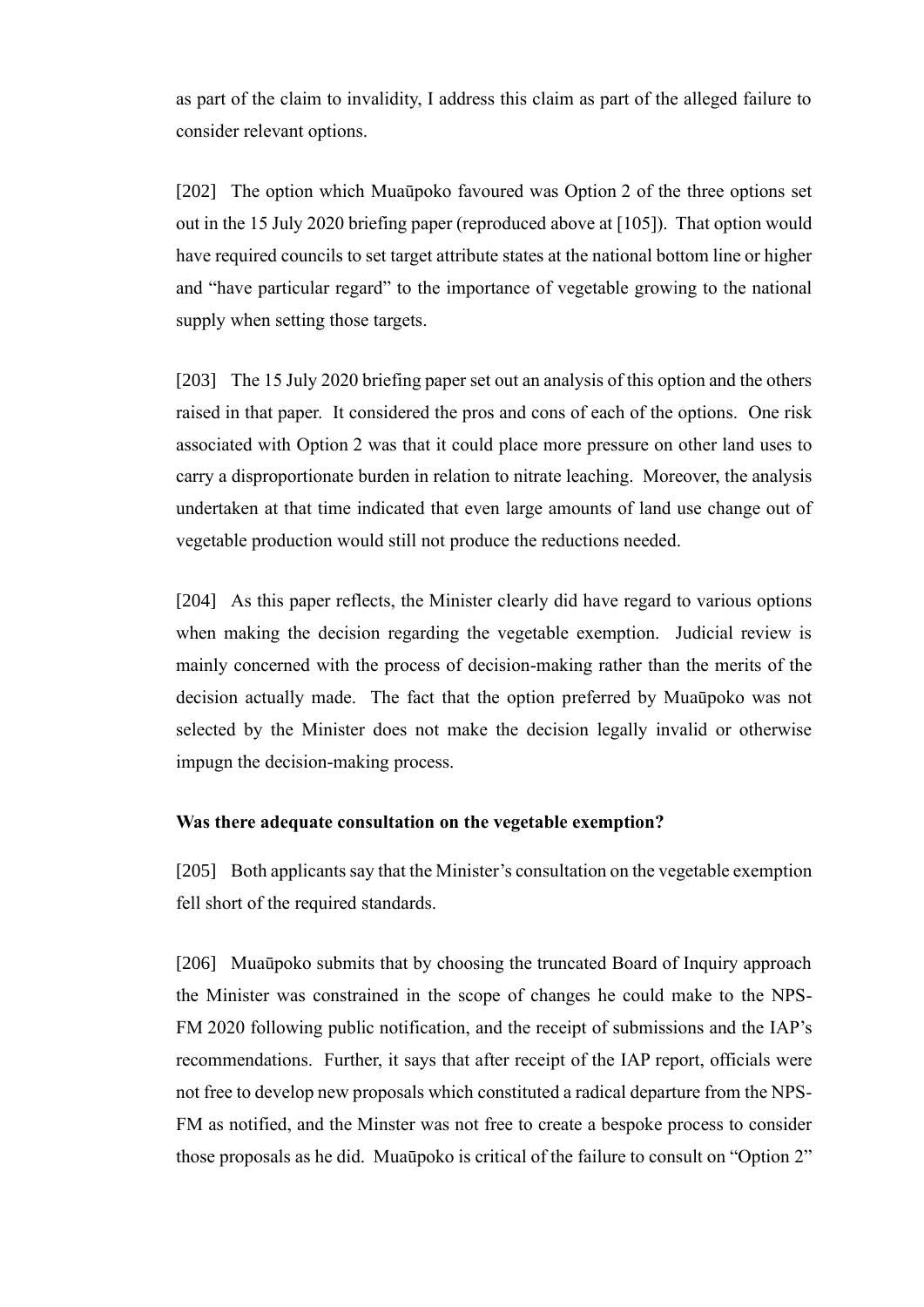as part of the claim to invalidity, I address this claim as part of the alleged failure to consider relevant options.

[202] The option which Muaūpoko favoured was Option 2 of the three options set out in the 15 July 2020 briefing paper (reproduced above at [105]). That option would have required councils to set target attribute states at the national bottom line or higher and "have particular regard" to the importance of vegetable growing to the national supply when setting those targets.

[203] The 15 July 2020 briefing paper set out an analysis of this option and the others raised in that paper. It considered the pros and cons of each of the options. One risk associated with Option 2 was that it could place more pressure on other land uses to carry a disproportionate burden in relation to nitrate leaching. Moreover, the analysis undertaken at that time indicated that even large amounts of land use change out of vegetable production would still not produce the reductions needed.

[204] As this paper reflects, the Minister clearly did have regard to various options when making the decision regarding the vegetable exemption. Judicial review is mainly concerned with the process of decision-making rather than the merits of the decision actually made. The fact that the option preferred by Muaūpoko was not selected by the Minister does not make the decision legally invalid or otherwise impugn the decision-making process.

**Was there adequate consultation on the vegetable exemption?**

[205] Both applicants say that the Minister's consultation on the vegetable exemption fell short of the required standards.

[206] Muaūpoko submits that by choosing the truncated Board of Inquiry approach the Minister was constrained in the scope of changes he could make to the NPS-FM 2020 following public notification, and the receipt of submissions and the IAP's recommendations. Further, it says that after receipt of the IAP report, officials were not free to develop new proposals which constituted a radical departure from the NPS-FM as notified, and the Minster was not free to create a bespoke process to consider those proposals as he did. Muaūpoko is critical of the failure to consult on "Option 2"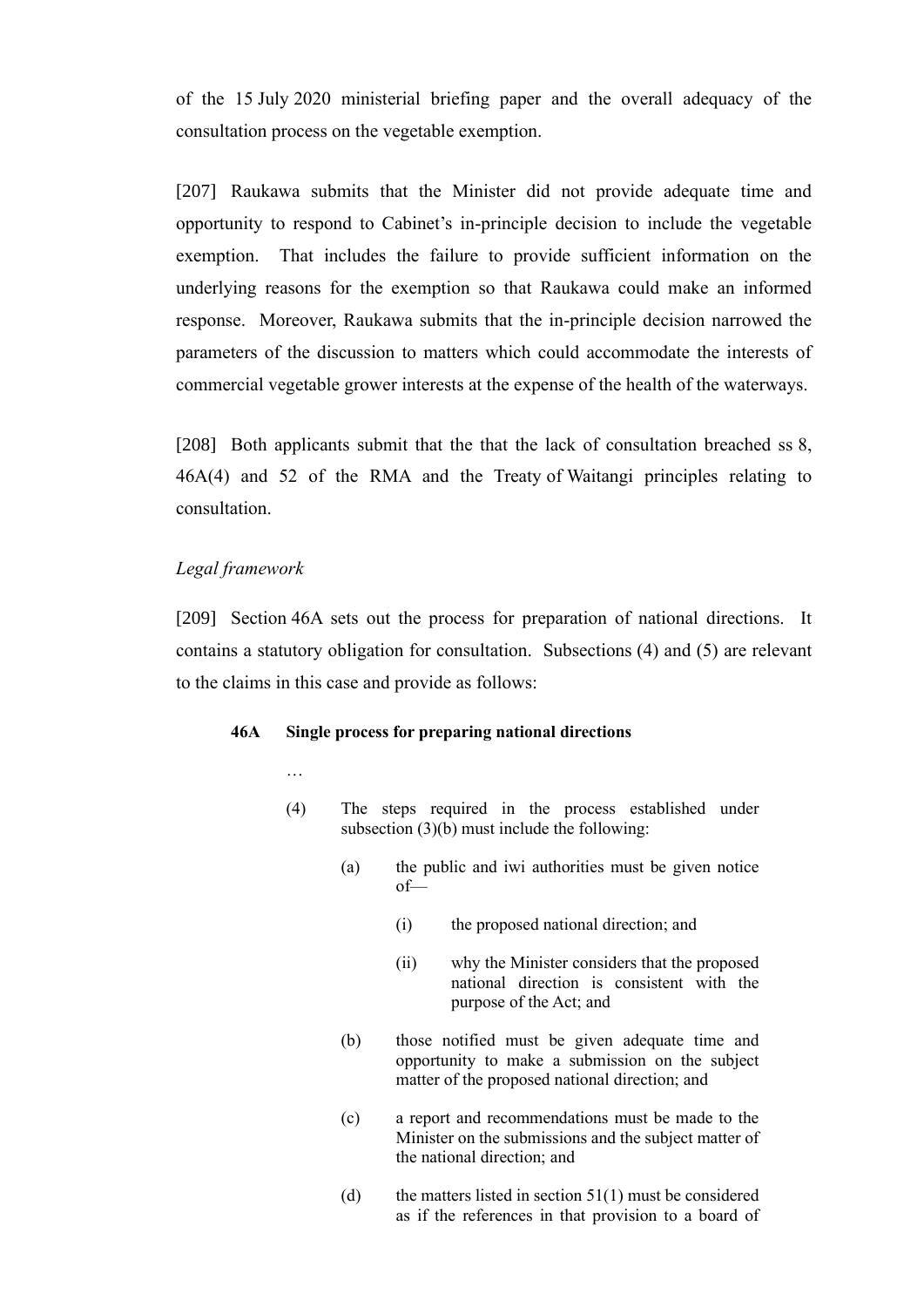of the 15 July 2020 ministerial briefing paper and the overall adequacy of the consultation process on the vegetable exemption.

[207] Raukawa submits that the Minister did not provide adequate time and opportunity to respond to Cabinet's in-principle decision to include the vegetable exemption. That includes the failure to provide sufficient information on the underlying reasons for the exemption so that Raukawa could make an informed response. Moreover, Raukawa submits that the in-principle decision narrowed the parameters of the discussion to matters which could accommodate the interests of commercial vegetable grower interests at the expense of the health of the waterways.

[208] Both applicants submit that the that the lack of consultation breached ss 8, 46A(4) and 52 of the RMA and the Treaty of Waitangi principles relating to consultation.

*Legal framework*

[209] Section 46A sets out the process for preparation of national directions. It contains a statutory obligation for consultation. Subsections (4) and (5) are relevant to the claims in this case and provide as follows:

> **46A Single process for preparing national directions**
>
> …
>
> (4) The steps required in the process established under subsection (3)(b) must include the following:
>
> > (a) the public and iwi authorities must be given notice of—
> >
> > > (i) the proposed national direction; and
> > >
> > > (ii) why the Minister considers that the proposed national direction is consistent with the purpose of the Act; and
> >
> > (b) those notified must be given adequate time and opportunity to make a submission on the subject matter of the proposed national direction; and
> >
> > (c) a report and recommendations must be made to the Minister on the submissions and the subject matter of the national direction; and
> >
> > (d) the matters listed in section 51(1) must be considered as if the references in that provision to a board of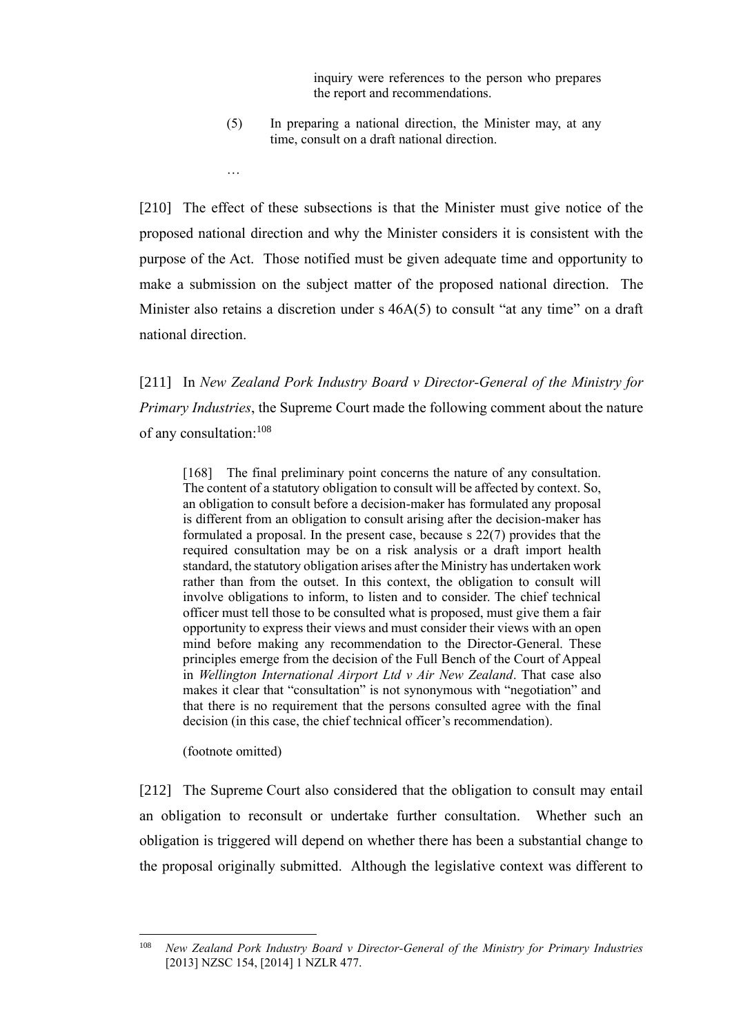> inquiry were references to the person who prepares the report and recommendations.
>
> (5) In preparing a national direction, the Minister may, at any time, consult on a draft national direction.
>
> …

[210] The effect of these subsections is that the Minister must give notice of the proposed national direction and why the Minister considers it is consistent with the purpose of the Act. Those notified must be given adequate time and opportunity to make a submission on the subject matter of the proposed national direction. The Minister also retains a discretion under s 46A(5) to consult "at any time" on a draft national direction.

[211] In *New Zealand Pork Industry Board v Director-General of the Ministry for Primary Industries*, the Supreme Court made the following comment about the nature of any consultation:[108]

> [168] The final preliminary point concerns the nature of any consultation. The content of a statutory obligation to consult will be affected by context. So, an obligation to consult before a decision-maker has formulated any proposal is different from an obligation to consult arising after the decision-maker has formulated a proposal. In the present case, because s 22(7) provides that the required consultation may be on a risk analysis or a draft import health standard, the statutory obligation arises after the Ministry has undertaken work rather than from the outset. In this context, the obligation to consult will involve obligations to inform, to listen and to consider. The chief technical officer must tell those to be consulted what is proposed, must give them a fair opportunity to express their views and must consider their views with an open mind before making any recommendation to the Director-General. These principles emerge from the decision of the Full Bench of the Court of Appeal in *Wellington International Airport Ltd v Air New Zealand*. That case also makes it clear that "consultation" is not synonymous with "negotiation" and that there is no requirement that the persons consulted agree with the final decision (in this case, the chief technical officer's recommendation).
>
> (footnote omitted)

[212] The Supreme Court also considered that the obligation to consult may entail an obligation to reconsult or undertake further consultation. Whether such an obligation is triggered will depend on whether there has been a substantial change to the proposal originally submitted. Although the legislative context was different to

---

[108] *New Zealand Pork Industry Board v Director-General of the Ministry for Primary Industries* [2013] NZSC 154, [2014] 1 NZLR 477.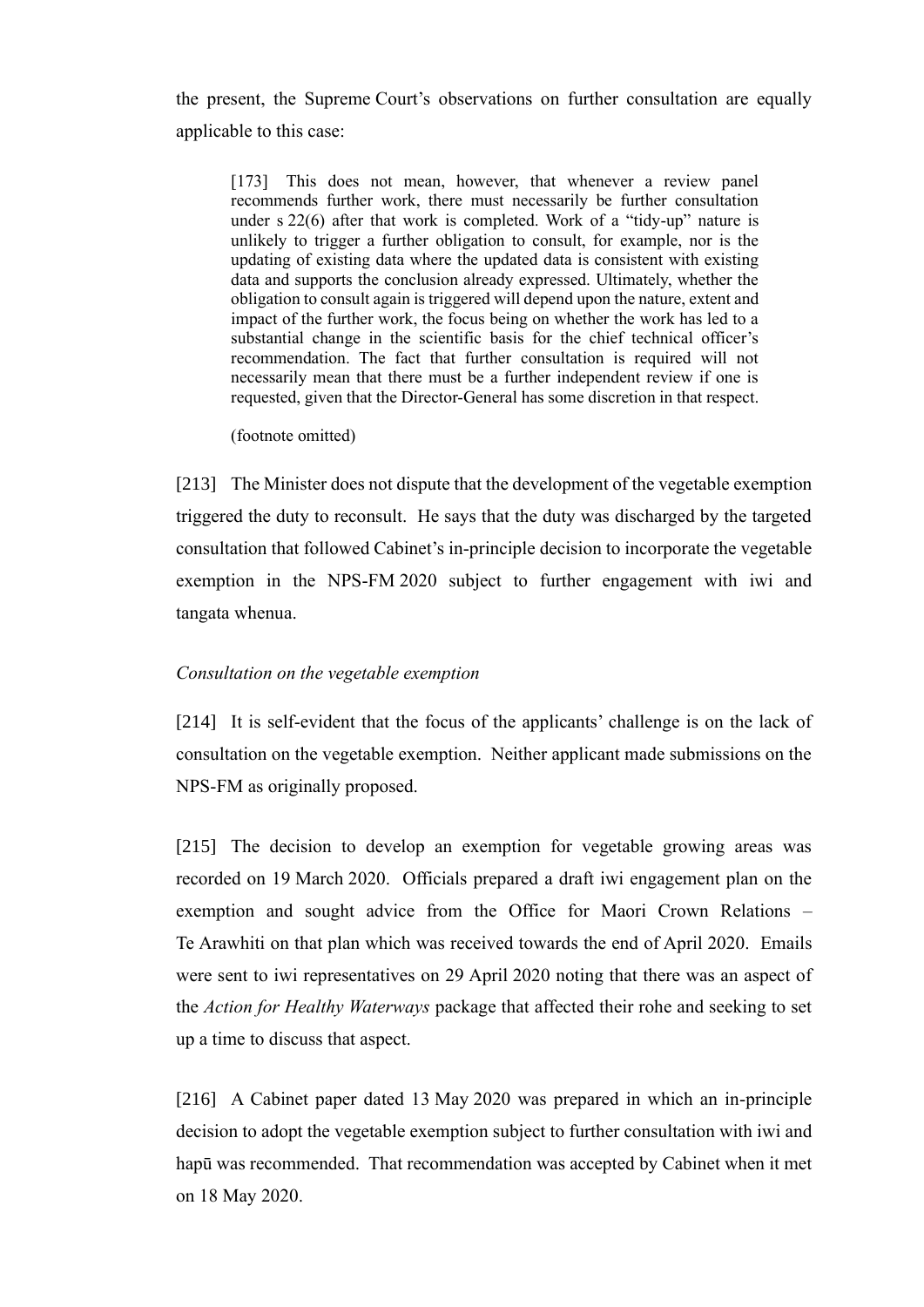the present, the Supreme Court's observations on further consultation are equally applicable to this case:

> [173] This does not mean, however, that whenever a review panel recommends further work, there must necessarily be further consultation under s 22(6) after that work is completed. Work of a "tidy-up" nature is unlikely to trigger a further obligation to consult, for example, nor is the updating of existing data where the updated data is consistent with existing data and supports the conclusion already expressed. Ultimately, whether the obligation to consult again is triggered will depend upon the nature, extent and impact of the further work, the focus being on whether the work has led to a substantial change in the scientific basis for the chief technical officer's recommendation. The fact that further consultation is required will not necessarily mean that there must be a further independent review if one is requested, given that the Director-General has some discretion in that respect.
>
> (footnote omitted)

[213] The Minister does not dispute that the development of the vegetable exemption triggered the duty to reconsult. He says that the duty was discharged by the targeted consultation that followed Cabinet's in-principle decision to incorporate the vegetable exemption in the NPS-FM 2020 subject to further engagement with iwi and tangata whenua.

*Consultation on the vegetable exemption*

[214] It is self-evident that the focus of the applicants' challenge is on the lack of consultation on the vegetable exemption. Neither applicant made submissions on the NPS-FM as originally proposed.

[215] The decision to develop an exemption for vegetable growing areas was recorded on 19 March 2020. Officials prepared a draft iwi engagement plan on the exemption and sought advice from the Office for Maori Crown Relations – Te Arawhiti on that plan which was received towards the end of April 2020. Emails were sent to iwi representatives on 29 April 2020 noting that there was an aspect of the *Action for Healthy Waterways* package that affected their rohe and seeking to set up a time to discuss that aspect.

[216] A Cabinet paper dated 13 May 2020 was prepared in which an in-principle decision to adopt the vegetable exemption subject to further consultation with iwi and hapū was recommended. That recommendation was accepted by Cabinet when it met on 18 May 2020.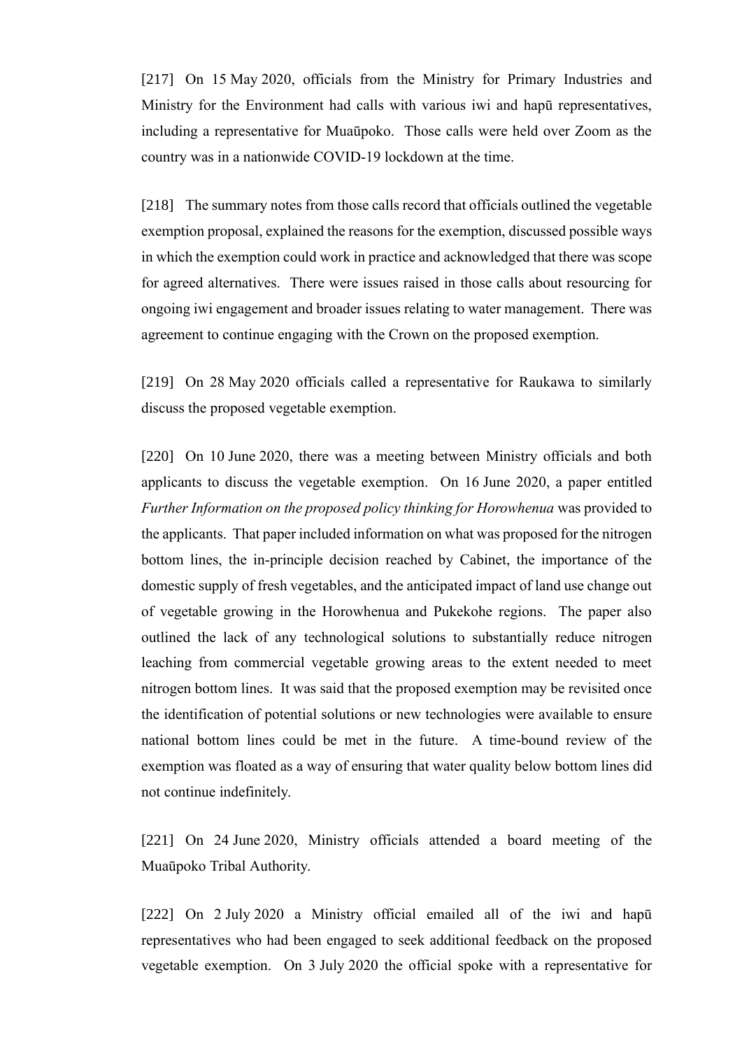[217] On 15 May 2020, officials from the Ministry for Primary Industries and Ministry for the Environment had calls with various iwi and hapū representatives, including a representative for Muaūpoko. Those calls were held over Zoom as the country was in a nationwide COVID-19 lockdown at the time.

[218] The summary notes from those calls record that officials outlined the vegetable exemption proposal, explained the reasons for the exemption, discussed possible ways in which the exemption could work in practice and acknowledged that there was scope for agreed alternatives. There were issues raised in those calls about resourcing for ongoing iwi engagement and broader issues relating to water management. There was agreement to continue engaging with the Crown on the proposed exemption.

[219] On 28 May 2020 officials called a representative for Raukawa to similarly discuss the proposed vegetable exemption.

[220] On 10 June 2020, there was a meeting between Ministry officials and both applicants to discuss the vegetable exemption. On 16 June 2020, a paper entitled *Further Information on the proposed policy thinking for Horowhenua* was provided to the applicants. That paper included information on what was proposed for the nitrogen bottom lines, the in-principle decision reached by Cabinet, the importance of the domestic supply of fresh vegetables, and the anticipated impact of land use change out of vegetable growing in the Horowhenua and Pukekohe regions. The paper also outlined the lack of any technological solutions to substantially reduce nitrogen leaching from commercial vegetable growing areas to the extent needed to meet nitrogen bottom lines. It was said that the proposed exemption may be revisited once the identification of potential solutions or new technologies were available to ensure national bottom lines could be met in the future. A time-bound review of the exemption was floated as a way of ensuring that water quality below bottom lines did not continue indefinitely.

[221] On 24 June 2020, Ministry officials attended a board meeting of the Muaūpoko Tribal Authority.

[222] On 2 July 2020 a Ministry official emailed all of the iwi and hapū representatives who had been engaged to seek additional feedback on the proposed vegetable exemption. On 3 July 2020 the official spoke with a representative for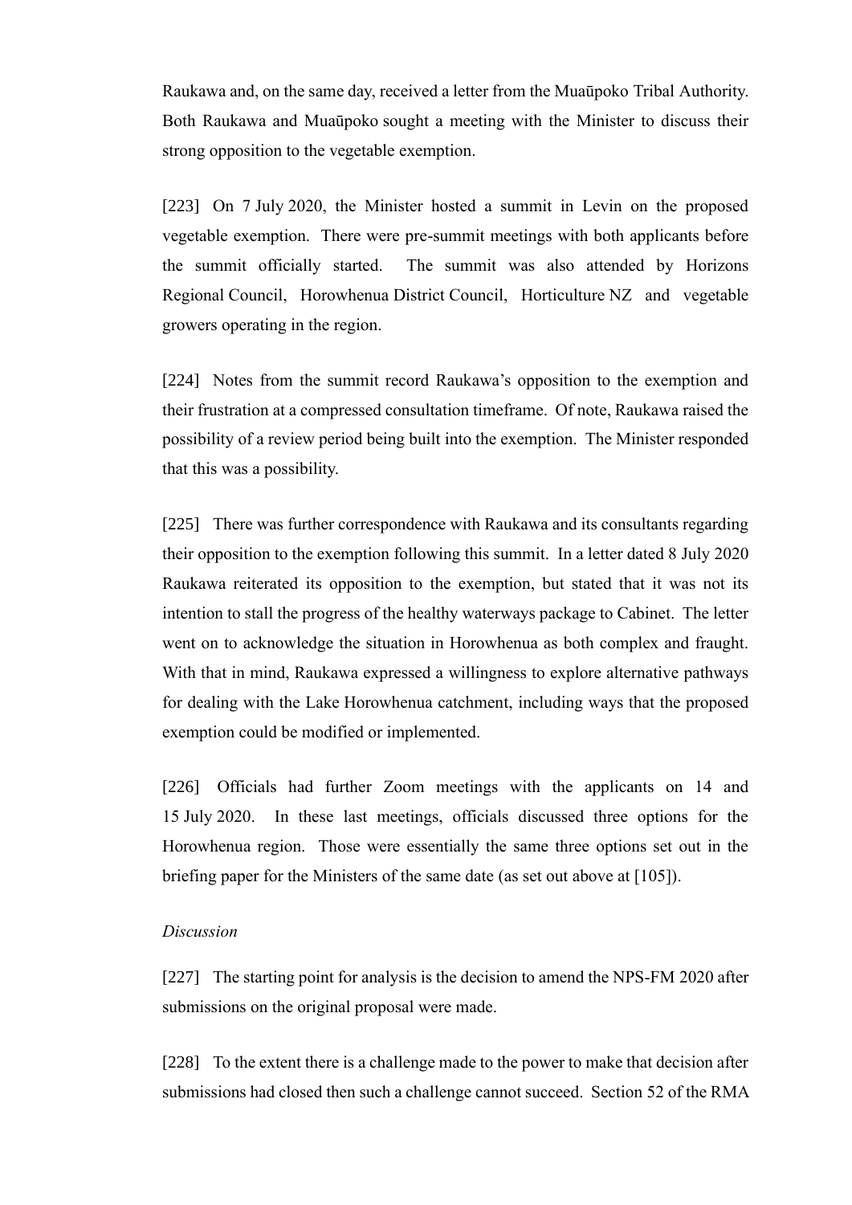Raukawa and, on the same day, received a letter from the Muaūpoko Tribal Authority. Both Raukawa and Muaūpoko sought a meeting with the Minister to discuss their strong opposition to the vegetable exemption.

[223] On 7 July 2020, the Minister hosted a summit in Levin on the proposed vegetable exemption. There were pre-summit meetings with both applicants before the summit officially started. The summit was also attended by Horizons Regional Council, Horowhenua District Council, Horticulture NZ and vegetable growers operating in the region.

[224] Notes from the summit record Raukawa's opposition to the exemption and their frustration at a compressed consultation timeframe. Of note, Raukawa raised the possibility of a review period being built into the exemption. The Minister responded that this was a possibility.

[225] There was further correspondence with Raukawa and its consultants regarding their opposition to the exemption following this summit. In a letter dated 8 July 2020 Raukawa reiterated its opposition to the exemption, but stated that it was not its intention to stall the progress of the healthy waterways package to Cabinet. The letter went on to acknowledge the situation in Horowhenua as both complex and fraught. With that in mind, Raukawa expressed a willingness to explore alternative pathways for dealing with the Lake Horowhenua catchment, including ways that the proposed exemption could be modified or implemented.

[226] Officials had further Zoom meetings with the applicants on 14 and 15 July 2020. In these last meetings, officials discussed three options for the Horowhenua region. Those were essentially the same three options set out in the briefing paper for the Ministers of the same date (as set out above at [105]).

*Discussion*

[227] The starting point for analysis is the decision to amend the NPS-FM 2020 after submissions on the original proposal were made.

[228] To the extent there is a challenge made to the power to make that decision after submissions had closed then such a challenge cannot succeed. Section 52 of the RMA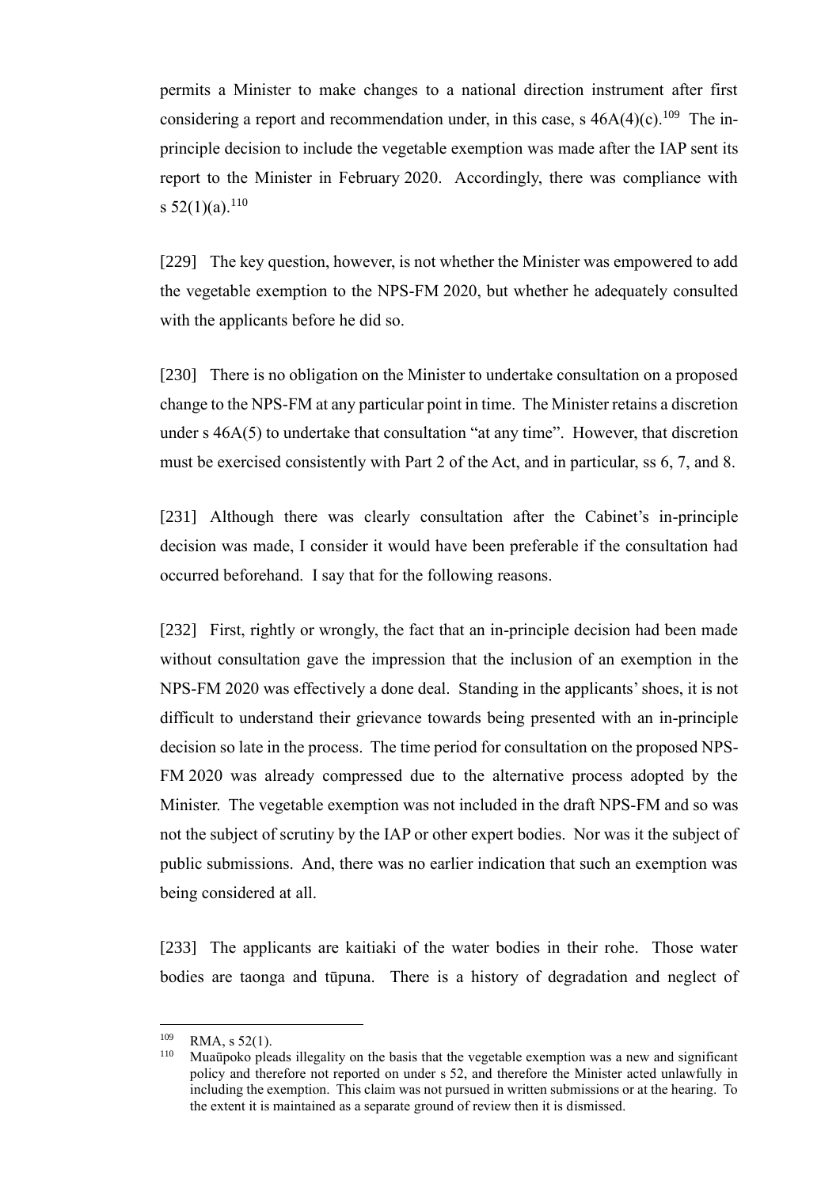permits a Minister to make changes to a national direction instrument after first considering a report and recommendation under, in this case, s 46A(4)(c).[109] The in-principle decision to include the vegetable exemption was made after the IAP sent its report to the Minister in February 2020. Accordingly, there was compliance with s 52(1)(a).[110]

[229] The key question, however, is not whether the Minister was empowered to add the vegetable exemption to the NPS-FM 2020, but whether he adequately consulted with the applicants before he did so.

[230] There is no obligation on the Minister to undertake consultation on a proposed change to the NPS-FM at any particular point in time. The Minister retains a discretion under s 46A(5) to undertake that consultation "at any time". However, that discretion must be exercised consistently with Part 2 of the Act, and in particular, ss 6, 7, and 8.

[231] Although there was clearly consultation after the Cabinet's in-principle decision was made, I consider it would have been preferable if the consultation had occurred beforehand. I say that for the following reasons.

[232] First, rightly or wrongly, the fact that an in-principle decision had been made without consultation gave the impression that the inclusion of an exemption in the NPS-FM 2020 was effectively a done deal. Standing in the applicants' shoes, it is not difficult to understand their grievance towards being presented with an in-principle decision so late in the process. The time period for consultation on the proposed NPS-FM 2020 was already compressed due to the alternative process adopted by the Minister. The vegetable exemption was not included in the draft NPS-FM and so was not the subject of scrutiny by the IAP or other expert bodies. Nor was it the subject of public submissions. And, there was no earlier indication that such an exemption was being considered at all.

[233] The applicants are kaitiaki of the water bodies in their rohe. Those water bodies are taonga and tūpuna. There is a history of degradation and neglect of

---

[109] RMA, s 52(1).

[110] Muaūpoko pleads illegality on the basis that the vegetable exemption was a new and significant policy and therefore not reported on under s 52, and therefore the Minister acted unlawfully in including the exemption. This claim was not pursued in written submissions or at the hearing. To the extent it is maintained as a separate ground of review then it is dismissed.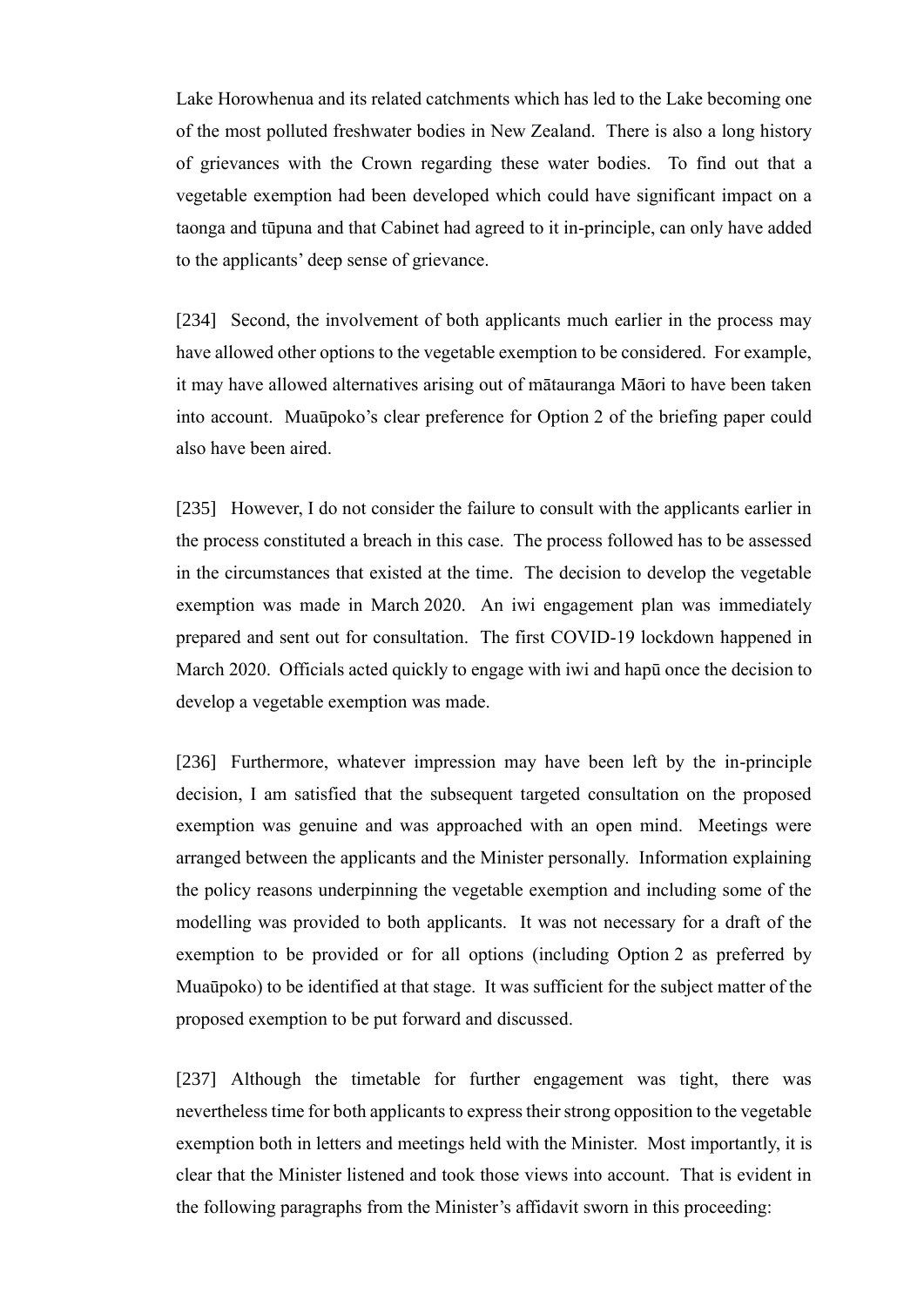Lake Horowhenua and its related catchments which has led to the Lake becoming one of the most polluted freshwater bodies in New Zealand. There is also a long history of grievances with the Crown regarding these water bodies. To find out that a vegetable exemption had been developed which could have significant impact on a taonga and tūpuna and that Cabinet had agreed to it in-principle, can only have added to the applicants' deep sense of grievance.

[234] Second, the involvement of both applicants much earlier in the process may have allowed other options to the vegetable exemption to be considered. For example, it may have allowed alternatives arising out of mātauranga Māori to have been taken into account. Muaūpoko's clear preference for Option 2 of the briefing paper could also have been aired.

[235] However, I do not consider the failure to consult with the applicants earlier in the process constituted a breach in this case. The process followed has to be assessed in the circumstances that existed at the time. The decision to develop the vegetable exemption was made in March 2020. An iwi engagement plan was immediately prepared and sent out for consultation. The first COVID-19 lockdown happened in March 2020. Officials acted quickly to engage with iwi and hapū once the decision to develop a vegetable exemption was made.

[236] Furthermore, whatever impression may have been left by the in-principle decision, I am satisfied that the subsequent targeted consultation on the proposed exemption was genuine and was approached with an open mind. Meetings were arranged between the applicants and the Minister personally. Information explaining the policy reasons underpinning the vegetable exemption and including some of the modelling was provided to both applicants. It was not necessary for a draft of the exemption to be provided or for all options (including Option 2 as preferred by Muaūpoko) to be identified at that stage. It was sufficient for the subject matter of the proposed exemption to be put forward and discussed.

[237] Although the timetable for further engagement was tight, there was nevertheless time for both applicants to express their strong opposition to the vegetable exemption both in letters and meetings held with the Minister. Most importantly, it is clear that the Minister listened and took those views into account. That is evident in the following paragraphs from the Minister's affidavit sworn in this proceeding: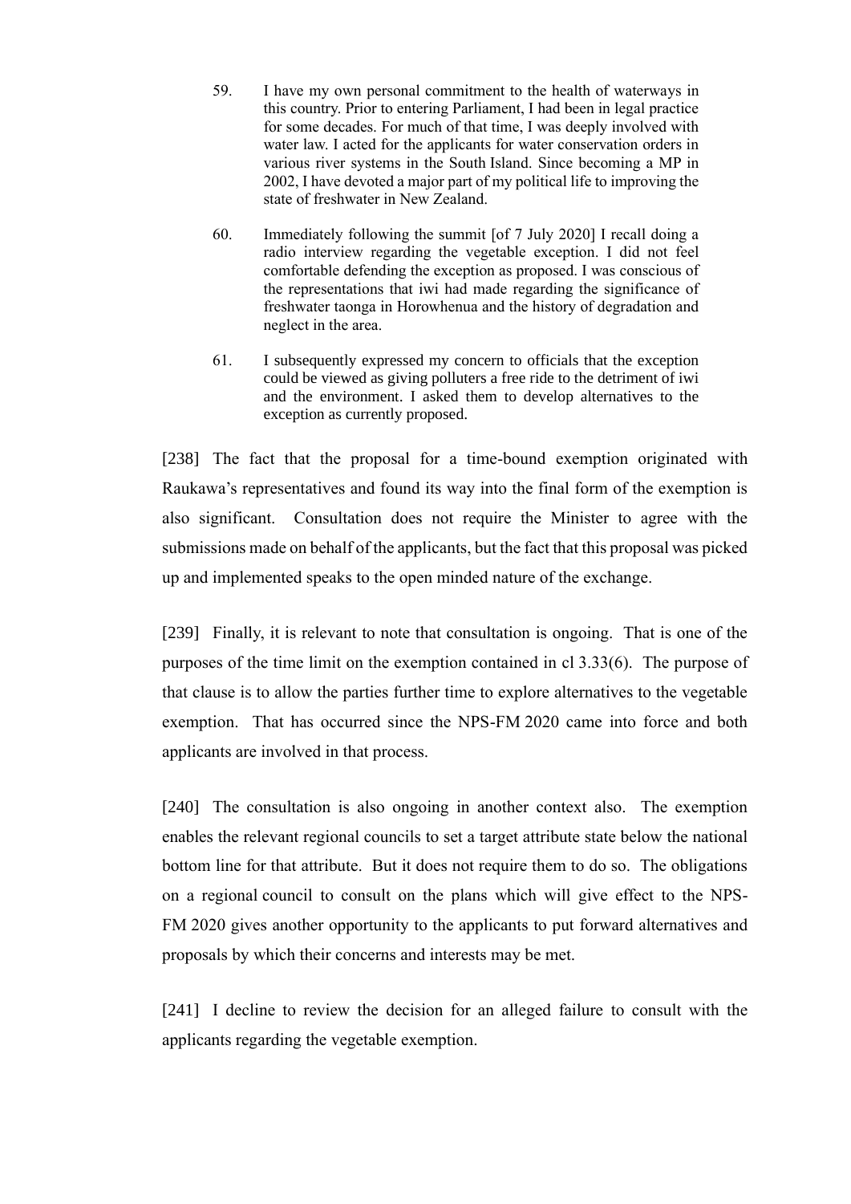> 59. I have my own personal commitment to the health of waterways in this country. Prior to entering Parliament, I had been in legal practice for some decades. For much of that time, I was deeply involved with water law. I acted for the applicants for water conservation orders in various river systems in the South Island. Since becoming a MP in 2002, I have devoted a major part of my political life to improving the state of freshwater in New Zealand.
>
> 60. Immediately following the summit [of 7 July 2020] I recall doing a radio interview regarding the vegetable exception. I did not feel comfortable defending the exception as proposed. I was conscious of the representations that iwi had made regarding the significance of freshwater taonga in Horowhenua and the history of degradation and neglect in the area.
>
> 61. I subsequently expressed my concern to officials that the exception could be viewed as giving polluters a free ride to the detriment of iwi and the environment. I asked them to develop alternatives to the exception as currently proposed.

[238] The fact that the proposal for a time-bound exemption originated with Raukawa's representatives and found its way into the final form of the exemption is also significant. Consultation does not require the Minister to agree with the submissions made on behalf of the applicants, but the fact that this proposal was picked up and implemented speaks to the open minded nature of the exchange.

[239] Finally, it is relevant to note that consultation is ongoing. That is one of the purposes of the time limit on the exemption contained in cl 3.33(6). The purpose of that clause is to allow the parties further time to explore alternatives to the vegetable exemption. That has occurred since the NPS-FM 2020 came into force and both applicants are involved in that process.

[240] The consultation is also ongoing in another context also. The exemption enables the relevant regional councils to set a target attribute state below the national bottom line for that attribute. But it does not require them to do so. The obligations on a regional council to consult on the plans which will give effect to the NPS-FM 2020 gives another opportunity to the applicants to put forward alternatives and proposals by which their concerns and interests may be met.

[241] I decline to review the decision for an alleged failure to consult with the applicants regarding the vegetable exemption.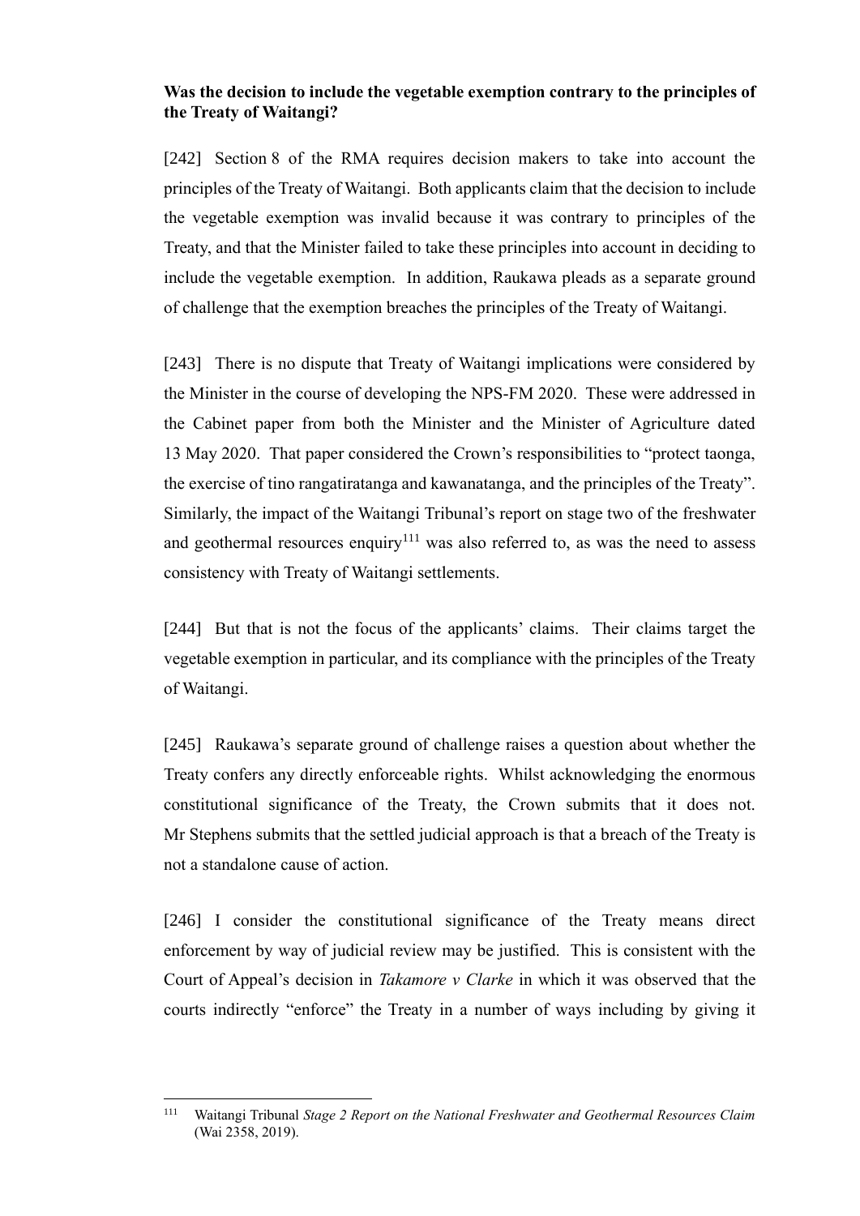**Was the decision to include the vegetable exemption contrary to the principles of the Treaty of Waitangi?**

[242] Section 8 of the RMA requires decision makers to take into account the principles of the Treaty of Waitangi. Both applicants claim that the decision to include the vegetable exemption was invalid because it was contrary to principles of the Treaty, and that the Minister failed to take these principles into account in deciding to include the vegetable exemption. In addition, Raukawa pleads as a separate ground of challenge that the exemption breaches the principles of the Treaty of Waitangi.

[243] There is no dispute that Treaty of Waitangi implications were considered by the Minister in the course of developing the NPS-FM 2020. These were addressed in the Cabinet paper from both the Minister and the Minister of Agriculture dated 13 May 2020. That paper considered the Crown's responsibilities to "protect taonga, the exercise of tino rangatiratanga and kawanatanga, and the principles of the Treaty". Similarly, the impact of the Waitangi Tribunal's report on stage two of the freshwater and geothermal resources enquiry[111] was also referred to, as was the need to assess consistency with Treaty of Waitangi settlements.

[244] But that is not the focus of the applicants' claims. Their claims target the vegetable exemption in particular, and its compliance with the principles of the Treaty of Waitangi.

[245] Raukawa's separate ground of challenge raises a question about whether the Treaty confers any directly enforceable rights. Whilst acknowledging the enormous constitutional significance of the Treaty, the Crown submits that it does not. Mr Stephens submits that the settled judicial approach is that a breach of the Treaty is not a standalone cause of action.

[246] I consider the constitutional significance of the Treaty means direct enforcement by way of judicial review may be justified. This is consistent with the Court of Appeal's decision in *Takamore v Clarke* in which it was observed that the courts indirectly "enforce" the Treaty in a number of ways including by giving it

---

[111] Waitangi Tribunal *Stage 2 Report on the National Freshwater and Geothermal Resources Claim* (Wai 2358, 2019).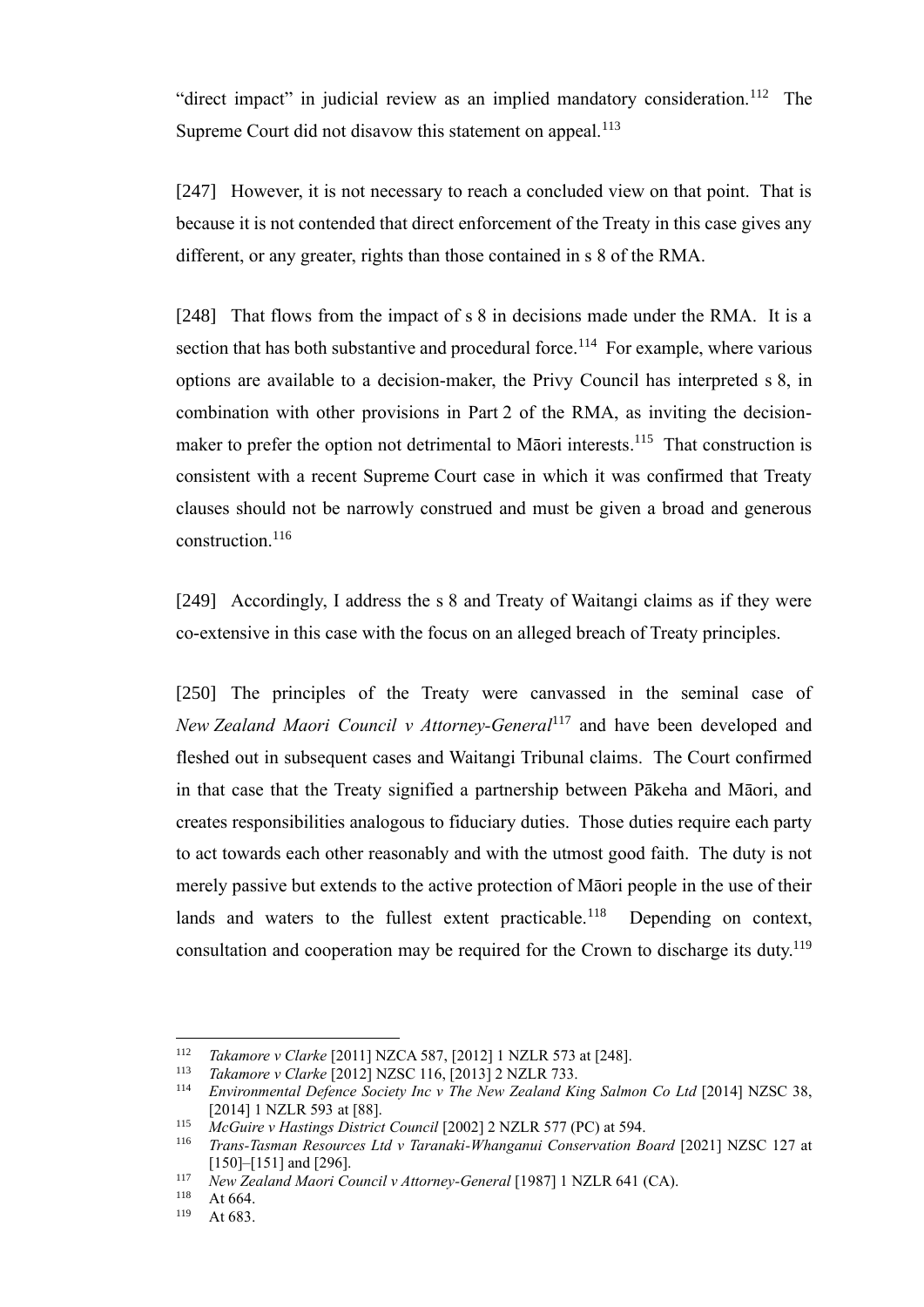"direct impact" in judicial review as an implied mandatory consideration.[112] The Supreme Court did not disavow this statement on appeal.[113]

[247] However, it is not necessary to reach a concluded view on that point. That is because it is not contended that direct enforcement of the Treaty in this case gives any different, or any greater, rights than those contained in s 8 of the RMA.

[248] That flows from the impact of s 8 in decisions made under the RMA. It is a section that has both substantive and procedural force.[114] For example, where various options are available to a decision-maker, the Privy Council has interpreted s 8, in combination with other provisions in Part 2 of the RMA, as inviting the decision-maker to prefer the option not detrimental to Māori interests.[115] That construction is consistent with a recent Supreme Court case in which it was confirmed that Treaty clauses should not be narrowly construed and must be given a broad and generous construction.[116]

[249] Accordingly, I address the s 8 and Treaty of Waitangi claims as if they were co-extensive in this case with the focus on an alleged breach of Treaty principles.

[250] The principles of the Treaty were canvassed in the seminal case of *New Zealand Maori Council v Attorney-General*[117] and have been developed and fleshed out in subsequent cases and Waitangi Tribunal claims. The Court confirmed in that case that the Treaty signified a partnership between Pākeha and Māori, and creates responsibilities analogous to fiduciary duties. Those duties require each party to act towards each other reasonably and with the utmost good faith. The duty is not merely passive but extends to the active protection of Māori people in the use of their lands and waters to the fullest extent practicable.[118] Depending on context, consultation and cooperation may be required for the Crown to discharge its duty.[119]

---

112 *Takamore v Clarke* [2011] NZCA 587, [2012] 1 NZLR 573 at [248].

113 *Takamore v Clarke* [2012] NZSC 116, [2013] 2 NZLR 733.

114 *Environmental Defence Society Inc v The New Zealand King Salmon Co Ltd* [2014] NZSC 38, [2014] 1 NZLR 593 at [88].

115 *McGuire v Hastings District Council* [2002] 2 NZLR 577 (PC) at 594.

116 *Trans-Tasman Resources Ltd v Taranaki-Whanganui Conservation Board* [2021] NZSC 127 at [150]–[151] and [296].

117 *New Zealand Maori Council v Attorney-General* [1987] 1 NZLR 641 (CA).

118 At 664.

119 At 683.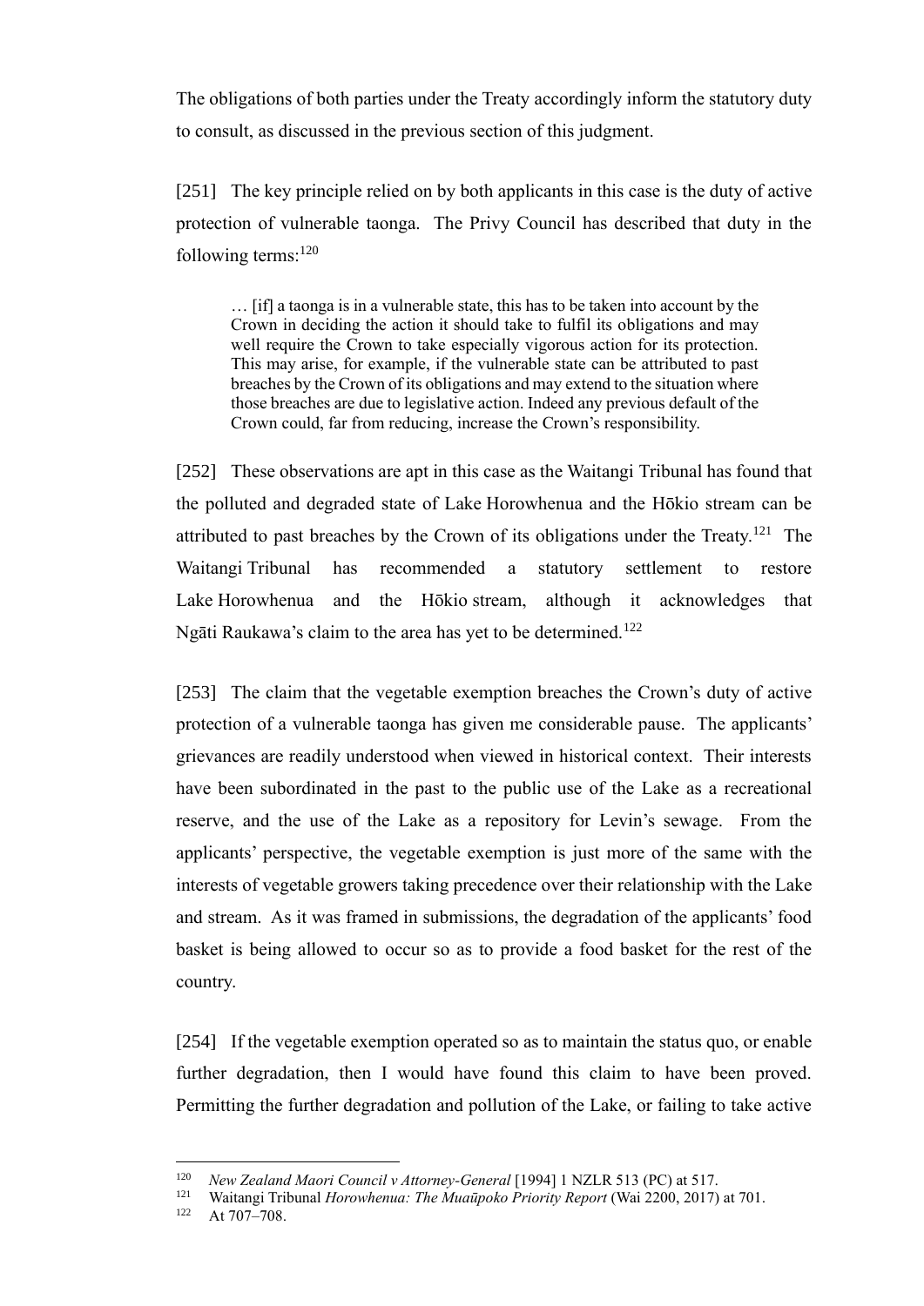The obligations of both parties under the Treaty accordingly inform the statutory duty to consult, as discussed in the previous section of this judgment.

[251] The key principle relied on by both applicants in this case is the duty of active protection of vulnerable taonga. The Privy Council has described that duty in the following terms:[120]

> … [if] a taonga is in a vulnerable state, this has to be taken into account by the Crown in deciding the action it should take to fulfil its obligations and may well require the Crown to take especially vigorous action for its protection. This may arise, for example, if the vulnerable state can be attributed to past breaches by the Crown of its obligations and may extend to the situation where those breaches are due to legislative action. Indeed any previous default of the Crown could, far from reducing, increase the Crown's responsibility.

[252] These observations are apt in this case as the Waitangi Tribunal has found that the polluted and degraded state of Lake Horowhenua and the Hōkio stream can be attributed to past breaches by the Crown of its obligations under the Treaty.[121] The Waitangi Tribunal has recommended a statutory settlement to restore Lake Horowhenua and the Hōkio stream, although it acknowledges that Ngāti Raukawa's claim to the area has yet to be determined.[122]

[253] The claim that the vegetable exemption breaches the Crown's duty of active protection of a vulnerable taonga has given me considerable pause. The applicants' grievances are readily understood when viewed in historical context. Their interests have been subordinated in the past to the public use of the Lake as a recreational reserve, and the use of the Lake as a repository for Levin's sewage. From the applicants' perspective, the vegetable exemption is just more of the same with the interests of vegetable growers taking precedence over their relationship with the Lake and stream. As it was framed in submissions, the degradation of the applicants' food basket is being allowed to occur so as to provide a food basket for the rest of the country.

[254] If the vegetable exemption operated so as to maintain the status quo, or enable further degradation, then I would have found this claim to have been proved. Permitting the further degradation and pollution of the Lake, or failing to take active

---

[120] *New Zealand Maori Council v Attorney-General* [1994] 1 NZLR 513 (PC) at 517.

[121] Waitangi Tribunal *Horowhenua: The Muaūpoko Priority Report* (Wai 2200, 2017) at 701.

[122] At 707–708.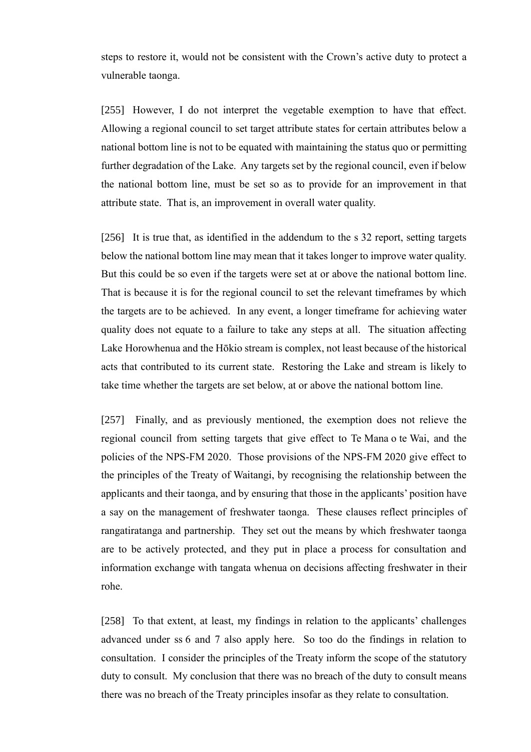steps to restore it, would not be consistent with the Crown's active duty to protect a vulnerable taonga.

[255] However, I do not interpret the vegetable exemption to have that effect. Allowing a regional council to set target attribute states for certain attributes below a national bottom line is not to be equated with maintaining the status quo or permitting further degradation of the Lake. Any targets set by the regional council, even if below the national bottom line, must be set so as to provide for an improvement in that attribute state. That is, an improvement in overall water quality.

[256] It is true that, as identified in the addendum to the s 32 report, setting targets below the national bottom line may mean that it takes longer to improve water quality. But this could be so even if the targets were set at or above the national bottom line. That is because it is for the regional council to set the relevant timeframes by which the targets are to be achieved. In any event, a longer timeframe for achieving water quality does not equate to a failure to take any steps at all. The situation affecting Lake Horowhenua and the Hōkio stream is complex, not least because of the historical acts that contributed to its current state. Restoring the Lake and stream is likely to take time whether the targets are set below, at or above the national bottom line.

[257] Finally, and as previously mentioned, the exemption does not relieve the regional council from setting targets that give effect to Te Mana o te Wai, and the policies of the NPS-FM 2020. Those provisions of the NPS-FM 2020 give effect to the principles of the Treaty of Waitangi, by recognising the relationship between the applicants and their taonga, and by ensuring that those in the applicants' position have a say on the management of freshwater taonga. These clauses reflect principles of rangatiratanga and partnership. They set out the means by which freshwater taonga are to be actively protected, and they put in place a process for consultation and information exchange with tangata whenua on decisions affecting freshwater in their rohe.

[258] To that extent, at least, my findings in relation to the applicants' challenges advanced under ss 6 and 7 also apply here. So too do the findings in relation to consultation. I consider the principles of the Treaty inform the scope of the statutory duty to consult. My conclusion that there was no breach of the duty to consult means there was no breach of the Treaty principles insofar as they relate to consultation.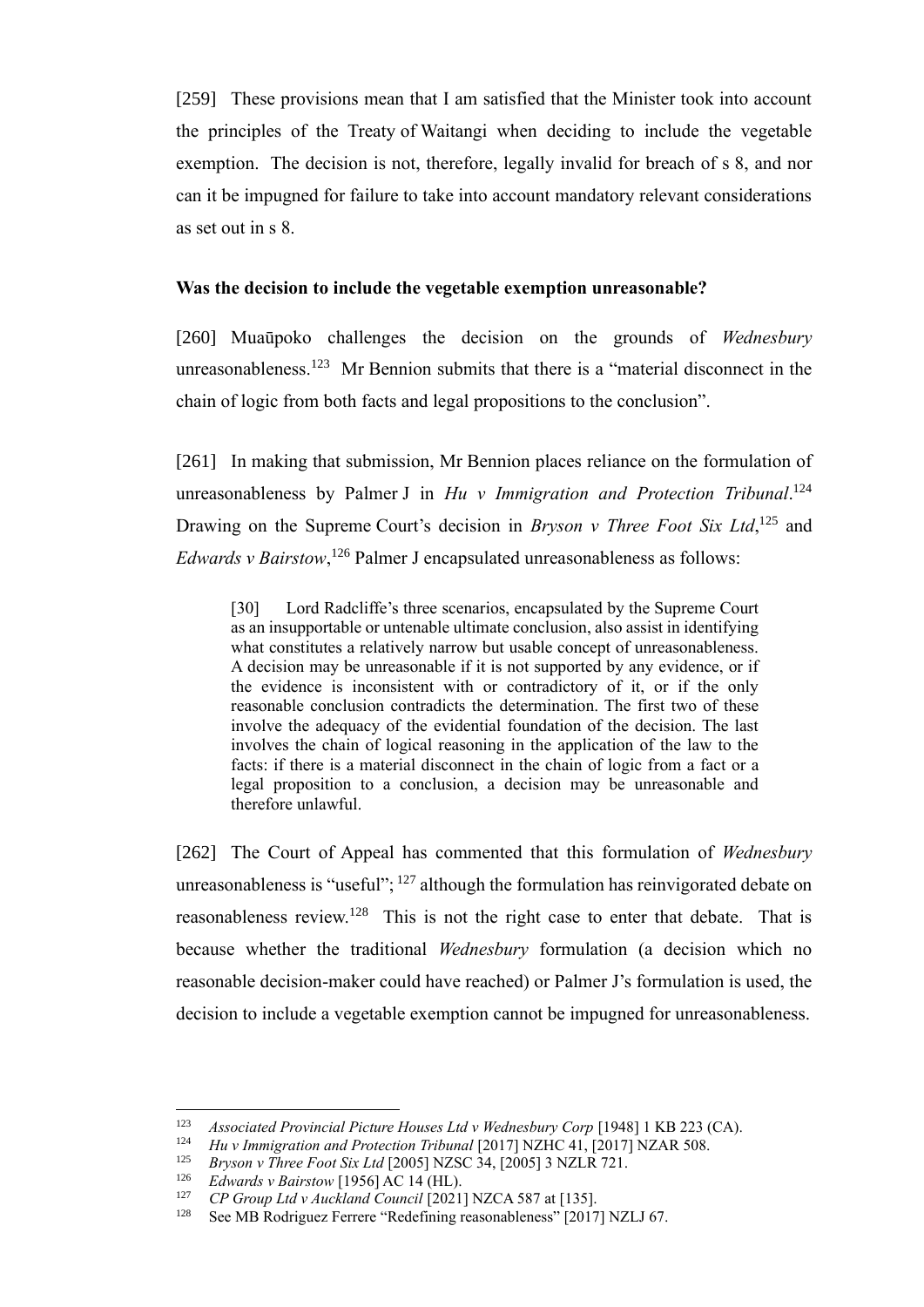[259] These provisions mean that I am satisfied that the Minister took into account the principles of the Treaty of Waitangi when deciding to include the vegetable exemption. The decision is not, therefore, legally invalid for breach of s 8, and nor can it be impugned for failure to take into account mandatory relevant considerations as set out in s 8.

**Was the decision to include the vegetable exemption unreasonable?**

[260] Muaūpoko challenges the decision on the grounds of *Wednesbury* unreasonableness.[123] Mr Bennion submits that there is a "material disconnect in the chain of logic from both facts and legal propositions to the conclusion".

[261] In making that submission, Mr Bennion places reliance on the formulation of unreasonableness by Palmer J in *Hu v Immigration and Protection Tribunal*.[124] Drawing on the Supreme Court's decision in *Bryson v Three Foot Six Ltd*,[125] and *Edwards v Bairstow*,[126] Palmer J encapsulated unreasonableness as follows:

> [30] Lord Radcliffe's three scenarios, encapsulated by the Supreme Court as an insupportable or untenable ultimate conclusion, also assist in identifying what constitutes a relatively narrow but usable concept of unreasonableness. A decision may be unreasonable if it is not supported by any evidence, or if the evidence is inconsistent with or contradictory of it, or if the only reasonable conclusion contradicts the determination. The first two of these involve the adequacy of the evidential foundation of the decision. The last involves the chain of logical reasoning in the application of the law to the facts: if there is a material disconnect in the chain of logic from a fact or a legal proposition to a conclusion, a decision may be unreasonable and therefore unlawful.

[262] The Court of Appeal has commented that this formulation of *Wednesbury* unreasonableness is "useful";[127] although the formulation has reinvigorated debate on reasonableness review.[128] This is not the right case to enter that debate. That is because whether the traditional *Wednesbury* formulation (a decision which no reasonable decision-maker could have reached) or Palmer J's formulation is used, the decision to include a vegetable exemption cannot be impugned for unreasonableness.

---

[123] *Associated Provincial Picture Houses Ltd v Wednesbury Corp* [1948] 1 KB 223 (CA).

[124] *Hu v Immigration and Protection Tribunal* [2017] NZHC 41, [2017] NZAR 508.

[125] *Bryson v Three Foot Six Ltd* [2005] NZSC 34, [2005] 3 NZLR 721.

[126] *Edwards v Bairstow* [1956] AC 14 (HL).

[127] *CP Group Ltd v Auckland Council* [2021] NZCA 587 at [135].

[128] See MB Rodriguez Ferrere "Redefining reasonableness" [2017] NZLJ 67.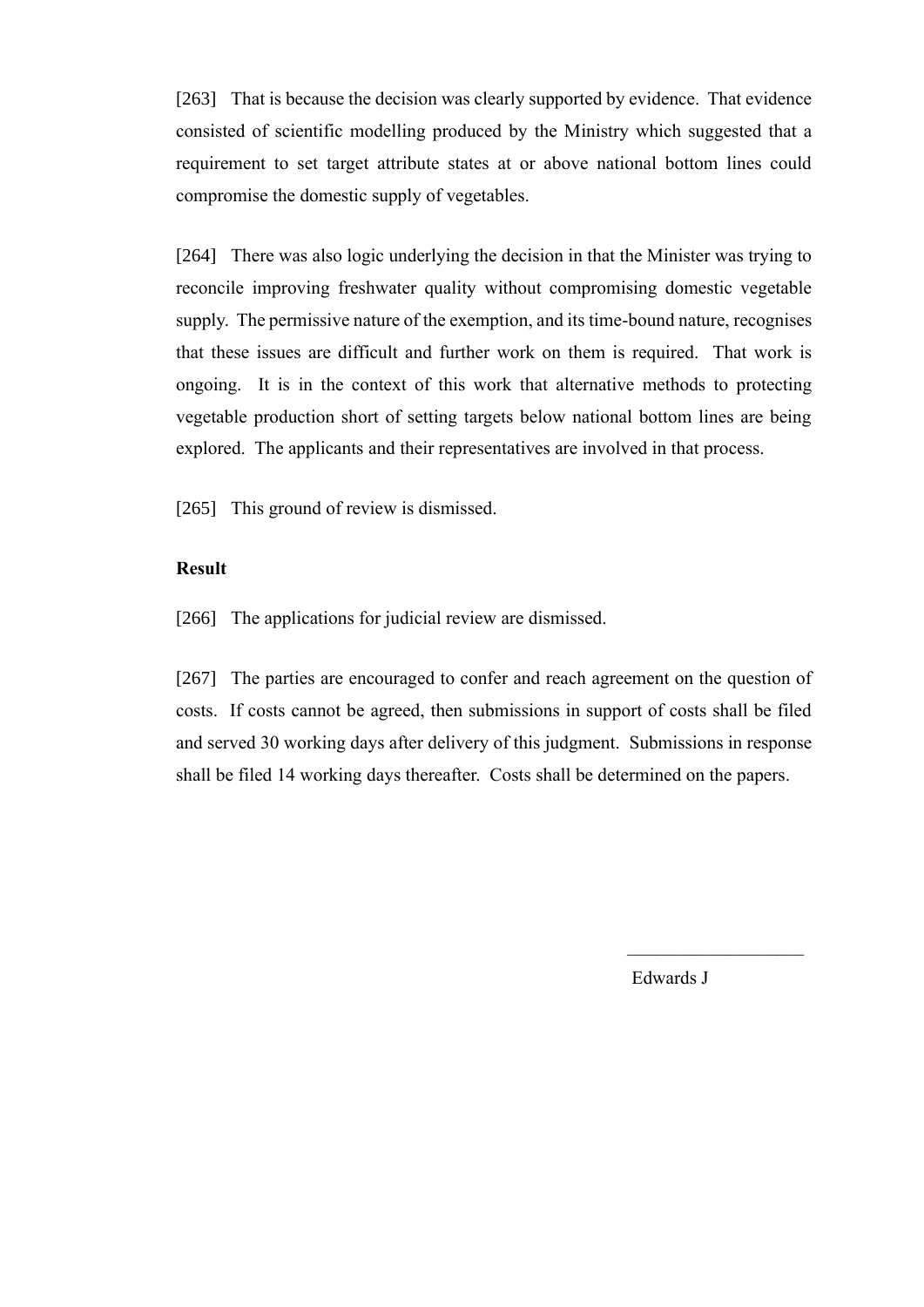[263] That is because the decision was clearly supported by evidence. That evidence consisted of scientific modelling produced by the Ministry which suggested that a requirement to set target attribute states at or above national bottom lines could compromise the domestic supply of vegetables.

[264] There was also logic underlying the decision in that the Minister was trying to reconcile improving freshwater quality without compromising domestic vegetable supply. The permissive nature of the exemption, and its time-bound nature, recognises that these issues are difficult and further work on them is required. That work is ongoing. It is in the context of this work that alternative methods to protecting vegetable production short of setting targets below national bottom lines are being explored. The applicants and their representatives are involved in that process.

[265] This ground of review is dismissed.

**Result**

[266] The applications for judicial review are dismissed.

[267] The parties are encouraged to confer and reach agreement on the question of costs. If costs cannot be agreed, then submissions in support of costs shall be filed and served 30 working days after delivery of this judgment. Submissions in response shall be filed 14 working days thereafter. Costs shall be determined on the papers.

\_\_\_\_\_\_\_\_\_\_\_\_\_\_\_\_\_\_\_\_

Edwards J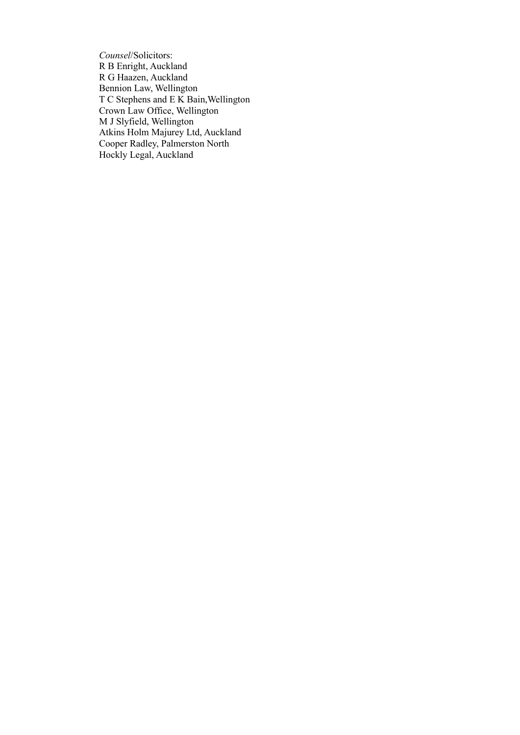*Counsel*/Solicitors:
R B Enright, Auckland
R G Haazen, Auckland
Bennion Law, Wellington
T C Stephens and E K Bain,Wellington
Crown Law Office, Wellington
M J Slyfield, Wellington
Atkins Holm Majurey Ltd, Auckland
Cooper Radley, Palmerston North
Hockly Legal, Auckland